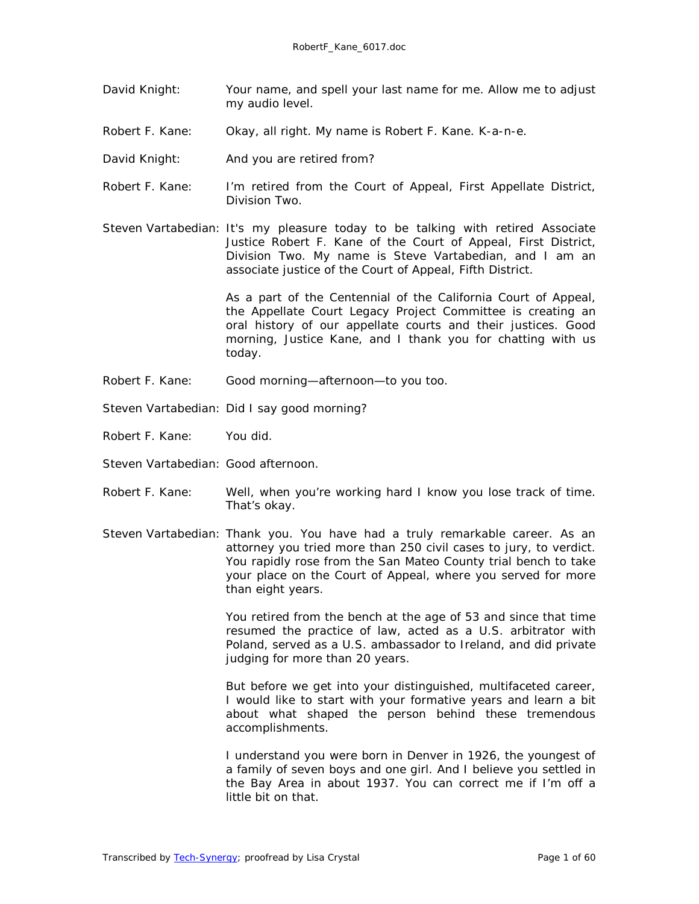David Knight: Your name, and spell your last name for me. Allow me to adjust my audio level.

Robert F. Kane: Okay, all right. My name is Robert F. Kane. K-a-n-e.

David Knight: And you are retired from?

Robert F. Kane: I'm retired from the Court of Appeal, First Appellate District, Division Two.

Steven Vartabedian: It's my pleasure today to be talking with retired Associate Justice Robert F. Kane of the Court of Appeal, First District, Division Two. My name is Steve Vartabedian, and I am an associate justice of the Court of Appeal, Fifth District.

As a part of the Centennial of the California Court of Appeal, the Appellate Court Legacy Project Committee is creating an oral history of our appellate courts and their justices. Good morning, Justice Kane, and I thank you for chatting with us today.

Robert F. Kane: Good morning—afternoon—to you too.

Steven Vartabedian: Did I say good morning?

Robert F. Kane: You did.

Steven Vartabedian: Good afternoon.

Robert F. Kane: Well, when you're working hard I know you lose track of time. That's okay.

Steven Vartabedian: Thank you. You have had a truly remarkable career. As an attorney you tried more than 250 civil cases to jury, to verdict. You rapidly rose from the San Mateo County trial bench to take your place on the Court of Appeal, where you served for more than eight years.

You retired from the bench at the age of 53 and since that time resumed the practice of law, acted as a U.S. arbitrator with Poland, served as a U.S. ambassador to Ireland, and did private judging for more than 20 years.

But before we get into your distinguished, multifaceted career, I would like to start with your formative years and learn a bit about what shaped the person behind these tremendous accomplishments.

I understand you were born in Denver in 1926, the youngest of a family of seven boys and one girl. And I believe you settled in the Bay Area in about 1937. You can correct me if I'm off a little bit on that.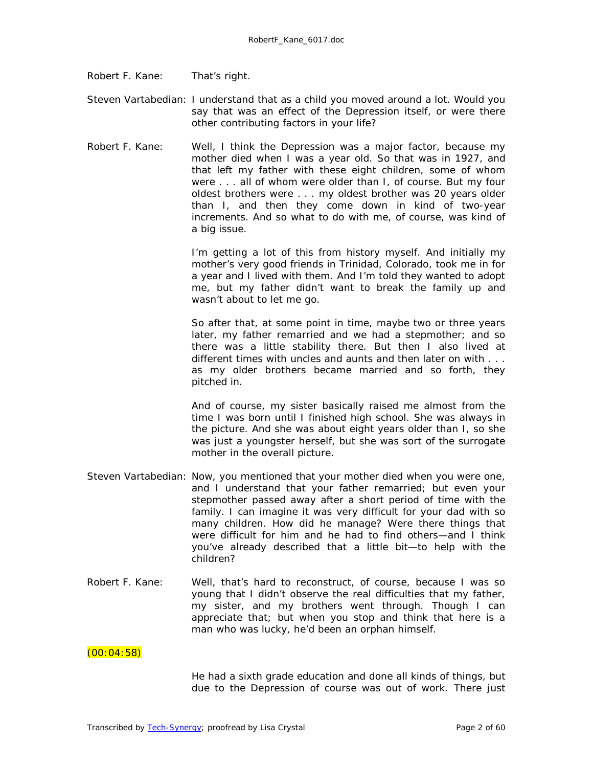Robert F. Kane: That's right.

Steven Vartabedian: I understand that as a child you moved around a lot. Would you say that was an effect of the Depression itself, or were there other contributing factors in your life?

Robert F. Kane: Well, I think the Depression was a major factor, because my mother died when I was a year old. So that was in 1927, and that left my father with these eight children, some of whom were . . . all of whom were older than I, of course. But my four oldest brothers were . . . my oldest brother was 20 years older than I, and then they come down in kind of two-year increments. And so what to do with me, of course, was kind of a big issue.

I'm getting a lot of this from history myself. And initially my mother's very good friends in Trinidad, Colorado, took me in for a year and I lived with them. And I'm told they wanted to adopt me, but my father didn't want to break the family up and wasn't about to let me go.

So after that, at some point in time, maybe two or three years later, my father remarried and we had a stepmother; and so there was a little stability there. But then I also lived at different times with uncles and aunts and then later on with . . . as my older brothers became married and so forth, they pitched in.

And of course, my sister basically raised me almost from the time I was born until I finished high school. She was always in the picture. And she was about eight years older than I, so she was just a youngster herself, but she was sort of the surrogate mother in the overall picture.

Steven Vartabedian: Now, you mentioned that your mother died when you were one, and I understand that your father remarried; but even your stepmother passed away after a short period of time with the family. I can imagine it was very difficult for your dad with so many children. How did he manage? Were there things that were difficult for him and he had to find others—and I think you've already described that a little bit—to help with the children?

Robert F. Kane: Well, that's hard to reconstruct, of course, because I was so young that I didn't observe the real difficulties that my father, my sister, and my brothers went through. Though I can appreciate that; but when you stop and think that here is a man who was lucky, he'd been an orphan himself.

(00:04:58)

He had a sixth grade education and done all kinds of things, but due to the Depression of course was out of work. There just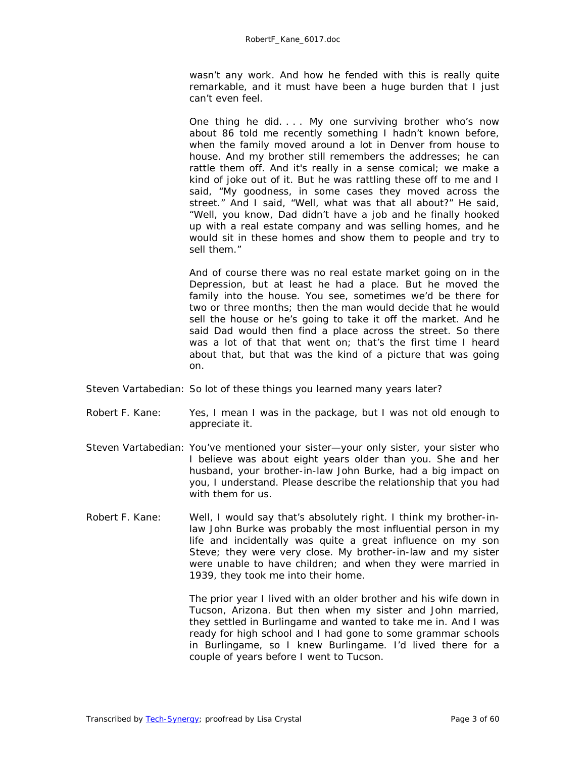wasn't any work. And how he fended with this is really quite remarkable, and it must have been a huge burden that I just can't even feel.

One thing he did. . . . My one surviving brother who's now about 86 told me recently something I hadn't known before, when the family moved around a lot in Denver from house to house. And my brother still remembers the addresses; he can rattle them off. And it's really in a sense comical; we make a kind of joke out of it. But he was rattling these off to me and I said, "My goodness, in some cases they moved across the street." And I said, "Well, what was that all about?" He said, "Well, you know, Dad didn't have a job and he finally hooked up with a real estate company and was selling homes, and he would sit in these homes and show them to people and try to sell them."

And of course there was no real estate market going on in the Depression, but at least he had a place. But he moved the family into the house. You see, sometimes we'd be there for two or three months; then the man would decide that he would sell the house or he's going to take it off the market. And he said Dad would then find a place across the street. So there was a lot of that that went on; that's the first time I heard about that, but that was the kind of a picture that was going on.

Steven Vartabedian: So lot of these things you learned many years later?

Robert F. Kane: Yes, I mean I was in the package, but I was not old enough to appreciate it.

Steven Vartabedian: You've mentioned your sister—your only sister, your sister who I believe was about eight years older than you. She and her husband, your brother-in-law John Burke, had a big impact on you, I understand. Please describe the relationship that you had with them for us.

Robert F. Kane: Well, I would say that's absolutely right. I think my brother-in-law John Burke was probably the most influential person in my life and incidentally was quite a great influence on my son Steve; they were very close. My brother-in-law and my sister were unable to have children; and when they were married in 1939, they took me into their home.

The prior year I lived with an older brother and his wife down in Tucson, Arizona. But then when my sister and John married, they settled in Burlingame and wanted to take me in. And I was ready for high school and I had gone to some grammar schools in Burlingame, so I knew Burlingame. I'd lived there for a couple of years before I went to Tucson.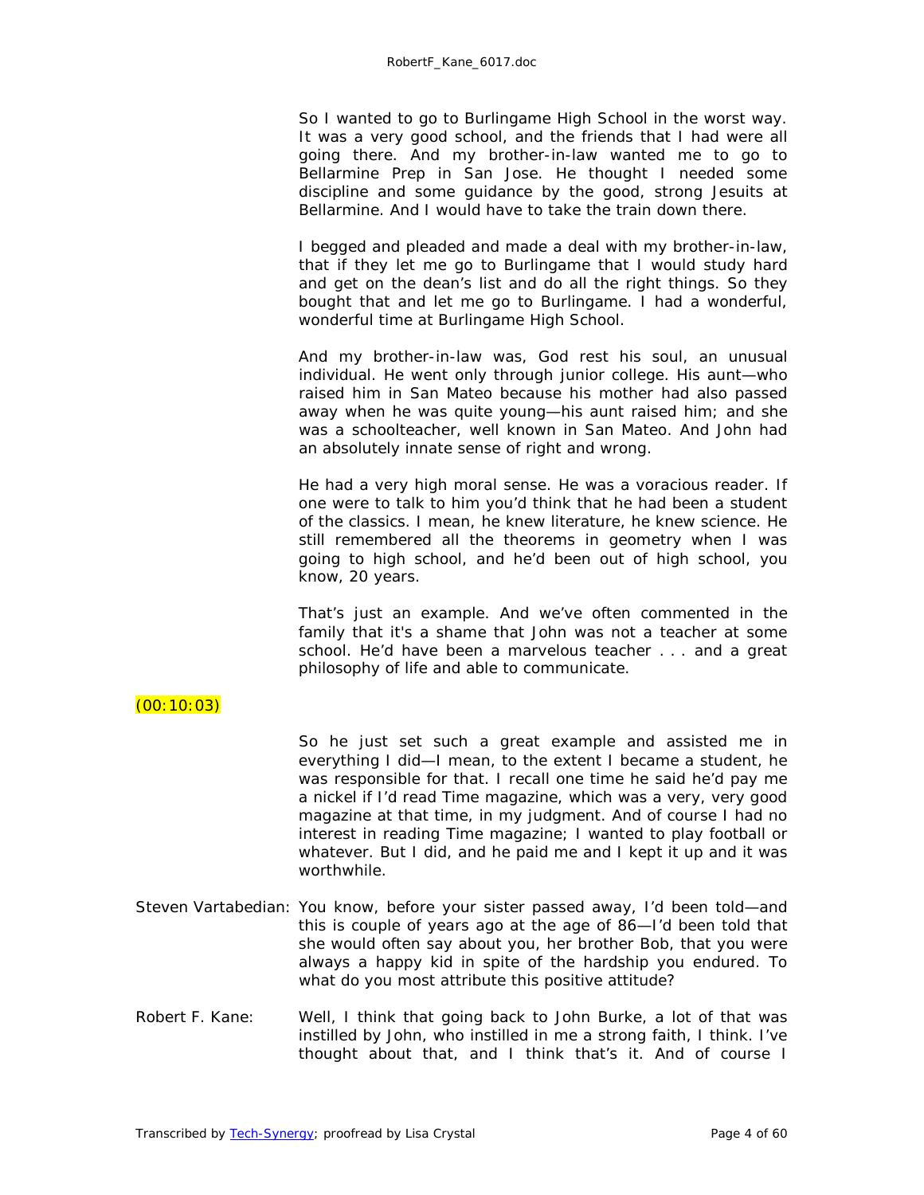So I wanted to go to Burlingame High School in the worst way. It was a very good school, and the friends that I had were all going there. And my brother-in-law wanted me to go to Bellarmine Prep in San Jose. He thought I needed some discipline and some guidance by the good, strong Jesuits at Bellarmine. And I would have to take the train down there.

I begged and pleaded and made a deal with my brother-in-law, that if they let me go to Burlingame that I would study hard and get on the dean's list and do all the right things. So they bought that and let me go to Burlingame. I had a wonderful, wonderful time at Burlingame High School.

And my brother-in-law was, God rest his soul, an unusual individual. He went only through junior college. His aunt—who raised him in San Mateo because his mother had also passed away when he was quite young—his aunt raised him; and she was a schoolteacher, well known in San Mateo. And John had an absolutely innate sense of right and wrong.

He had a very high moral sense. He was a voracious reader. If one were to talk to him you'd think that he had been a student of the classics. I mean, he knew literature, he knew science. He still remembered all the theorems in geometry when I was going to high school, and he'd been out of high school, you know, 20 years.

That's just an example. And we've often commented in the family that it's a shame that John was not a teacher at some school. He'd have been a marvelous teacher . . . and a great philosophy of life and able to communicate.

(00:10:03)

So he just set such a great example and assisted me in everything I did—I mean, to the extent I became a student, he was responsible for that. I recall one time he said he'd pay me a nickel if I'd read Time magazine, which was a very, very good magazine at that time, in my judgment. And of course I had no interest in reading Time magazine; I wanted to play football or whatever. But I did, and he paid me and I kept it up and it was worthwhile.

Steven Vartabedian: You know, before your sister passed away, I'd been told—and this is couple of years ago at the age of 86—I'd been told that she would often say about you, her brother Bob, that you were always a happy kid in spite of the hardship you endured. To what do you most attribute this positive attitude?

Robert F. Kane: Well, I think that going back to John Burke, a lot of that was instilled by John, who instilled in me a strong faith, I think. I've thought about that, and I think that's it. And of course I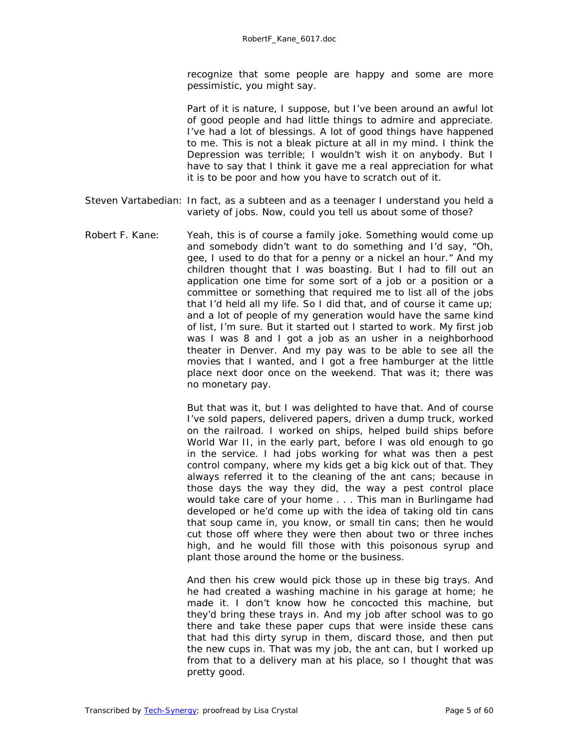recognize that some people are happy and some are more pessimistic, you might say.

Part of it is nature, I suppose, but I've been around an awful lot of good people and had little things to admire and appreciate. I've had a lot of blessings. A lot of good things have happened to me. This is not a bleak picture at all in my mind. I think the Depression was terrible; I wouldn't wish it on anybody. But I have to say that I think it gave me a real appreciation for what it is to be poor and how you have to scratch out of it.

Steven Vartabedian: In fact, as a subteen and as a teenager I understand you held a variety of jobs. Now, could you tell us about some of those?

Robert F. Kane: Yeah, this is of course a family joke. Something would come up and somebody didn't want to do something and I'd say, "Oh, gee, I used to do that for a penny or a nickel an hour." And my children thought that I was boasting. But I had to fill out an application one time for some sort of a job or a position or a committee or something that required me to list all of the jobs that I'd held all my life. So I did that, and of course it came up; and a lot of people of my generation would have the same kind of list, I'm sure. But it started out I started to work. My first job was I was 8 and I got a job as an usher in a neighborhood theater in Denver. And my pay was to be able to see all the movies that I wanted, and I got a free hamburger at the little place next door once on the weekend. That was it; there was no monetary pay.

But that was it, but I was delighted to have that. And of course I've sold papers, delivered papers, driven a dump truck, worked on the railroad. I worked on ships, helped build ships before World War II, in the early part, before I was old enough to go in the service. I had jobs working for what was then a pest control company, where my kids get a big kick out of that. They always referred it to the cleaning of the ant cans; because in those days the way they did, the way a pest control place would take care of your home . . . This man in Burlingame had developed or he'd come up with the idea of taking old tin cans that soup came in, you know, or small tin cans; then he would cut those off where they were then about two or three inches high, and he would fill those with this poisonous syrup and plant those around the home or the business.

And then his crew would pick those up in these big trays. And he had created a washing machine in his garage at home; he made it. I don't know how he concocted this machine, but they'd bring these trays in. And my job after school was to go there and take these paper cups that were inside these cans that had this dirty syrup in them, discard those, and then put the new cups in. That was my job, the ant can, but I worked up from that to a delivery man at his place, so I thought that was pretty good.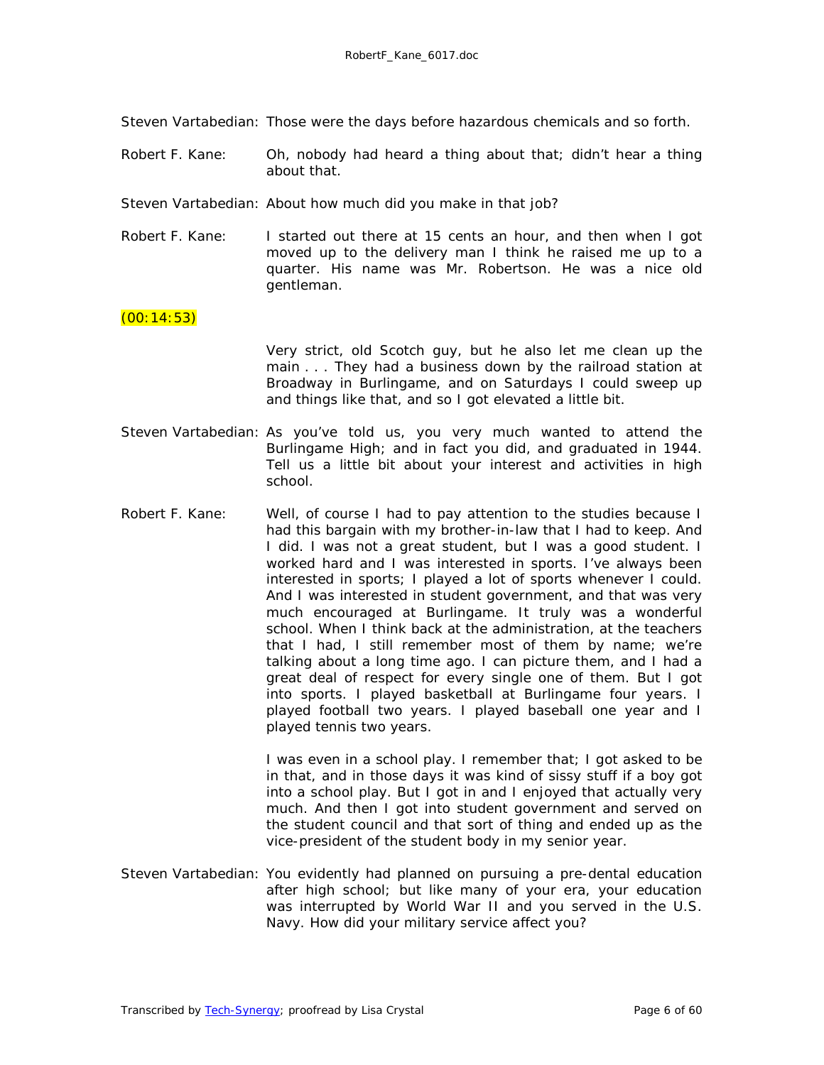Steven Vartabedian: Those were the days before hazardous chemicals and so forth.

Robert F. Kane: Oh, nobody had heard a thing about that; didn't hear a thing about that.

Steven Vartabedian: About how much did you make in that job?

Robert F. Kane: I started out there at 15 cents an hour, and then when I got moved up to the delivery man I think he raised me up to a quarter. His name was Mr. Robertson. He was a nice old gentleman.

(00:14:53)

Very strict, old Scotch guy, but he also let me clean up the main . . . They had a business down by the railroad station at Broadway in Burlingame, and on Saturdays I could sweep up and things like that, and so I got elevated a little bit.

Steven Vartabedian: As you've told us, you very much wanted to attend the Burlingame High; and in fact you did, and graduated in 1944. Tell us a little bit about your interest and activities in high school.

Robert F. Kane: Well, of course I had to pay attention to the studies because I had this bargain with my brother-in-law that I had to keep. And I did. I was not a great student, but I was a good student. I worked hard and I was interested in sports. I've always been interested in sports; I played a lot of sports whenever I could. And I was interested in student government, and that was very much encouraged at Burlingame. It truly was a wonderful school. When I think back at the administration, at the teachers that I had, I still remember most of them by name; we're talking about a long time ago. I can picture them, and I had a great deal of respect for every single one of them. But I got into sports. I played basketball at Burlingame four years. I played football two years. I played baseball one year and I played tennis two years.

I was even in a school play. I remember that; I got asked to be in that, and in those days it was kind of sissy stuff if a boy got into a school play. But I got in and I enjoyed that actually very much. And then I got into student government and served on the student council and that sort of thing and ended up as the vice-president of the student body in my senior year.

Steven Vartabedian: You evidently had planned on pursuing a pre-dental education after high school; but like many of your era, your education was interrupted by World War II and you served in the U.S. Navy. How did your military service affect you?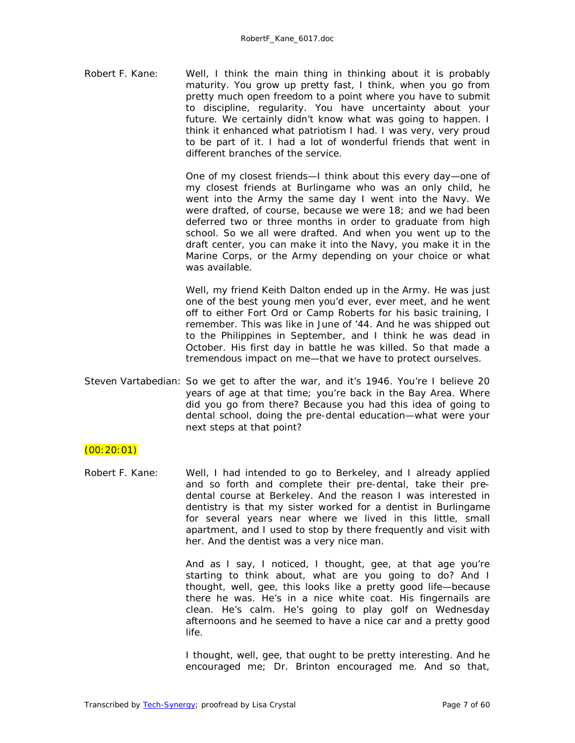Robert F. Kane: Well, I think the main thing in thinking about it is probably maturity. You grow up pretty fast, I think, when you go from pretty much open freedom to a point where you have to submit to discipline, regularity. You have uncertainty about your future. We certainly didn't know what was going to happen. I think it enhanced what patriotism I had. I was very, very proud to be part of it. I had a lot of wonderful friends that went in different branches of the service.

One of my closest friends—I think about this every day—one of my closest friends at Burlingame who was an only child, he went into the Army the same day I went into the Navy. We were drafted, of course, because we were 18; and we had been deferred two or three months in order to graduate from high school. So we all were drafted. And when you went up to the draft center, you can make it into the Navy, you make it in the Marine Corps, or the Army depending on your choice or what was available.

Well, my friend Keith Dalton ended up in the Army. He was just one of the best young men you'd ever, ever meet, and he went off to either Fort Ord or Camp Roberts for his basic training, I remember. This was like in June of '44. And he was shipped out to the Philippines in September, and I think he was dead in October. His first day in battle he was killed. So that made a tremendous impact on me—that we have to protect ourselves.

Steven Vartabedian: So we get to after the war, and it's 1946. You're I believe 20 years of age at that time; you're back in the Bay Area. Where did you go from there? Because you had this idea of going to dental school, doing the pre-dental education—what were your next steps at that point?

(00:20:01)

Robert F. Kane: Well, I had intended to go to Berkeley, and I already applied and so forth and complete their pre-dental, take their pre-dental course at Berkeley. And the reason I was interested in dentistry is that my sister worked for a dentist in Burlingame for several years near where we lived in this little, small apartment, and I used to stop by there frequently and visit with her. And the dentist was a very nice man.

And as I say, I noticed, I thought, gee, at that age you're starting to think about, what are you going to do? And I thought, well, gee, this looks like a pretty good life—because there he was. He's in a nice white coat. His fingernails are clean. He's calm. He's going to play golf on Wednesday afternoons and he seemed to have a nice car and a pretty good life.

I thought, well, gee, that ought to be pretty interesting. And he encouraged me; Dr. Brinton encouraged me. And so that,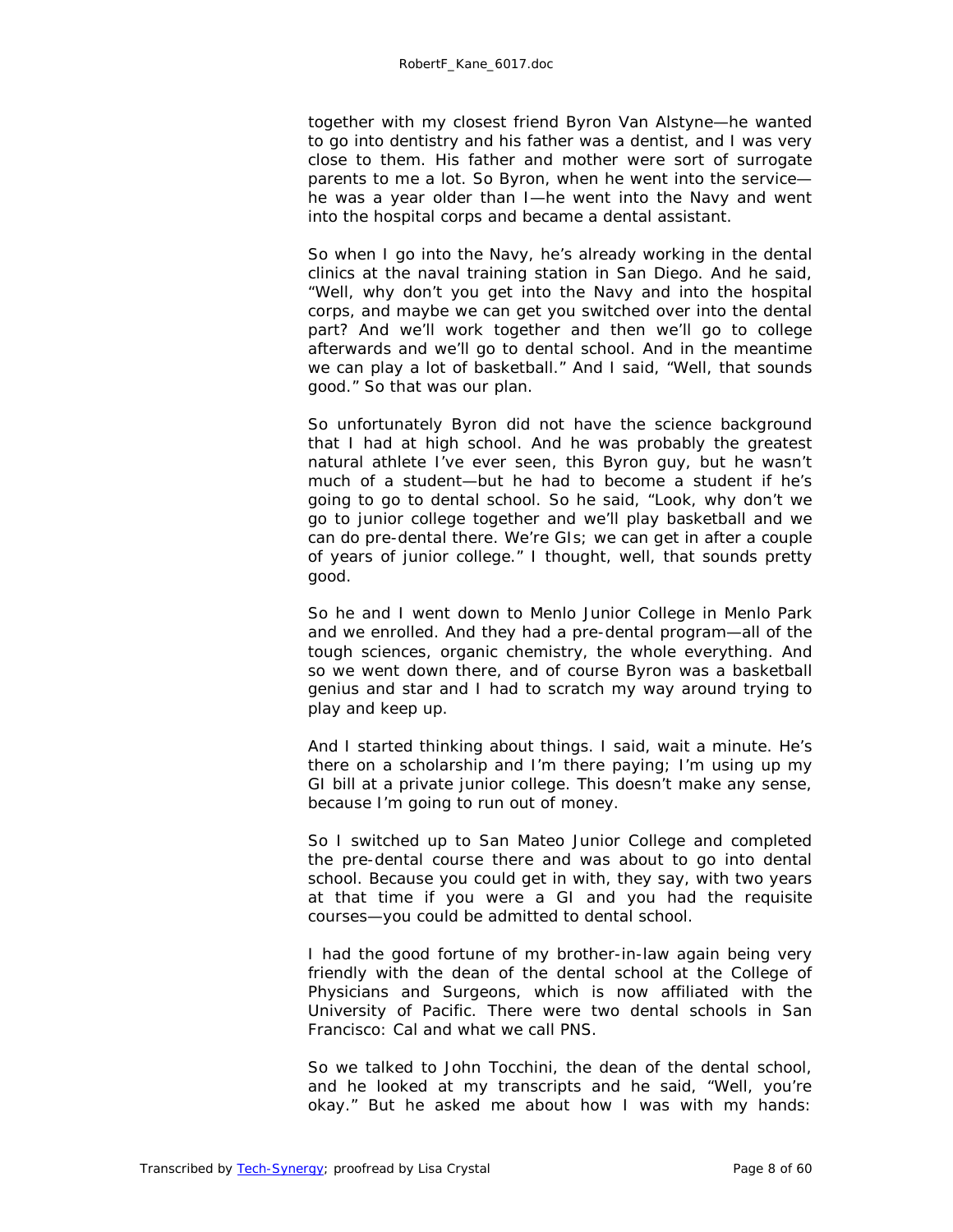together with my closest friend Byron Van Alstyne—he wanted to go into dentistry and his father was a dentist, and I was very close to them. His father and mother were sort of surrogate parents to me a lot. So Byron, when he went into the service—he was a year older than I—he went into the Navy and went into the hospital corps and became a dental assistant.

So when I go into the Navy, he's already working in the dental clinics at the naval training station in San Diego. And he said, "Well, why don't you get into the Navy and into the hospital corps, and maybe we can get you switched over into the dental part? And we'll work together and then we'll go to college afterwards and we'll go to dental school. And in the meantime we can play a lot of basketball." And I said, "Well, that sounds good." So that was our plan.

So unfortunately Byron did not have the science background that I had at high school. And he was probably the greatest natural athlete I've ever seen, this Byron guy, but he wasn't much of a student—but he had to become a student if he's going to go to dental school. So he said, "Look, why don't we go to junior college together and we'll play basketball and we can do pre-dental there. We're GIs; we can get in after a couple of years of junior college." I thought, well, that sounds pretty good.

So he and I went down to Menlo Junior College in Menlo Park and we enrolled. And they had a pre-dental program—all of the tough sciences, organic chemistry, the whole everything. And so we went down there, and of course Byron was a basketball genius and star and I had to scratch my way around trying to play and keep up.

And I started thinking about things. I said, wait a minute. He's there on a scholarship and I'm there paying; I'm using up my GI bill at a private junior college. This doesn't make any sense, because I'm going to run out of money.

So I switched up to San Mateo Junior College and completed the pre-dental course there and was about to go into dental school. Because you could get in with, they say, with two years at that time if you were a GI and you had the requisite courses—you could be admitted to dental school.

I had the good fortune of my brother-in-law again being very friendly with the dean of the dental school at the College of Physicians and Surgeons, which is now affiliated with the University of Pacific. There were two dental schools in San Francisco: Cal and what we call PNS.

So we talked to John Tocchini, the dean of the dental school, and he looked at my transcripts and he said, "Well, you're okay." But he asked me about how I was with my hands: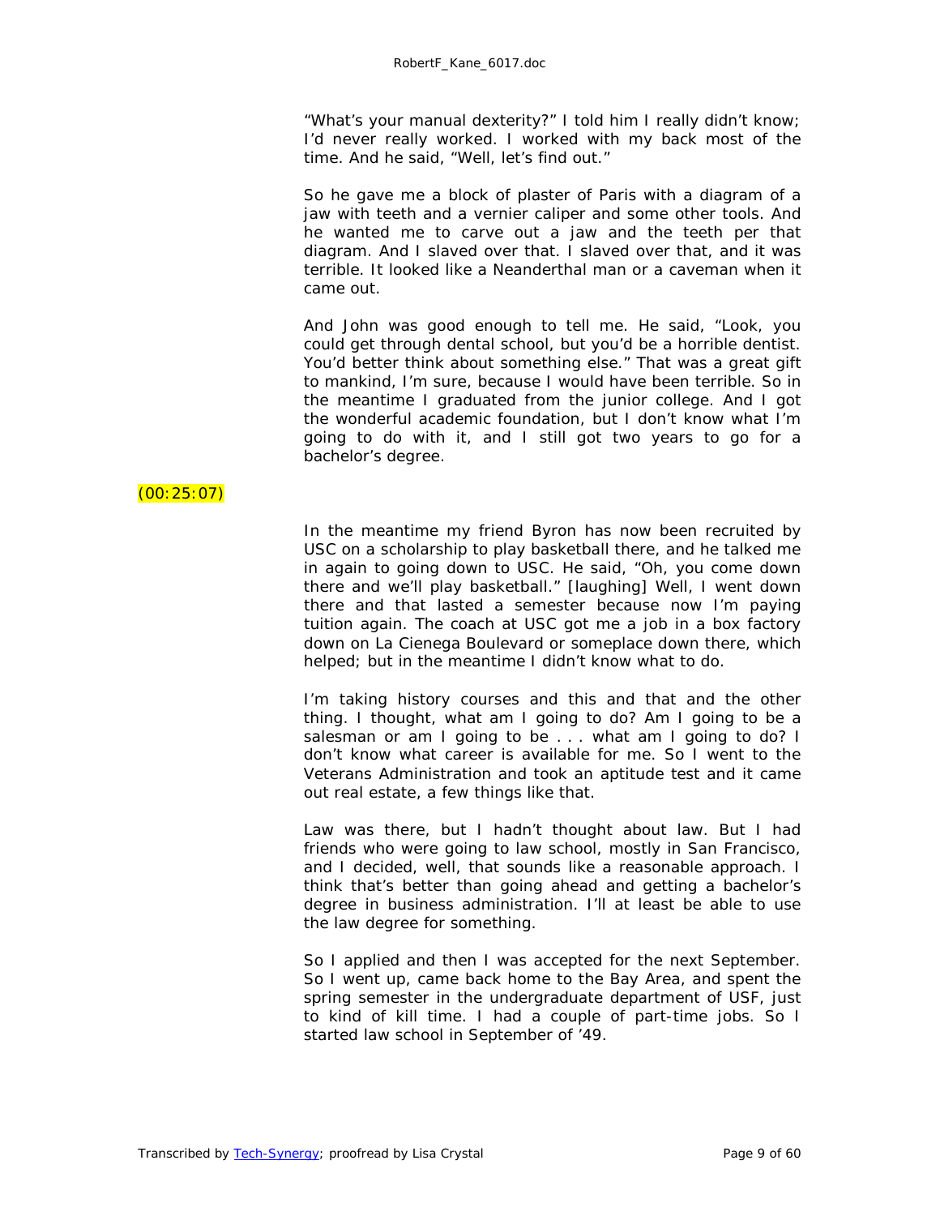"What's your manual dexterity?" I told him I really didn't know; I'd never really worked. I worked with my back most of the time. And he said, "Well, let's find out."

So he gave me a block of plaster of Paris with a diagram of a jaw with teeth and a vernier caliper and some other tools. And he wanted me to carve out a jaw and the teeth per that diagram. And I slaved over that. I slaved over that, and it was terrible. It looked like a Neanderthal man or a caveman when it came out.

And John was good enough to tell me. He said, "Look, you could get through dental school, but you'd be a horrible dentist. You'd better think about something else." That was a great gift to mankind, I'm sure, because I would have been terrible. So in the meantime I graduated from the junior college. And I got the wonderful academic foundation, but I don't know what I'm going to do with it, and I still got two years to go for a bachelor's degree.

(00:25:07)

In the meantime my friend Byron has now been recruited by USC on a scholarship to play basketball there, and he talked me in again to going down to USC. He said, "Oh, you come down there and we'll play basketball." [laughing] Well, I went down there and that lasted a semester because now I'm paying tuition again. The coach at USC got me a job in a box factory down on La Cienega Boulevard or someplace down there, which helped; but in the meantime I didn't know what to do.

I'm taking history courses and this and that and the other thing. I thought, what am I going to do? Am I going to be a salesman or am I going to be . . . what am I going to do? I don't know what career is available for me. So I went to the Veterans Administration and took an aptitude test and it came out real estate, a few things like that.

Law was there, but I hadn't thought about law. But I had friends who were going to law school, mostly in San Francisco, and I decided, well, that sounds like a reasonable approach. I think that's better than going ahead and getting a bachelor's degree in business administration. I'll at least be able to use the law degree for something.

So I applied and then I was accepted for the next September. So I went up, came back home to the Bay Area, and spent the spring semester in the undergraduate department of USF, just to kind of kill time. I had a couple of part-time jobs. So I started law school in September of '49.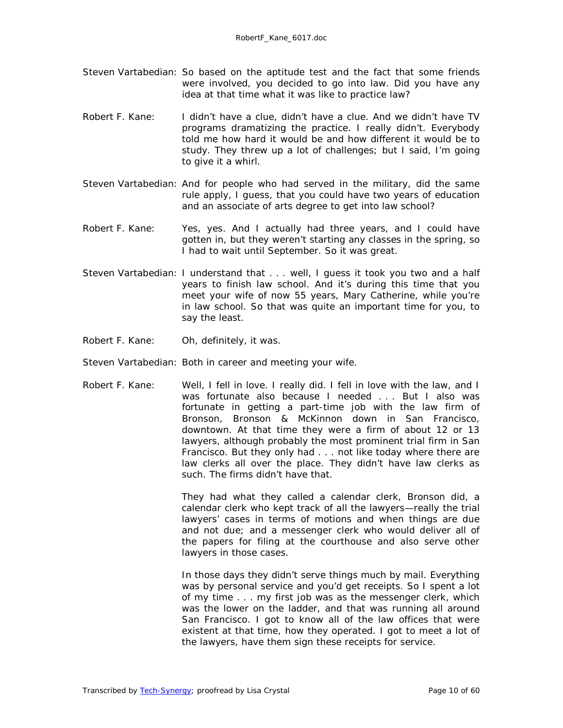Steven Vartabedian: So based on the aptitude test and the fact that some friends were involved, you decided to go into law. Did you have any idea at that time what it was like to practice law?

Robert F. Kane: I didn't have a clue, didn't have a clue. And we didn't have TV programs dramatizing the practice. I really didn't. Everybody told me how hard it would be and how different it would be to study. They threw up a lot of challenges; but I said, I'm going to give it a whirl.

Steven Vartabedian: And for people who had served in the military, did the same rule apply, I guess, that you could have two years of education and an associate of arts degree to get into law school?

Robert F. Kane: Yes, yes. And I actually had three years, and I could have gotten in, but they weren't starting any classes in the spring, so I had to wait until September. So it was great.

Steven Vartabedian: I understand that . . . well, I guess it took you two and a half years to finish law school. And it's during this time that you meet your wife of now 55 years, Mary Catherine, while you're in law school. So that was quite an important time for you, to say the least.

Robert F. Kane: Oh, definitely, it was.

Steven Vartabedian: Both in career and meeting your wife.

Robert F. Kane: Well, I fell in love. I really did. I fell in love with the law, and I was fortunate also because I needed . . . But I also was fortunate in getting a part-time job with the law firm of Bronson, Bronson & McKinnon down in San Francisco, downtown. At that time they were a firm of about 12 or 13 lawyers, although probably the most prominent trial firm in San Francisco. But they only had . . . not like today where there are law clerks all over the place. They didn't have law clerks as such. The firms didn't have that.

They had what they called a calendar clerk, Bronson did, a calendar clerk who kept track of all the lawyers—really the trial lawyers' cases in terms of motions and when things are due and not due; and a messenger clerk who would deliver all of the papers for filing at the courthouse and also serve other lawyers in those cases.

In those days they didn't serve things much by mail. Everything was by personal service and you'd get receipts. So I spent a lot of my time . . . my first job was as the messenger clerk, which was the lower on the ladder, and that was running all around San Francisco. I got to know all of the law offices that were existent at that time, how they operated. I got to meet a lot of the lawyers, have them sign these receipts for service.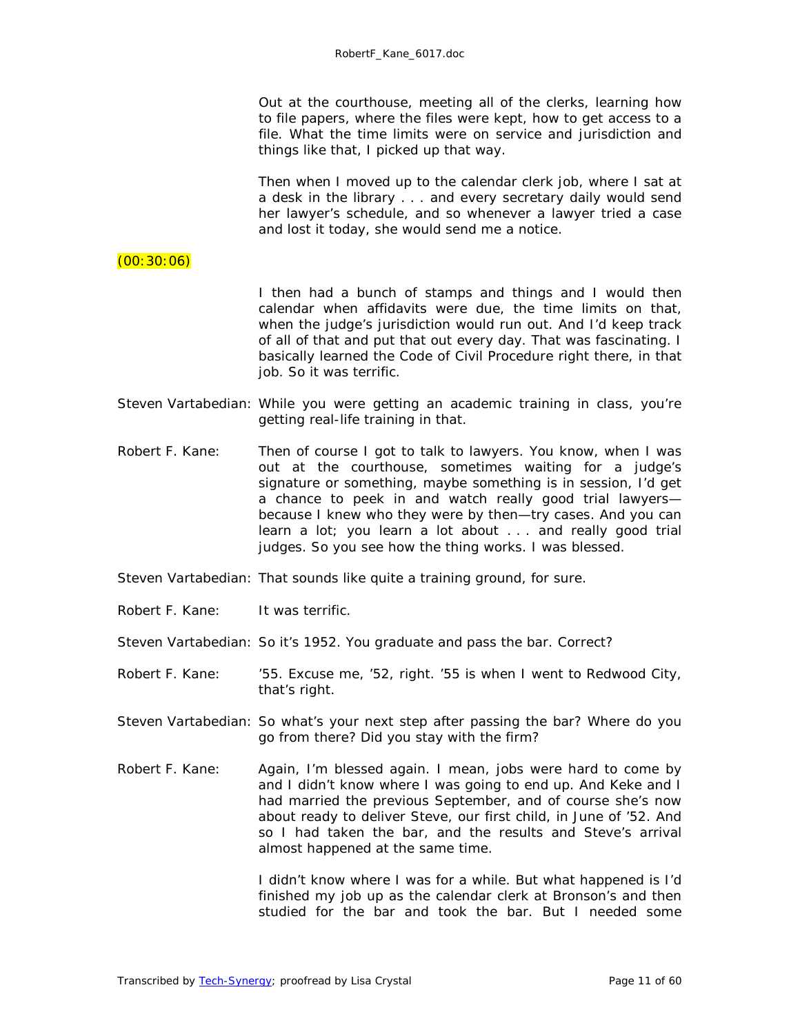Out at the courthouse, meeting all of the clerks, learning how to file papers, where the files were kept, how to get access to a file. What the time limits were on service and jurisdiction and things like that, I picked up that way.

Then when I moved up to the calendar clerk job, where I sat at a desk in the library . . . and every secretary daily would send her lawyer's schedule, and so whenever a lawyer tried a case and lost it today, she would send me a notice.

(00:30:06)

I then had a bunch of stamps and things and I would then calendar when affidavits were due, the time limits on that, when the judge's jurisdiction would run out. And I'd keep track of all of that and put that out every day. That was fascinating. I basically learned the Code of Civil Procedure right there, in that job. So it was terrific.

Steven Vartabedian: While you were getting an academic training in class, you're getting real-life training in that.

Robert F. Kane: Then of course I got to talk to lawyers. You know, when I was out at the courthouse, sometimes waiting for a judge's signature or something, maybe something is in session, I'd get a chance to peek in and watch really good trial lawyers—because I knew who they were by then—try cases. And you can learn a lot; you learn a lot about . . . and really good trial judges. So you see how the thing works. I was blessed.

Steven Vartabedian: That sounds like quite a training ground, for sure.

Robert F. Kane: It was terrific.

Steven Vartabedian: So it's 1952. You graduate and pass the bar. Correct?

Robert F. Kane: '55. Excuse me, '52, right. '55 is when I went to Redwood City, that's right.

Steven Vartabedian: So what's your next step after passing the bar? Where do you go from there? Did you stay with the firm?

Robert F. Kane: Again, I'm blessed again. I mean, jobs were hard to come by and I didn't know where I was going to end up. And Keke and I had married the previous September, and of course she's now about ready to deliver Steve, our first child, in June of '52. And so I had taken the bar, and the results and Steve's arrival almost happened at the same time.

I didn't know where I was for a while. But what happened is I'd finished my job up as the calendar clerk at Bronson's and then studied for the bar and took the bar. But I needed some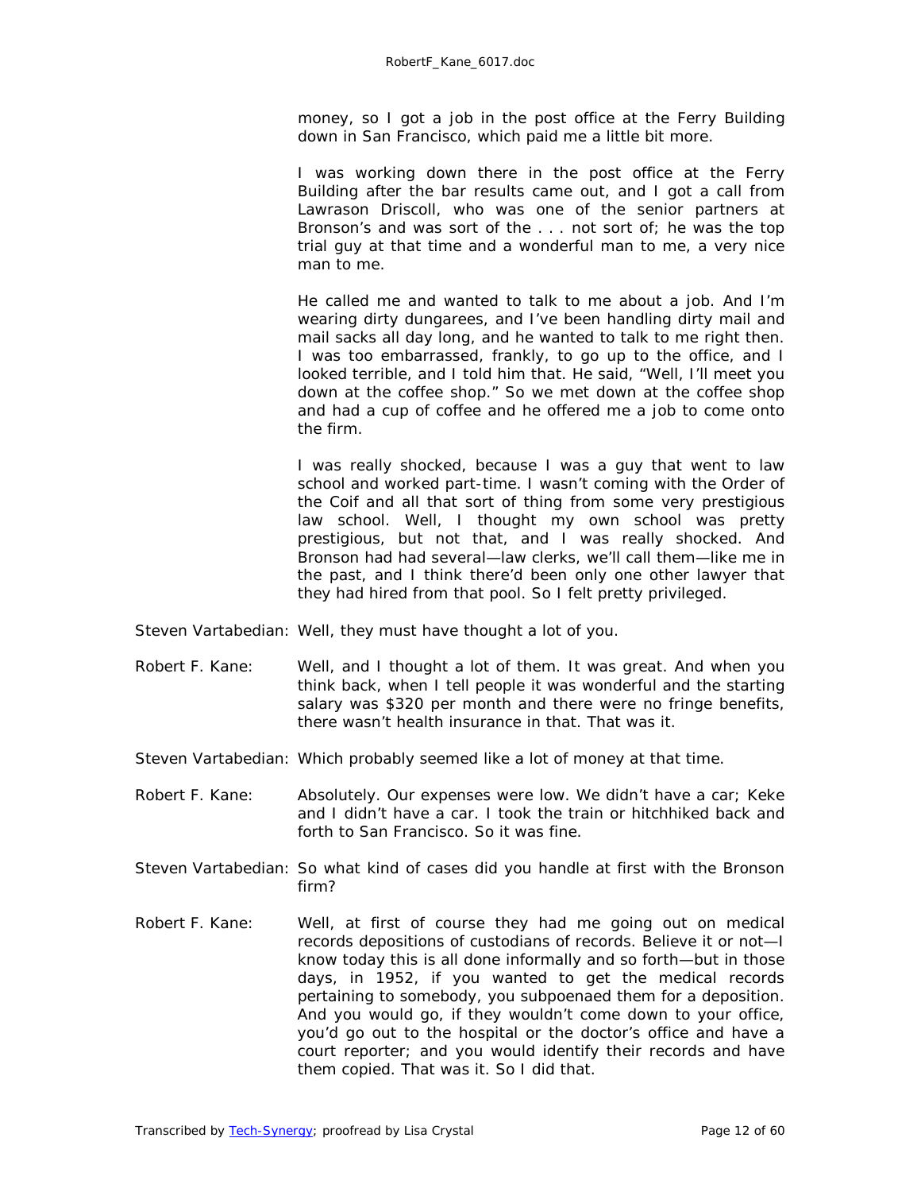money, so I got a job in the post office at the Ferry Building down in San Francisco, which paid me a little bit more.

I was working down there in the post office at the Ferry Building after the bar results came out, and I got a call from Lawrason Driscoll, who was one of the senior partners at Bronson's and was sort of the . . . not sort of; he was the top trial guy at that time and a wonderful man to me, a very nice man to me.

He called me and wanted to talk to me about a job. And I'm wearing dirty dungarees, and I've been handling dirty mail and mail sacks all day long, and he wanted to talk to me right then. I was too embarrassed, frankly, to go up to the office, and I looked terrible, and I told him that. He said, "Well, I'll meet you down at the coffee shop." So we met down at the coffee shop and had a cup of coffee and he offered me a job to come onto the firm.

I was really shocked, because I was a guy that went to law school and worked part-time. I wasn't coming with the Order of the Coif and all that sort of thing from some very prestigious law school. Well, I thought my own school was pretty prestigious, but not that, and I was really shocked. And Bronson had had several—law clerks, we'll call them—like me in the past, and I think there'd been only one other lawyer that they had hired from that pool. So I felt pretty privileged.

Steven Vartabedian: Well, they must have thought a lot of you.

Robert F. Kane: Well, and I thought a lot of them. It was great. And when you think back, when I tell people it was wonderful and the starting salary was $320 per month and there were no fringe benefits, there wasn't health insurance in that. That was it.

Steven Vartabedian: Which probably seemed like a lot of money at that time.

Robert F. Kane: Absolutely. Our expenses were low. We didn't have a car; Keke and I didn't have a car. I took the train or hitchhiked back and forth to San Francisco. So it was fine.

Steven Vartabedian: So what kind of cases did you handle at first with the Bronson firm?

Robert F. Kane: Well, at first of course they had me going out on medical records depositions of custodians of records. Believe it or not—I know today this is all done informally and so forth—but in those days, in 1952, if you wanted to get the medical records pertaining to somebody, you subpoenaed them for a deposition. And you would go, if they wouldn't come down to your office, you'd go out to the hospital or the doctor's office and have a court reporter; and you would identify their records and have them copied. That was it. So I did that.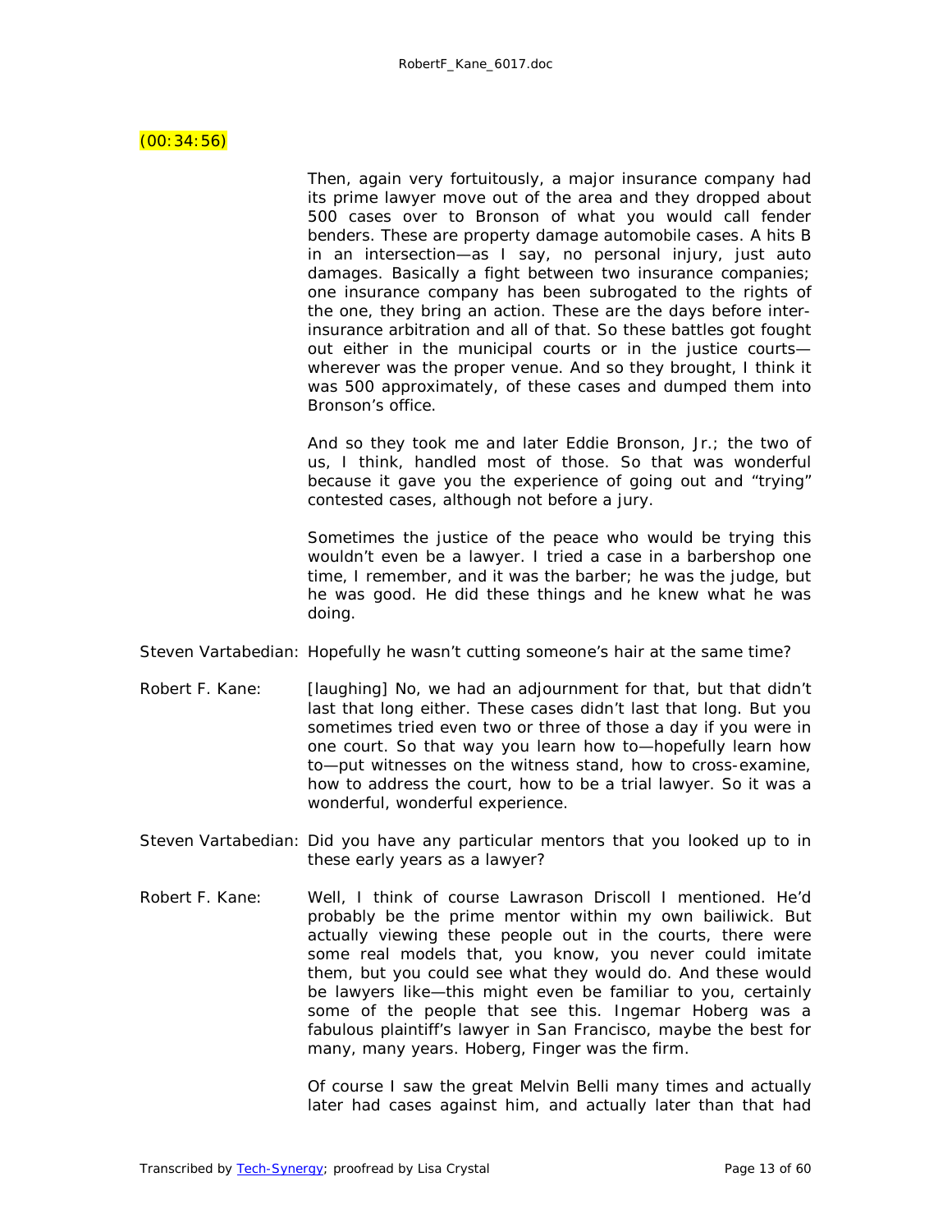(00:34:56)

Then, again very fortuitously, a major insurance company had its prime lawyer move out of the area and they dropped about 500 cases over to Bronson of what you would call fender benders. These are property damage automobile cases. A hits B in an intersection—as I say, no personal injury, just auto damages. Basically a fight between two insurance companies; one insurance company has been subrogated to the rights of the one, they bring an action. These are the days before inter-insurance arbitration and all of that. So these battles got fought out either in the municipal courts or in the justice courts—wherever was the proper venue. And so they brought, I think it was 500 approximately, of these cases and dumped them into Bronson's office.

And so they took me and later Eddie Bronson, Jr.; the two of us, I think, handled most of those. So that was wonderful because it gave you the experience of going out and "trying" contested cases, although not before a jury.

Sometimes the justice of the peace who would be trying this wouldn't even be a lawyer. I tried a case in a barbershop one time, I remember, and it was the barber; he was the judge, but he was good. He did these things and he knew what he was doing.

Steven Vartabedian: Hopefully he wasn't cutting someone's hair at the same time?

Robert F. Kane: [laughing] No, we had an adjournment for that, but that didn't last that long either. These cases didn't last that long. But you sometimes tried even two or three of those a day if you were in one court. So that way you learn how to—hopefully learn how to—put witnesses on the witness stand, how to cross-examine, how to address the court, how to be a trial lawyer. So it was a wonderful, wonderful experience.

Steven Vartabedian: Did you have any particular mentors that you looked up to in these early years as a lawyer?

Robert F. Kane: Well, I think of course Lawrason Driscoll I mentioned. He'd probably be the prime mentor within my own bailiwick. But actually viewing these people out in the courts, there were some real models that, you know, you never could imitate them, but you could see what they would do. And these would be lawyers like—this might even be familiar to you, certainly some of the people that see this. Ingemar Hoberg was a fabulous plaintiff's lawyer in San Francisco, maybe the best for many, many years. Hoberg, Finger was the firm.

Of course I saw the great Melvin Belli many times and actually later had cases against him, and actually later than that had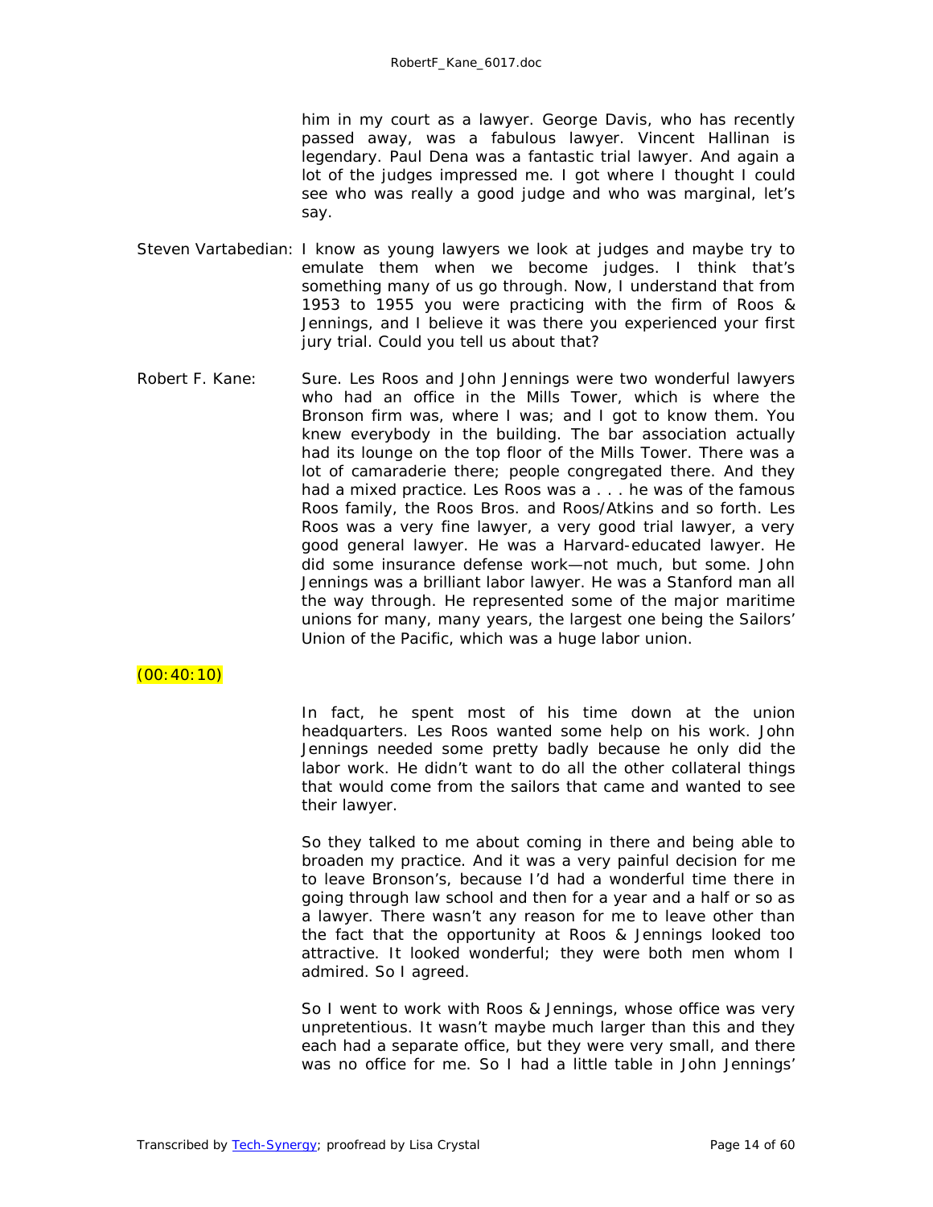him in my court as a lawyer. George Davis, who has recently passed away, was a fabulous lawyer. Vincent Hallinan is legendary. Paul Dena was a fantastic trial lawyer. And again a lot of the judges impressed me. I got where I thought I could see who was really a good judge and who was marginal, let's say.

Steven Vartabedian: I know as young lawyers we look at judges and maybe try to emulate them when we become judges. I think that's something many of us go through. Now, I understand that from 1953 to 1955 you were practicing with the firm of Roos & Jennings, and I believe it was there you experienced your first jury trial. Could you tell us about that?

Robert F. Kane: Sure. Les Roos and John Jennings were two wonderful lawyers who had an office in the Mills Tower, which is where the Bronson firm was, where I was; and I got to know them. You knew everybody in the building. The bar association actually had its lounge on the top floor of the Mills Tower. There was a lot of camaraderie there; people congregated there. And they had a mixed practice. Les Roos was a . . . he was of the famous Roos family, the Roos Bros. and Roos/Atkins and so forth. Les Roos was a very fine lawyer, a very good trial lawyer, a very good general lawyer. He was a Harvard-educated lawyer. He did some insurance defense work—not much, but some. John Jennings was a brilliant labor lawyer. He was a Stanford man all the way through. He represented some of the major maritime unions for many, many years, the largest one being the Sailors' Union of the Pacific, which was a huge labor union.

(00:40:10)

In fact, he spent most of his time down at the union headquarters. Les Roos wanted some help on his work. John Jennings needed some pretty badly because he only did the labor work. He didn't want to do all the other collateral things that would come from the sailors that came and wanted to see their lawyer.

So they talked to me about coming in there and being able to broaden my practice. And it was a very painful decision for me to leave Bronson's, because I'd had a wonderful time there in going through law school and then for a year and a half or so as a lawyer. There wasn't any reason for me to leave other than the fact that the opportunity at Roos & Jennings looked too attractive. It looked wonderful; they were both men whom I admired. So I agreed.

So I went to work with Roos & Jennings, whose office was very unpretentious. It wasn't maybe much larger than this and they each had a separate office, but they were very small, and there was no office for me. So I had a little table in John Jennings'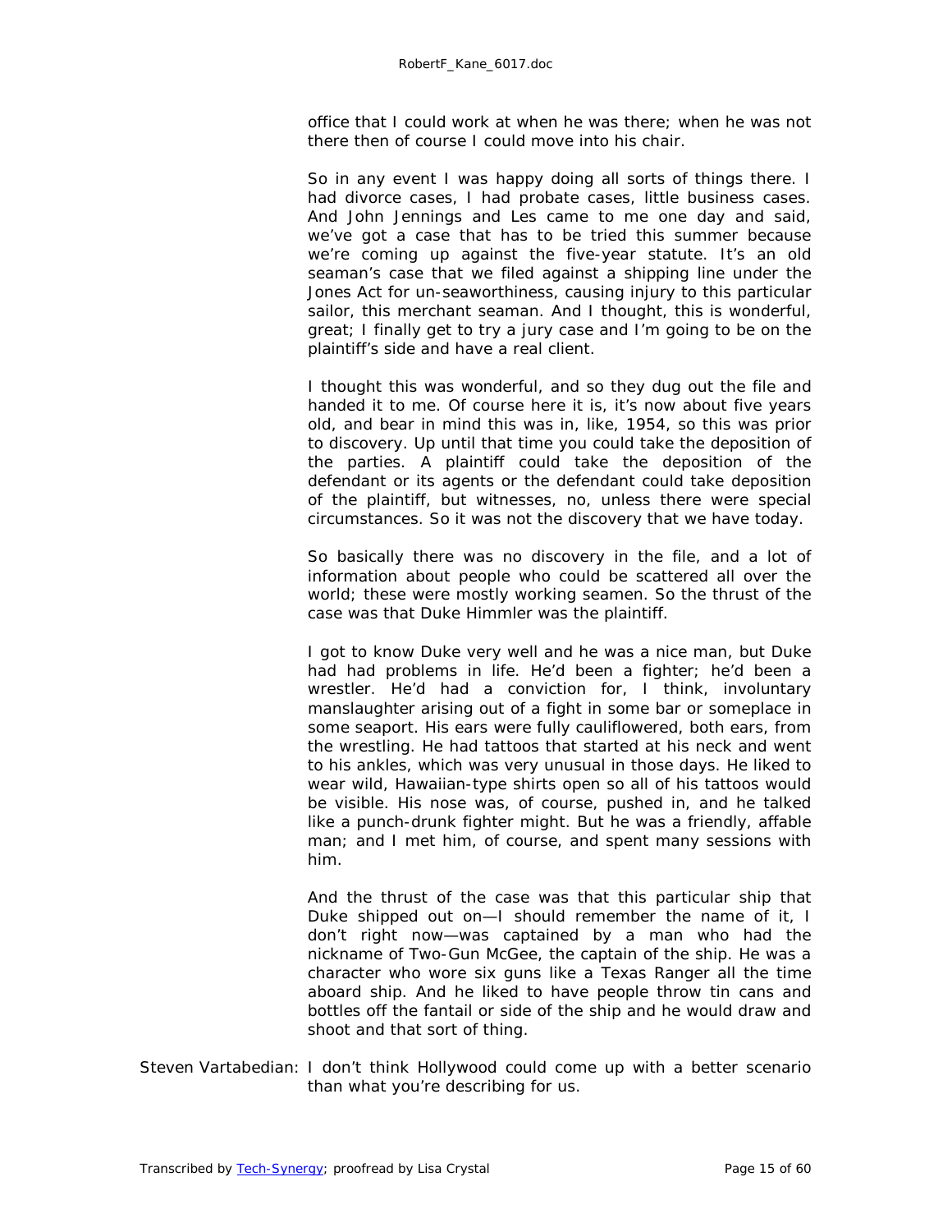office that I could work at when he was there; when he was not there then of course I could move into his chair.

So in any event I was happy doing all sorts of things there. I had divorce cases, I had probate cases, little business cases. And John Jennings and Les came to me one day and said, we've got a case that has to be tried this summer because we're coming up against the five-year statute. It's an old seaman's case that we filed against a shipping line under the Jones Act for un-seaworthiness, causing injury to this particular sailor, this merchant seaman. And I thought, this is wonderful, great; I finally get to try a jury case and I'm going to be on the plaintiff's side and have a real client.

I thought this was wonderful, and so they dug out the file and handed it to me. Of course here it is, it's now about five years old, and bear in mind this was in, like, 1954, so this was prior to discovery. Up until that time you could take the deposition of the parties. A plaintiff could take the deposition of the defendant or its agents or the defendant could take deposition of the plaintiff, but witnesses, no, unless there were special circumstances. So it was not the discovery that we have today.

So basically there was no discovery in the file, and a lot of information about people who could be scattered all over the world; these were mostly working seamen. So the thrust of the case was that Duke Himmler was the plaintiff.

I got to know Duke very well and he was a nice man, but Duke had had problems in life. He'd been a fighter; he'd been a wrestler. He'd had a conviction for, I think, involuntary manslaughter arising out of a fight in some bar or someplace in some seaport. His ears were fully cauliflowered, both ears, from the wrestling. He had tattoos that started at his neck and went to his ankles, which was very unusual in those days. He liked to wear wild, Hawaiian-type shirts open so all of his tattoos would be visible. His nose was, of course, pushed in, and he talked like a punch-drunk fighter might. But he was a friendly, affable man; and I met him, of course, and spent many sessions with him.

And the thrust of the case was that this particular ship that Duke shipped out on—I should remember the name of it, I don't right now—was captained by a man who had the nickname of Two-Gun McGee, the captain of the ship. He was a character who wore six guns like a Texas Ranger all the time aboard ship. And he liked to have people throw tin cans and bottles off the fantail or side of the ship and he would draw and shoot and that sort of thing.

Steven Vartabedian: I don't think Hollywood could come up with a better scenario than what you're describing for us.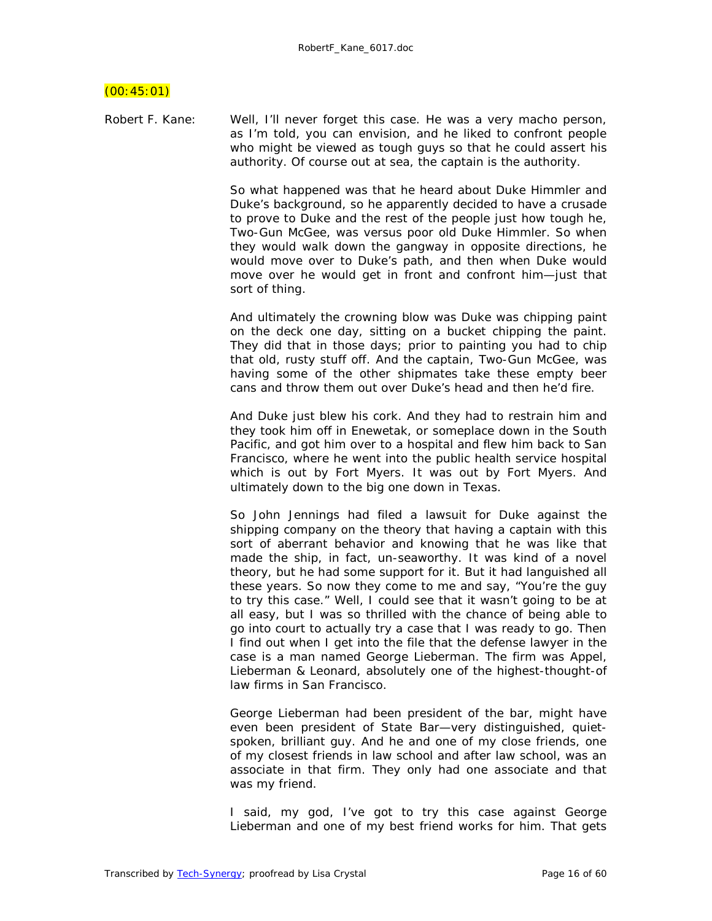(00:45:01)

Robert F. Kane: Well, I'll never forget this case. He was a very macho person, as I'm told, you can envision, and he liked to confront people who might be viewed as tough guys so that he could assert his authority. Of course out at sea, the captain is the authority.

So what happened was that he heard about Duke Himmler and Duke's background, so he apparently decided to have a crusade to prove to Duke and the rest of the people just how tough he, Two-Gun McGee, was versus poor old Duke Himmler. So when they would walk down the gangway in opposite directions, he would move over to Duke's path, and then when Duke would move over he would get in front and confront him—just that sort of thing.

And ultimately the crowning blow was Duke was chipping paint on the deck one day, sitting on a bucket chipping the paint. They did that in those days; prior to painting you had to chip that old, rusty stuff off. And the captain, Two-Gun McGee, was having some of the other shipmates take these empty beer cans and throw them out over Duke's head and then he'd fire.

And Duke just blew his cork. And they had to restrain him and they took him off in Enewetak, or someplace down in the South Pacific, and got him over to a hospital and flew him back to San Francisco, where he went into the public health service hospital which is out by Fort Myers. It was out by Fort Myers. And ultimately down to the big one down in Texas.

So John Jennings had filed a lawsuit for Duke against the shipping company on the theory that having a captain with this sort of aberrant behavior and knowing that he was like that made the ship, in fact, un-seaworthy. It was kind of a novel theory, but he had some support for it. But it had languished all these years. So now they come to me and say, "You're the guy to try this case." Well, I could see that it wasn't going to be at all easy, but I was so thrilled with the chance of being able to go into court to actually try a case that I was ready to go. Then I find out when I get into the file that the defense lawyer in the case is a man named George Lieberman. The firm was Appel, Lieberman & Leonard, absolutely one of the highest-thought-of law firms in San Francisco.

George Lieberman had been president of the bar, might have even been president of State Bar—very distinguished, quiet-spoken, brilliant guy. And he and one of my close friends, one of my closest friends in law school and after law school, was an associate in that firm. They only had one associate and that was my friend.

I said, my god, I've got to try this case against George Lieberman and one of my best friend works for him. That gets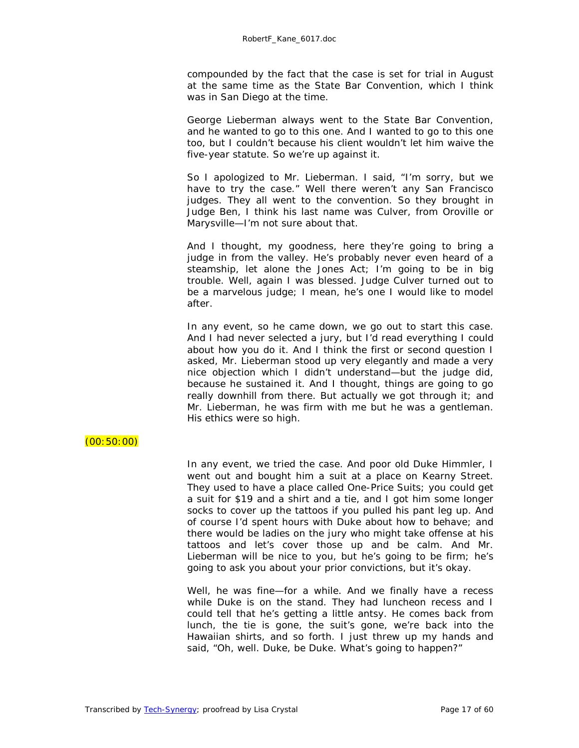compounded by the fact that the case is set for trial in August at the same time as the State Bar Convention, which I think was in San Diego at the time.

George Lieberman always went to the State Bar Convention, and he wanted to go to this one. And I wanted to go to this one too, but I couldn't because his client wouldn't let him waive the five-year statute. So we're up against it.

So I apologized to Mr. Lieberman. I said, "I'm sorry, but we have to try the case." Well there weren't any San Francisco judges. They all went to the convention. So they brought in Judge Ben, I think his last name was Culver, from Oroville or Marysville—I'm not sure about that.

And I thought, my goodness, here they're going to bring a judge in from the valley. He's probably never even heard of a steamship, let alone the Jones Act; I'm going to be in big trouble. Well, again I was blessed. Judge Culver turned out to be a marvelous judge; I mean, he's one I would like to model after.

In any event, so he came down, we go out to start this case. And I had never selected a jury, but I'd read everything I could about how you do it. And I think the first or second question I asked, Mr. Lieberman stood up very elegantly and made a very nice objection which I didn't understand—but the judge did, because he sustained it. And I thought, things are going to go really downhill from there. But actually we got through it; and Mr. Lieberman, he was firm with me but he was a gentleman. His ethics were so high.

(00:50:00)

In any event, we tried the case. And poor old Duke Himmler, I went out and bought him a suit at a place on Kearny Street. They used to have a place called One-Price Suits; you could get a suit for $19 and a shirt and a tie, and I got him some longer socks to cover up the tattoos if you pulled his pant leg up. And of course I'd spent hours with Duke about how to behave; and there would be ladies on the jury who might take offense at his tattoos and let's cover those up and be calm. And Mr. Lieberman will be nice to you, but he's going to be firm; he's going to ask you about your prior convictions, but it's okay.

Well, he was fine—for a while. And we finally have a recess while Duke is on the stand. They had luncheon recess and I could tell that he's getting a little antsy. He comes back from lunch, the tie is gone, the suit's gone, we're back into the Hawaiian shirts, and so forth. I just threw up my hands and said, "Oh, well. Duke, be Duke. What's going to happen?"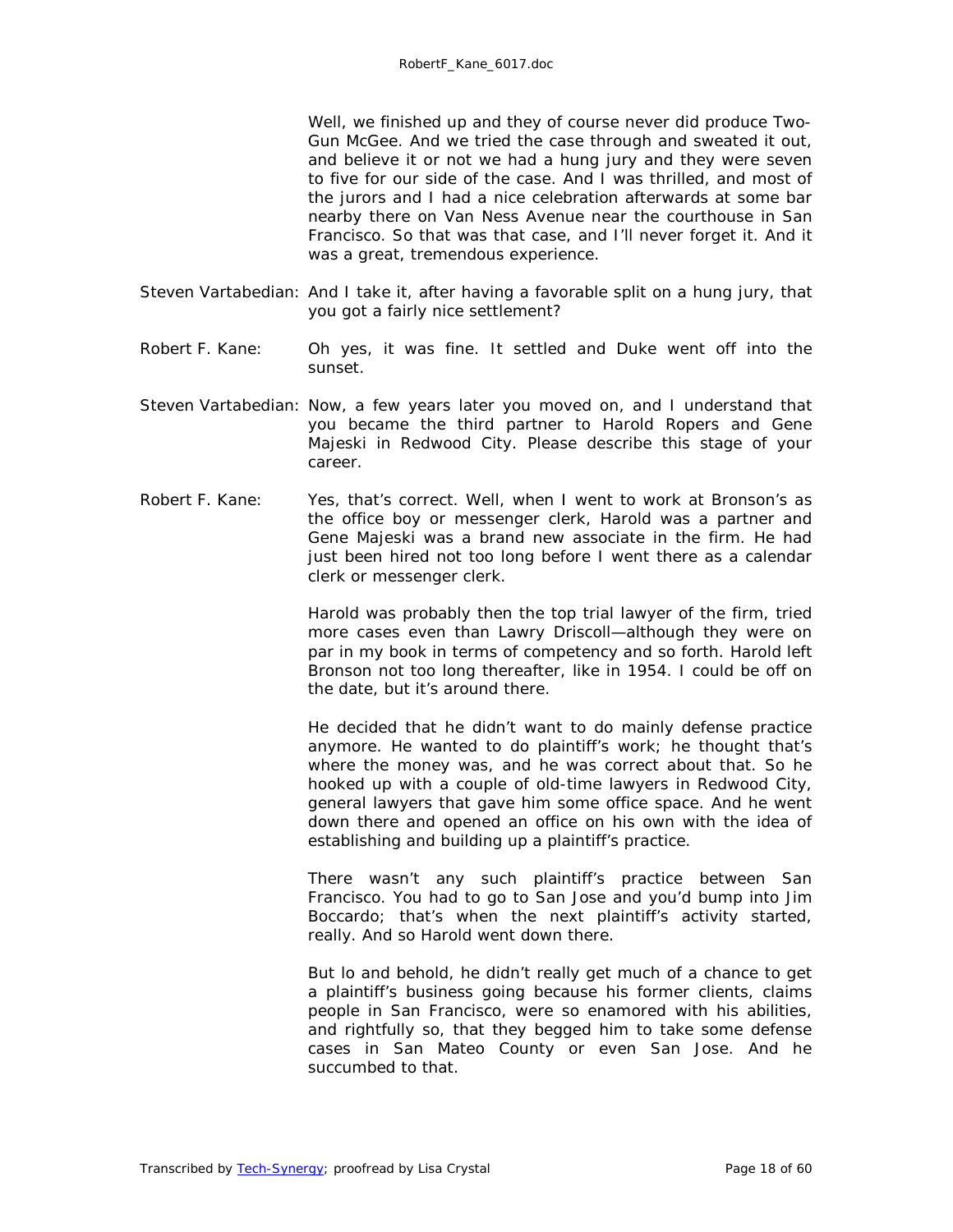Well, we finished up and they of course never did produce Two-Gun McGee. And we tried the case through and sweated it out, and believe it or not we had a hung jury and they were seven to five for our side of the case. And I was thrilled, and most of the jurors and I had a nice celebration afterwards at some bar nearby there on Van Ness Avenue near the courthouse in San Francisco. So that was that case, and I'll never forget it. And it was a great, tremendous experience.

Steven Vartabedian: And I take it, after having a favorable split on a hung jury, that you got a fairly nice settlement?

Robert F. Kane: Oh yes, it was fine. It settled and Duke went off into the sunset.

Steven Vartabedian: Now, a few years later you moved on, and I understand that you became the third partner to Harold Ropers and Gene Majeski in Redwood City. Please describe this stage of your career.

Robert F. Kane: Yes, that's correct. Well, when I went to work at Bronson's as the office boy or messenger clerk, Harold was a partner and Gene Majeski was a brand new associate in the firm. He had just been hired not too long before I went there as a calendar clerk or messenger clerk.

Harold was probably then the top trial lawyer of the firm, tried more cases even than Lawry Driscoll—although they were on par in my book in terms of competency and so forth. Harold left Bronson not too long thereafter, like in 1954. I could be off on the date, but it's around there.

He decided that he didn't want to do mainly defense practice anymore. He wanted to do plaintiff's work; he thought that's where the money was, and he was correct about that. So he hooked up with a couple of old-time lawyers in Redwood City, general lawyers that gave him some office space. And he went down there and opened an office on his own with the idea of establishing and building up a plaintiff's practice.

There wasn't any such plaintiff's practice between San Francisco. You had to go to San Jose and you'd bump into Jim Boccardo; that's when the next plaintiff's activity started, really. And so Harold went down there.

But lo and behold, he didn't really get much of a chance to get a plaintiff's business going because his former clients, claims people in San Francisco, were so enamored with his abilities, and rightfully so, that they begged him to take some defense cases in San Mateo County or even San Jose. And he succumbed to that.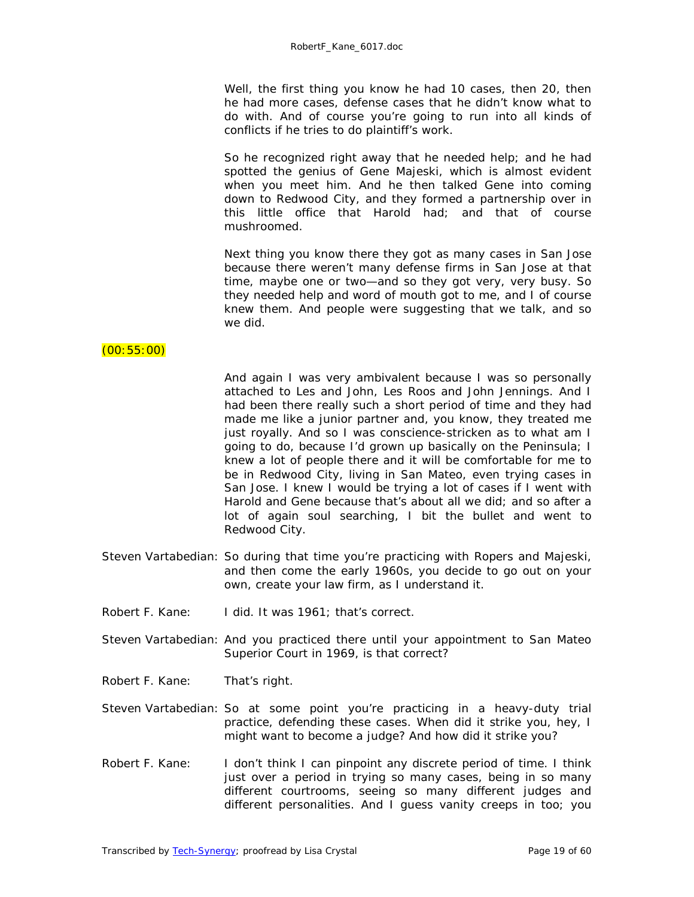Well, the first thing you know he had 10 cases, then 20, then he had more cases, defense cases that he didn't know what to do with. And of course you're going to run into all kinds of conflicts if he tries to do plaintiff's work.

So he recognized right away that he needed help; and he had spotted the genius of Gene Majeski, which is almost evident when you meet him. And he then talked Gene into coming down to Redwood City, and they formed a partnership over in this little office that Harold had; and that of course mushroomed.

Next thing you know there they got as many cases in San Jose because there weren't many defense firms in San Jose at that time, maybe one or two—and so they got very, very busy. So they needed help and word of mouth got to me, and I of course knew them. And people were suggesting that we talk, and so we did.

(00:55:00)

And again I was very ambivalent because I was so personally attached to Les and John, Les Roos and John Jennings. And I had been there really such a short period of time and they had made me like a junior partner and, you know, they treated me just royally. And so I was conscience-stricken as to what am I going to do, because I'd grown up basically on the Peninsula; I knew a lot of people there and it will be comfortable for me to be in Redwood City, living in San Mateo, even trying cases in San Jose. I knew I would be trying a lot of cases if I went with Harold and Gene because that's about all we did; and so after a lot of again soul searching, I bit the bullet and went to Redwood City.

Steven Vartabedian: So during that time you're practicing with Ropers and Majeski, and then come the early 1960s, you decide to go out on your own, create your law firm, as I understand it.

Robert F. Kane: I did. It was 1961; that's correct.

Steven Vartabedian: And you practiced there until your appointment to San Mateo Superior Court in 1969, is that correct?

Robert F. Kane: That's right.

Steven Vartabedian: So at some point you're practicing in a heavy-duty trial practice, defending these cases. When did it strike you, hey, I might want to become a judge? And how did it strike you?

Robert F. Kane: I don't think I can pinpoint any discrete period of time. I think just over a period in trying so many cases, being in so many different courtrooms, seeing so many different judges and different personalities. And I guess vanity creeps in too; you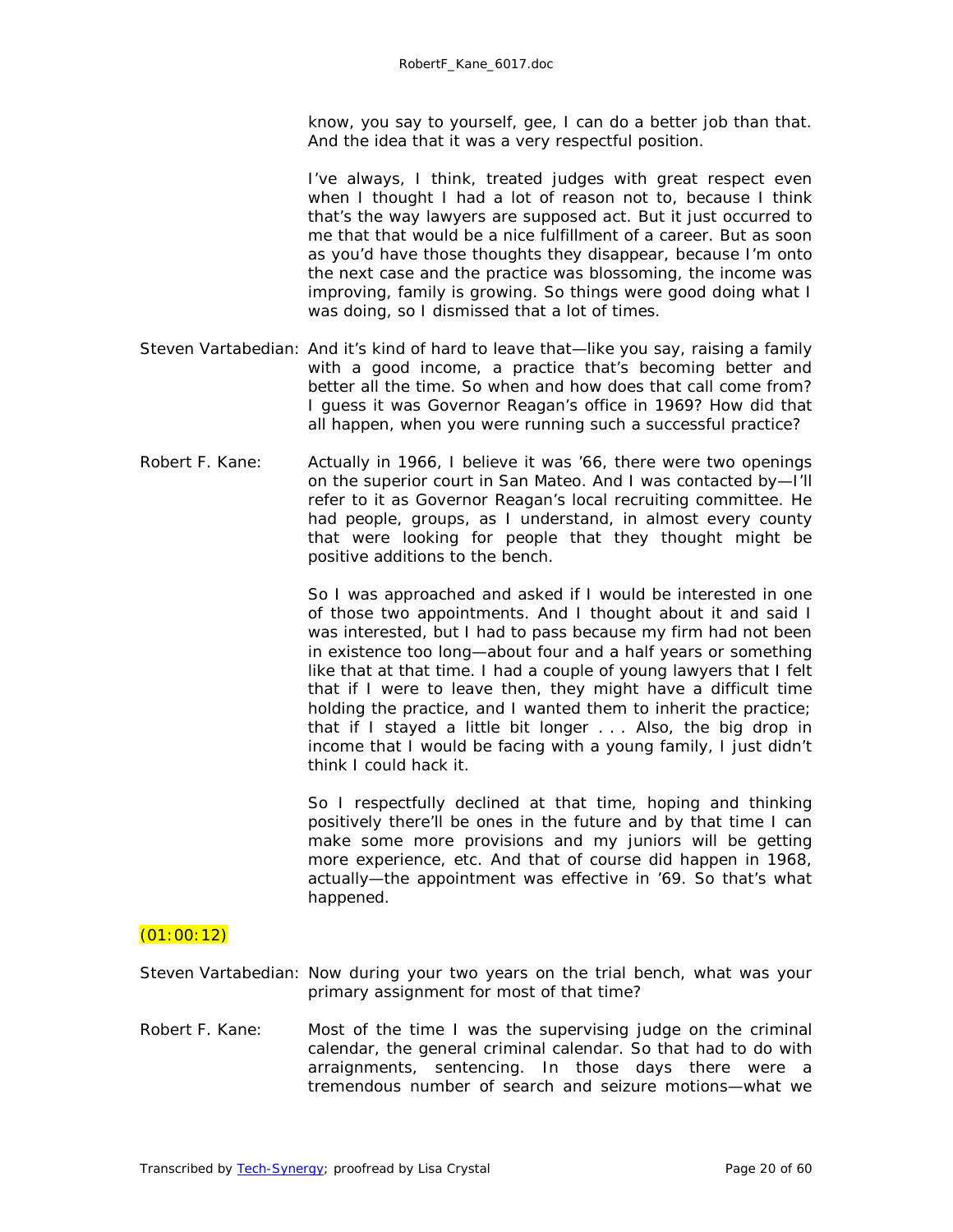know, you say to yourself, gee, I can do a better job than that. And the idea that it was a very respectful position.

I've always, I think, treated judges with great respect even when I thought I had a lot of reason not to, because I think that's the way lawyers are supposed act. But it just occurred to me that that would be a nice fulfillment of a career. But as soon as you'd have those thoughts they disappear, because I'm onto the next case and the practice was blossoming, the income was improving, family is growing. So things were good doing what I was doing, so I dismissed that a lot of times.

Steven Vartabedian: And it's kind of hard to leave that—like you say, raising a family with a good income, a practice that's becoming better and better all the time. So when and how does that call come from? I guess it was Governor Reagan's office in 1969? How did that all happen, when you were running such a successful practice?

Robert F. Kane: Actually in 1966, I believe it was '66, there were two openings on the superior court in San Mateo. And I was contacted by—I'll refer to it as Governor Reagan's local recruiting committee. He had people, groups, as I understand, in almost every county that were looking for people that they thought might be positive additions to the bench.

So I was approached and asked if I would be interested in one of those two appointments. And I thought about it and said I was interested, but I had to pass because my firm had not been in existence too long—about four and a half years or something like that at that time. I had a couple of young lawyers that I felt that if I were to leave then, they might have a difficult time holding the practice, and I wanted them to inherit the practice; that if I stayed a little bit longer . . . Also, the big drop in income that I would be facing with a young family, I just didn't think I could hack it.

So I respectfully declined at that time, hoping and thinking positively there'll be ones in the future and by that time I can make some more provisions and my juniors will be getting more experience, etc. And that of course did happen in 1968, actually—the appointment was effective in '69. So that's what happened.

(01:00:12)

Steven Vartabedian: Now during your two years on the trial bench, what was your primary assignment for most of that time?

Robert F. Kane: Most of the time I was the supervising judge on the criminal calendar, the general criminal calendar. So that had to do with arraignments, sentencing. In those days there were a tremendous number of search and seizure motions—what we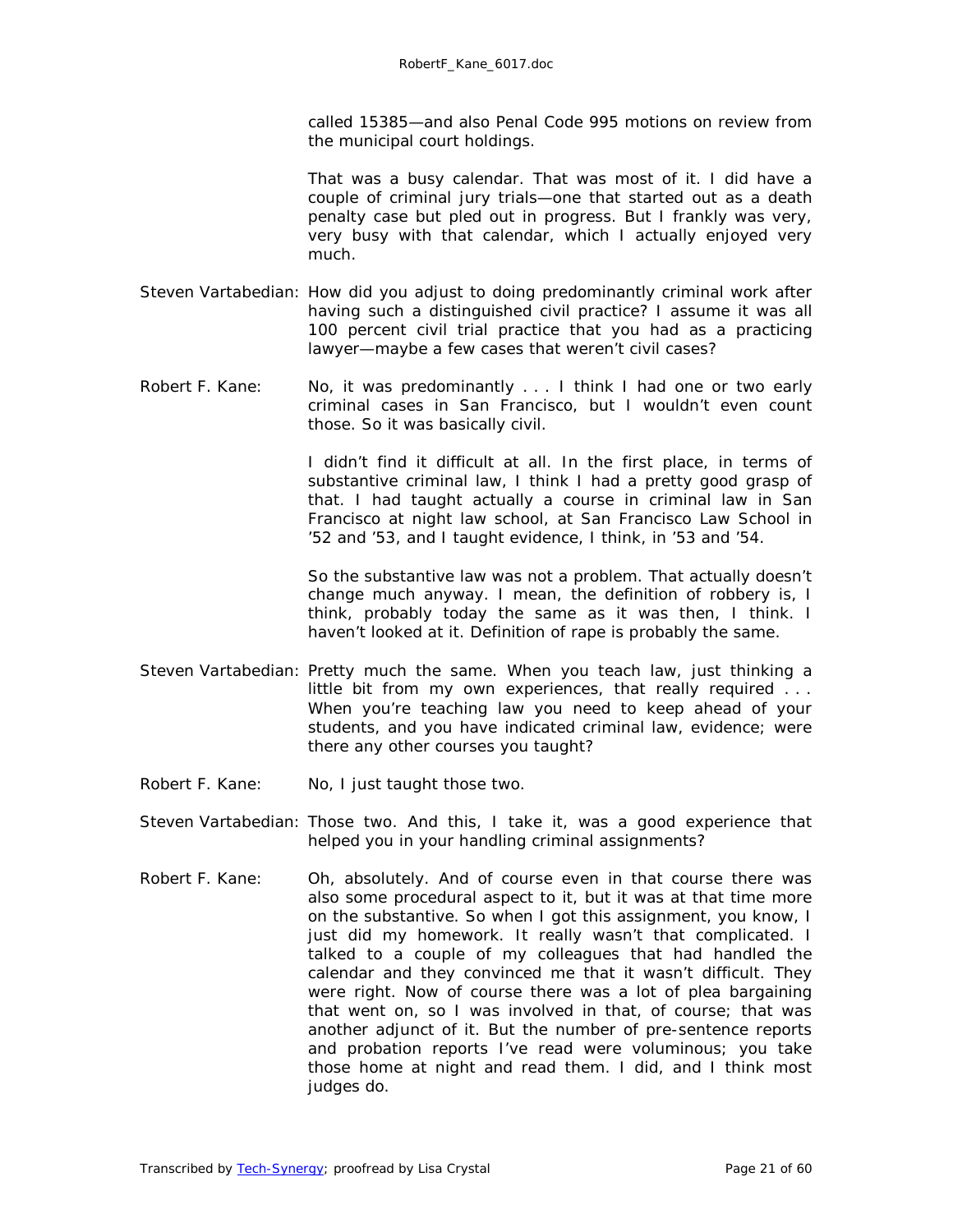called 15385—and also Penal Code 995 motions on review from the municipal court holdings.

That was a busy calendar. That was most of it. I did have a couple of criminal jury trials—one that started out as a death penalty case but pled out in progress. But I frankly was very, very busy with that calendar, which I actually enjoyed very much.

Steven Vartabedian: How did you adjust to doing predominantly criminal work after having such a distinguished civil practice? I assume it was all 100 percent civil trial practice that you had as a practicing lawyer—maybe a few cases that weren't civil cases?

Robert F. Kane: No, it was predominantly . . . I think I had one or two early criminal cases in San Francisco, but I wouldn't even count those. So it was basically civil.

I didn't find it difficult at all. In the first place, in terms of substantive criminal law, I think I had a pretty good grasp of that. I had taught actually a course in criminal law in San Francisco at night law school, at San Francisco Law School in '52 and '53, and I taught evidence, I think, in '53 and '54.

So the substantive law was not a problem. That actually doesn't change much anyway. I mean, the definition of robbery is, I think, probably today the same as it was then, I think. I haven't looked at it. Definition of rape is probably the same.

Steven Vartabedian: Pretty much the same. When you teach law, just thinking a little bit from my own experiences, that really required . . . When you're teaching law you need to keep ahead of your students, and you have indicated criminal law, evidence; were there any other courses you taught?

Robert F. Kane: No, I just taught those two.

Steven Vartabedian: Those two. And this, I take it, was a good experience that helped you in your handling criminal assignments?

Robert F. Kane: Oh, absolutely. And of course even in that course there was also some procedural aspect to it, but it was at that time more on the substantive. So when I got this assignment, you know, I just did my homework. It really wasn't that complicated. I talked to a couple of my colleagues that had handled the calendar and they convinced me that it wasn't difficult. They were right. Now of course there was a lot of plea bargaining that went on, so I was involved in that, of course; that was another adjunct of it. But the number of pre-sentence reports and probation reports I've read were voluminous; you take those home at night and read them. I did, and I think most judges do.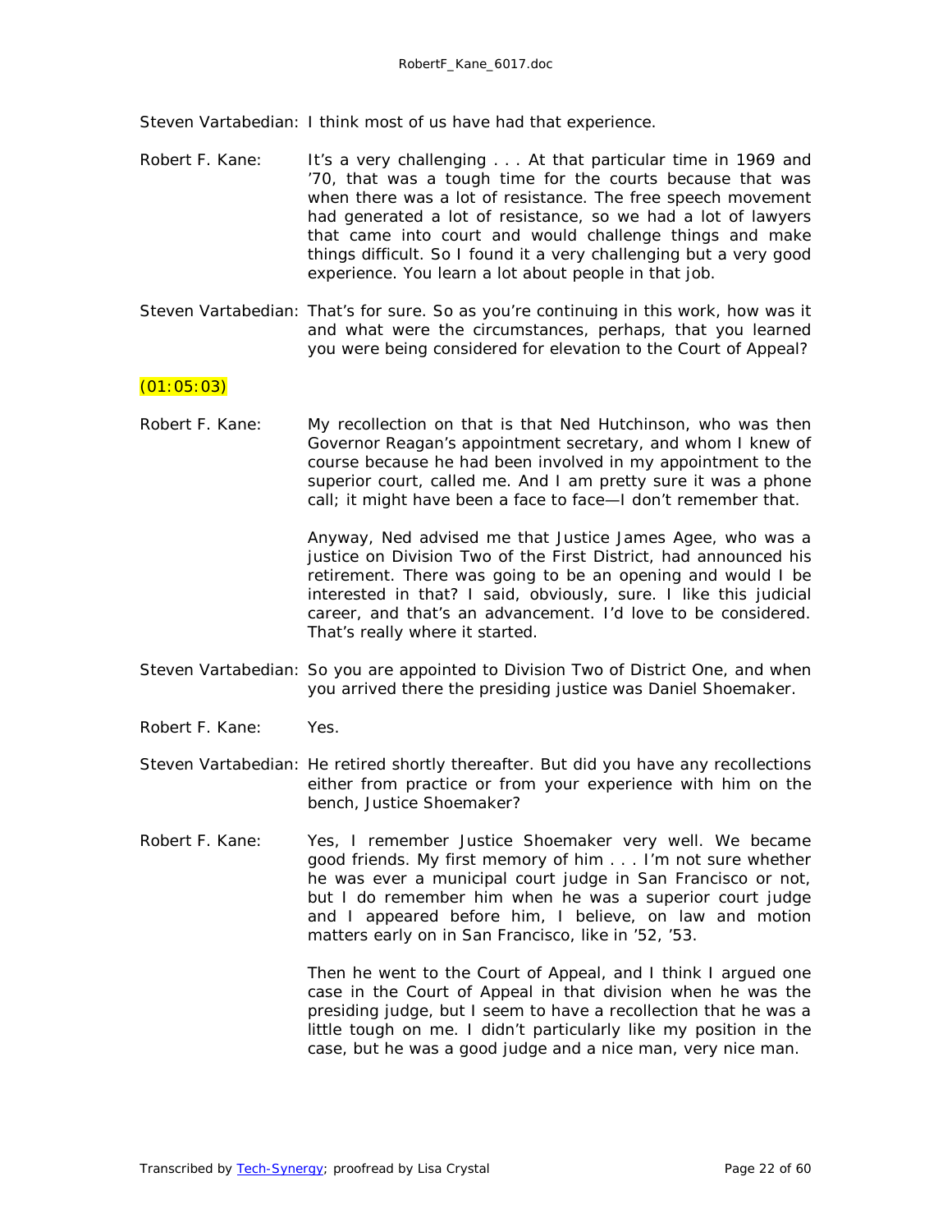Steven Vartabedian: I think most of us have had that experience.

Robert F. Kane: It's a very challenging . . . At that particular time in 1969 and '70, that was a tough time for the courts because that was when there was a lot of resistance. The free speech movement had generated a lot of resistance, so we had a lot of lawyers that came into court and would challenge things and make things difficult. So I found it a very challenging but a very good experience. You learn a lot about people in that job.

Steven Vartabedian: That's for sure. So as you're continuing in this work, how was it and what were the circumstances, perhaps, that you learned you were being considered for elevation to the Court of Appeal?

(01:05:03)

Robert F. Kane: My recollection on that is that Ned Hutchinson, who was then Governor Reagan's appointment secretary, and whom I knew of course because he had been involved in my appointment to the superior court, called me. And I am pretty sure it was a phone call; it might have been a face to face—I don't remember that.

Anyway, Ned advised me that Justice James Agee, who was a justice on Division Two of the First District, had announced his retirement. There was going to be an opening and would I be interested in that? I said, obviously, sure. I like this judicial career, and that's an advancement. I'd love to be considered. That's really where it started.

Steven Vartabedian: So you are appointed to Division Two of District One, and when you arrived there the presiding justice was Daniel Shoemaker.

Robert F. Kane: Yes.

Steven Vartabedian: He retired shortly thereafter. But did you have any recollections either from practice or from your experience with him on the bench, Justice Shoemaker?

Robert F. Kane: Yes, I remember Justice Shoemaker very well. We became good friends. My first memory of him . . . I'm not sure whether he was ever a municipal court judge in San Francisco or not, but I do remember him when he was a superior court judge and I appeared before him, I believe, on law and motion matters early on in San Francisco, like in '52, '53.

Then he went to the Court of Appeal, and I think I argued one case in the Court of Appeal in that division when he was the presiding judge, but I seem to have a recollection that he was a little tough on me. I didn't particularly like my position in the case, but he was a good judge and a nice man, very nice man.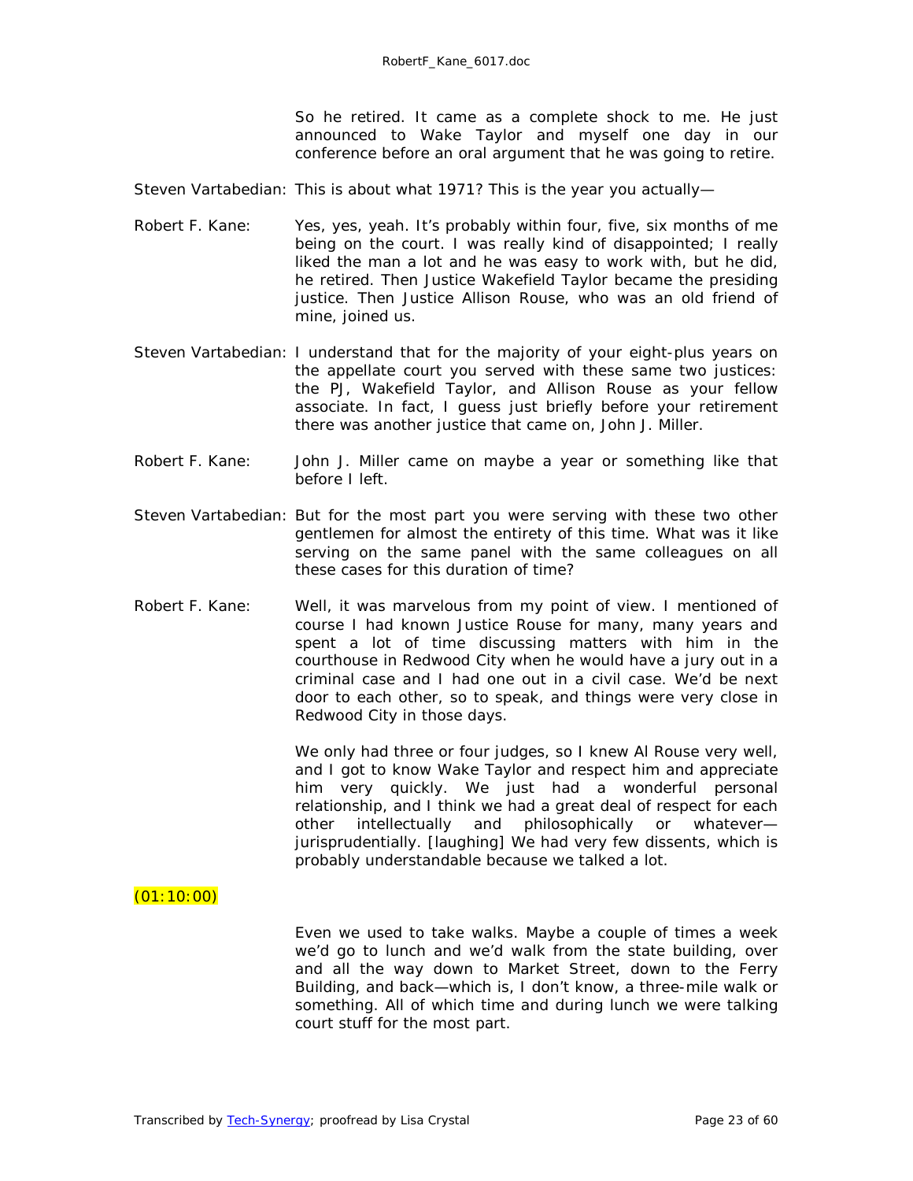So he retired. It came as a complete shock to me. He just announced to Wake Taylor and myself one day in our conference before an oral argument that he was going to retire.

Steven Vartabedian: This is about what 1971? This is the year you actually—

Robert F. Kane: Yes, yes, yeah. It's probably within four, five, six months of me being on the court. I was really kind of disappointed; I really liked the man a lot and he was easy to work with, but he did, he retired. Then Justice Wakefield Taylor became the presiding justice. Then Justice Allison Rouse, who was an old friend of mine, joined us.

Steven Vartabedian: I understand that for the majority of your eight-plus years on the appellate court you served with these same two justices: the PJ, Wakefield Taylor, and Allison Rouse as your fellow associate. In fact, I guess just briefly before your retirement there was another justice that came on, John J. Miller.

Robert F. Kane: John J. Miller came on maybe a year or something like that before I left.

Steven Vartabedian: But for the most part you were serving with these two other gentlemen for almost the entirety of this time. What was it like serving on the same panel with the same colleagues on all these cases for this duration of time?

Robert F. Kane: Well, it was marvelous from my point of view. I mentioned of course I had known Justice Rouse for many, many years and spent a lot of time discussing matters with him in the courthouse in Redwood City when he would have a jury out in a criminal case and I had one out in a civil case. We'd be next door to each other, so to speak, and things were very close in Redwood City in those days.

We only had three or four judges, so I knew Al Rouse very well, and I got to know Wake Taylor and respect him and appreciate him very quickly. We just had a wonderful personal relationship, and I think we had a great deal of respect for each other intellectually and philosophically or whatever—jurisprudentially. [laughing] We had very few dissents, which is probably understandable because we talked a lot.

(01:10:00)

Even we used to take walks. Maybe a couple of times a week we'd go to lunch and we'd walk from the state building, over and all the way down to Market Street, down to the Ferry Building, and back—which is, I don't know, a three-mile walk or something. All of which time and during lunch we were talking court stuff for the most part.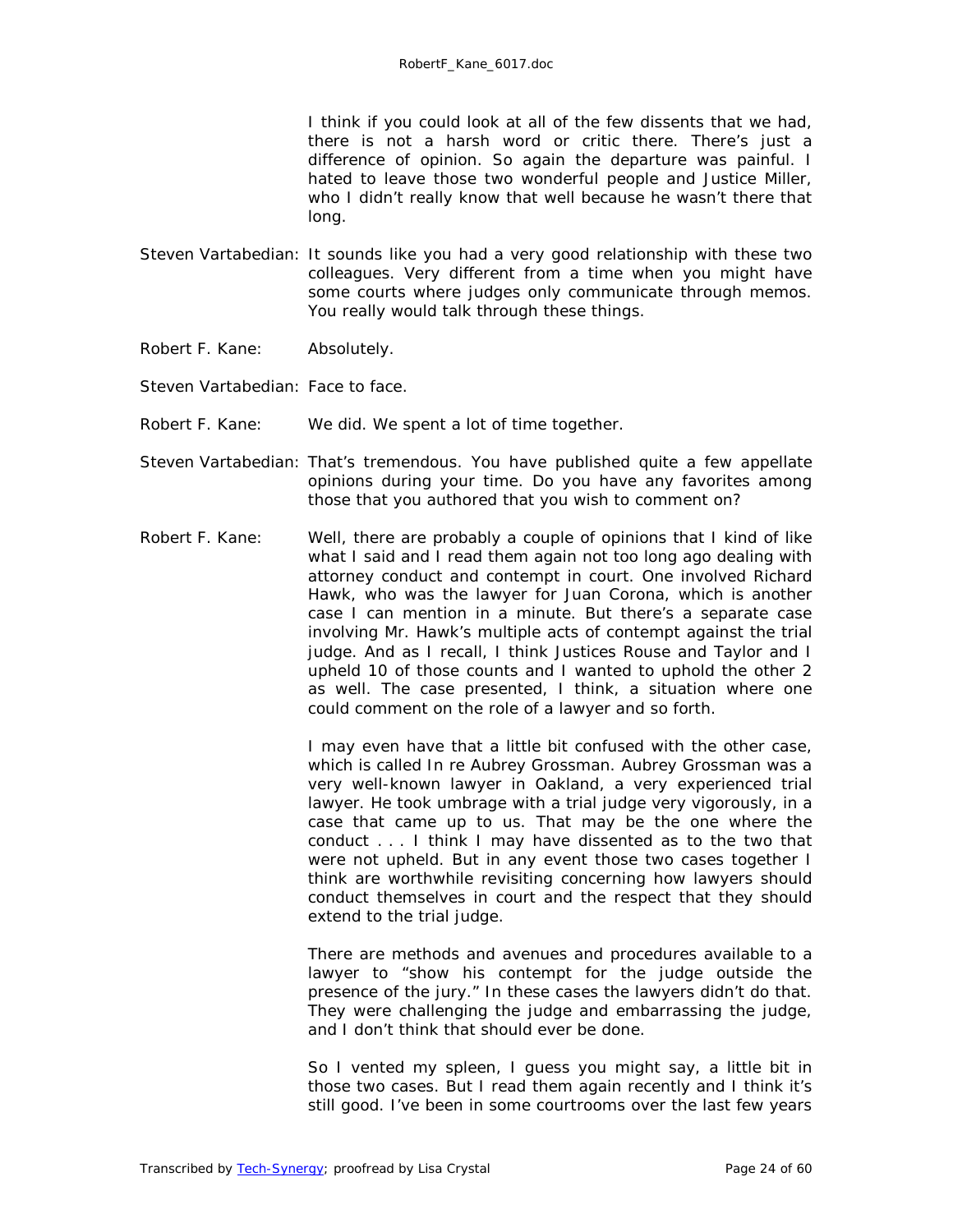I think if you could look at all of the few dissents that we had, there is not a harsh word or critic there. There's just a difference of opinion. So again the departure was painful. I hated to leave those two wonderful people and Justice Miller, who I didn't really know that well because he wasn't there that long.

Steven Vartabedian: It sounds like you had a very good relationship with these two colleagues. Very different from a time when you might have some courts where judges only communicate through memos. You really would talk through these things.

Robert F. Kane: Absolutely.

Steven Vartabedian: Face to face.

Robert F. Kane: We did. We spent a lot of time together.

Steven Vartabedian: That's tremendous. You have published quite a few appellate opinions during your time. Do you have any favorites among those that you authored that you wish to comment on?

Robert F. Kane: Well, there are probably a couple of opinions that I kind of like what I said and I read them again not too long ago dealing with attorney conduct and contempt in court. One involved Richard Hawk, who was the lawyer for Juan Corona, which is another case I can mention in a minute. But there's a separate case involving Mr. Hawk's multiple acts of contempt against the trial judge. And as I recall, I think Justices Rouse and Taylor and I upheld 10 of those counts and I wanted to uphold the other 2 as well. The case presented, I think, a situation where one could comment on the role of a lawyer and so forth.

I may even have that a little bit confused with the other case, which is called *In re Aubrey Grossman*. Aubrey Grossman was a very well-known lawyer in Oakland, a very experienced trial lawyer. He took umbrage with a trial judge very vigorously, in a case that came up to us. That may be the one where the conduct . . . I think I may have dissented as to the two that were not upheld. But in any event those two cases together I think are worthwhile revisiting concerning how lawyers should conduct themselves in court and the respect that they should extend to the trial judge.

There are methods and avenues and procedures available to a lawyer to "show his contempt for the judge outside the presence of the jury." In these cases the lawyers didn't do that. They were challenging the judge and embarrassing the judge, and I don't think that should ever be done.

So I vented my spleen, I guess you might say, a little bit in those two cases. But I read them again recently and I think it's still good. I've been in some courtrooms over the last few years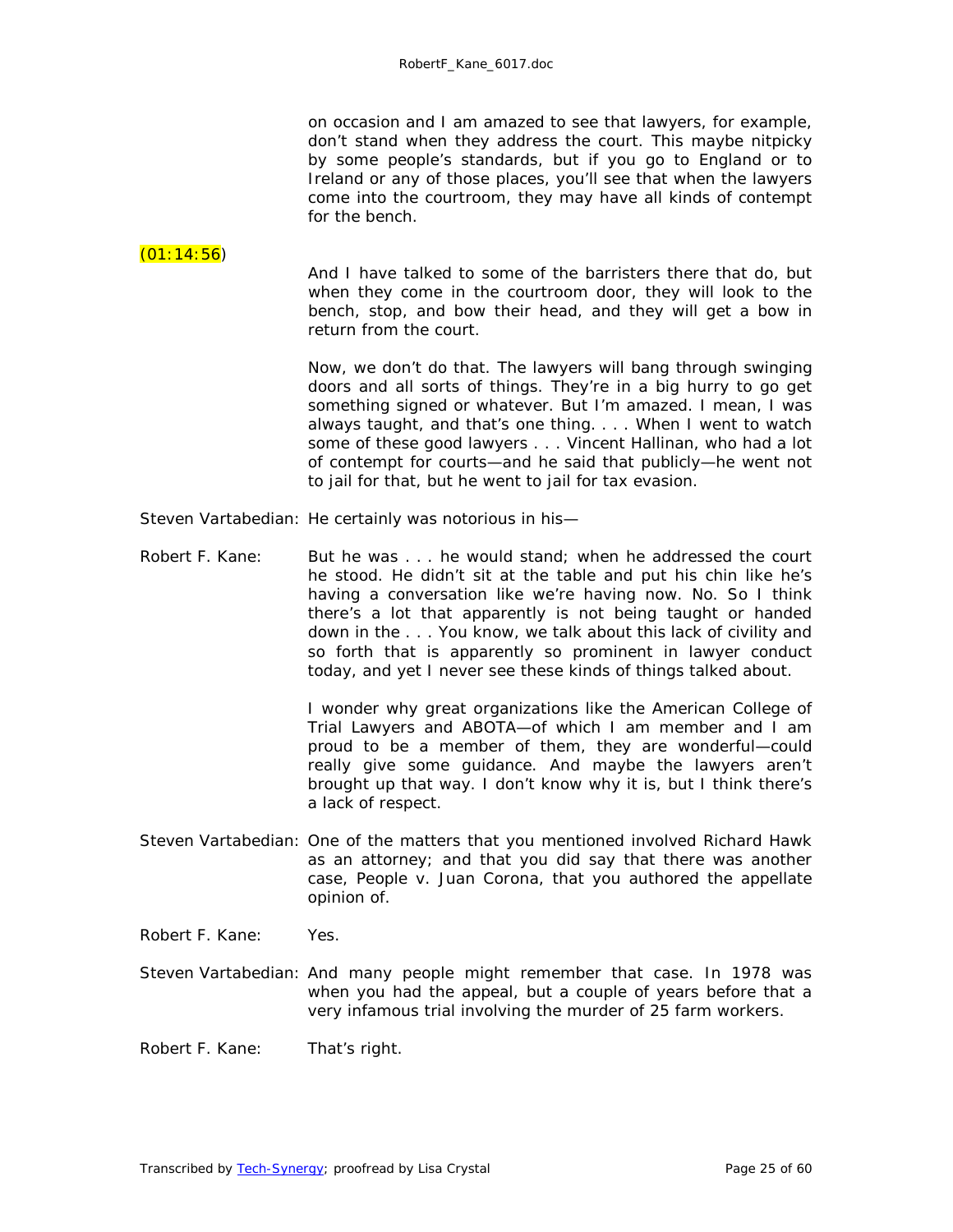on occasion and I am amazed to see that lawyers, for example, don't stand when they address the court. This maybe nitpicky by some people's standards, but if you go to England or to Ireland or any of those places, you'll see that when the lawyers come into the courtroom, they may have all kinds of contempt for the bench.

(01:14:56)

And I have talked to some of the barristers there that do, but when they come in the courtroom door, they will look to the bench, stop, and bow their head, and they will get a bow in return from the court.

Now, we don't do that. The lawyers will bang through swinging doors and all sorts of things. They're in a big hurry to go get something signed or whatever. But I'm amazed. I mean, I was always taught, and that's one thing. . . . When I went to watch some of these good lawyers . . . Vincent Hallinan, who had a lot of contempt for courts—and he said that publicly—he went not to jail for that, but he went to jail for tax evasion.

Steven Vartabedian: He certainly was notorious in his—

Robert F. Kane: But he was . . . he would stand; when he addressed the court he stood. He didn't sit at the table and put his chin like he's having a conversation like we're having now. No. So I think there's a lot that apparently is not being taught or handed down in the . . . You know, we talk about this lack of civility and so forth that is apparently so prominent in lawyer conduct today, and yet I never see these kinds of things talked about.

I wonder why great organizations like the American College of Trial Lawyers and ABOTA—of which I am member and I am proud to be a member of them, they are wonderful—could really give some guidance. And maybe the lawyers aren't brought up that way. I don't know why it is, but I think there's a lack of respect.

Steven Vartabedian: One of the matters that you mentioned involved Richard Hawk as an attorney; and that you did say that there was another case, People v. Juan Corona, that you authored the appellate opinion of.

Robert F. Kane: Yes.

Steven Vartabedian: And many people might remember that case. In 1978 was when you had the appeal, but a couple of years before that a very infamous trial involving the murder of 25 farm workers.

Robert F. Kane: That's right.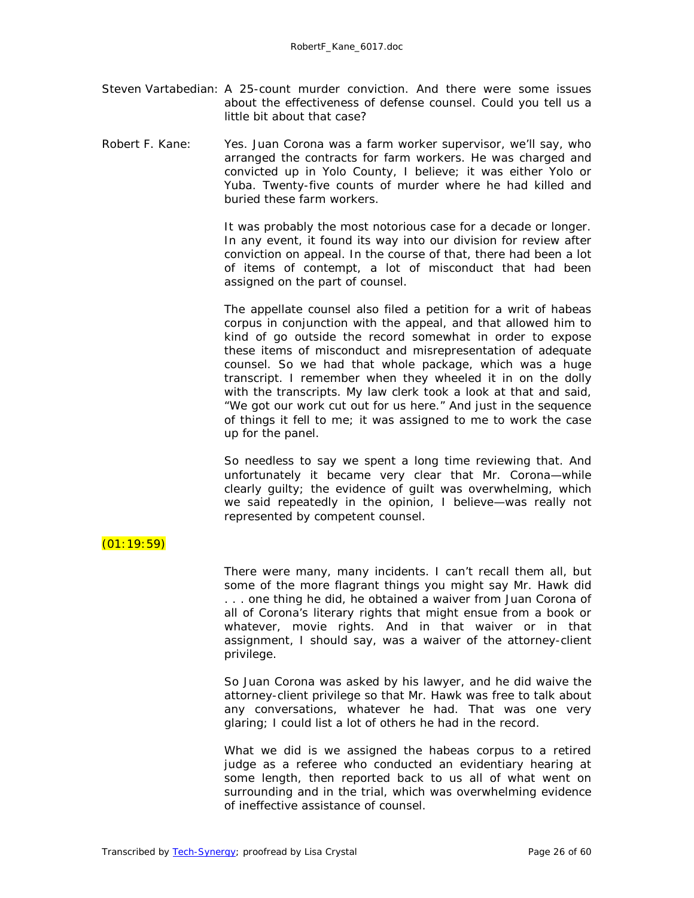Steven Vartabedian: A 25-count murder conviction. And there were some issues about the effectiveness of defense counsel. Could you tell us a little bit about that case?

Robert F. Kane: Yes. Juan Corona was a farm worker supervisor, we'll say, who arranged the contracts for farm workers. He was charged and convicted up in Yolo County, I believe; it was either Yolo or Yuba. Twenty-five counts of murder where he had killed and buried these farm workers.

It was probably the most notorious case for a decade or longer. In any event, it found its way into our division for review after conviction on appeal. In the course of that, there had been a lot of items of contempt, a lot of misconduct that had been assigned on the part of counsel.

The appellate counsel also filed a petition for a writ of habeas corpus in conjunction with the appeal, and that allowed him to kind of go outside the record somewhat in order to expose these items of misconduct and misrepresentation of adequate counsel. So we had that whole package, which was a huge transcript. I remember when they wheeled it in on the dolly with the transcripts. My law clerk took a look at that and said, "We got our work cut out for us here." And just in the sequence of things it fell to me; it was assigned to me to work the case up for the panel.

So needless to say we spent a long time reviewing that. And unfortunately it became very clear that Mr. Corona—while clearly guilty; the evidence of guilt was overwhelming, which we said repeatedly in the opinion, I believe—was really not represented by competent counsel.

(01:19:59)

There were many, many incidents. I can't recall them all, but some of the more flagrant things you might say Mr. Hawk did . . . one thing he did, he obtained a waiver from Juan Corona of all of Corona's literary rights that might ensue from a book or whatever, movie rights. And in that waiver or in that assignment, I should say, was a waiver of the attorney-client privilege.

So Juan Corona was asked by his lawyer, and he did waive the attorney-client privilege so that Mr. Hawk was free to talk about any conversations, whatever he had. That was one very glaring; I could list a lot of others he had in the record.

What we did is we assigned the habeas corpus to a retired judge as a referee who conducted an evidentiary hearing at some length, then reported back to us all of what went on surrounding and in the trial, which was overwhelming evidence of ineffective assistance of counsel.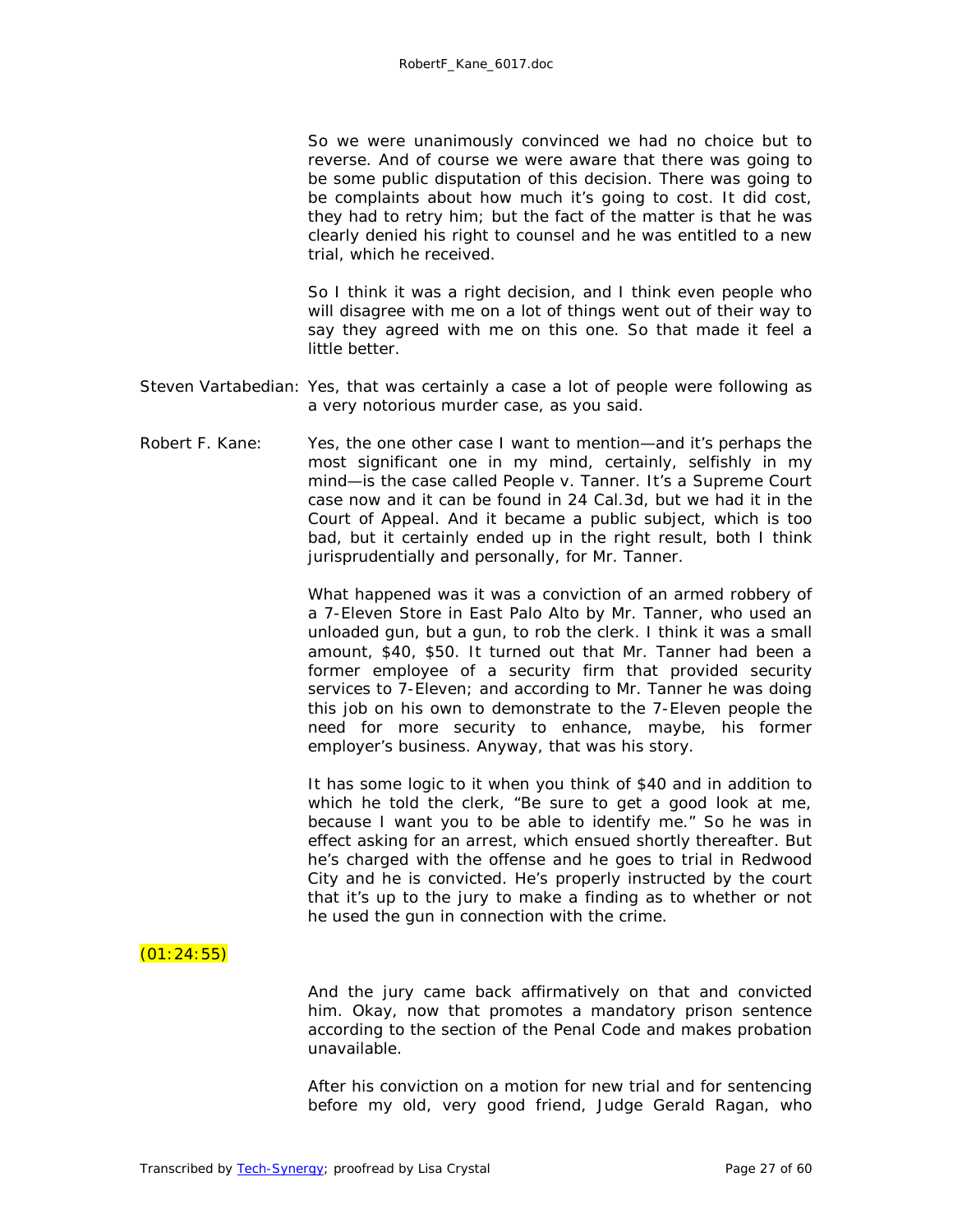So we were unanimously convinced we had no choice but to reverse. And of course we were aware that there was going to be some public disputation of this decision. There was going to be complaints about how much it's going to cost. It did cost, they had to retry him; but the fact of the matter is that he was clearly denied his right to counsel and he was entitled to a new trial, which he received.

So I think it was a right decision, and I think even people who will disagree with me on a lot of things went out of their way to say they agreed with me on this one. So that made it feel a little better.

Steven Vartabedian: Yes, that was certainly a case a lot of people were following as a very notorious murder case, as you said.

Robert F. Kane: Yes, the one other case I want to mention—and it's perhaps the most significant one in my mind, certainly, selfishly in my mind—is the case called People v. Tanner. It's a Supreme Court case now and it can be found in 24 Cal.3d, but we had it in the Court of Appeal. And it became a public subject, which is too bad, but it certainly ended up in the right result, both I think jurisprudentially and personally, for Mr. Tanner.

What happened was it was a conviction of an armed robbery of a 7-Eleven Store in East Palo Alto by Mr. Tanner, who used an unloaded gun, but a gun, to rob the clerk. I think it was a small amount, $40, $50. It turned out that Mr. Tanner had been a former employee of a security firm that provided security services to 7-Eleven; and according to Mr. Tanner he was doing this job on his own to demonstrate to the 7-Eleven people the need for more security to enhance, maybe, his former employer's business. Anyway, that was his story.

It has some logic to it when you think of $40 and in addition to which he told the clerk, "Be sure to get a good look at me, because I want you to be able to identify me." So he was in effect asking for an arrest, which ensued shortly thereafter. But he's charged with the offense and he goes to trial in Redwood City and he is convicted. He's properly instructed by the court that it's up to the jury to make a finding as to whether or not he used the gun in connection with the crime.

(01:24:55)

And the jury came back affirmatively on that and convicted him. Okay, now that promotes a mandatory prison sentence according to the section of the Penal Code and makes probation unavailable.

After his conviction on a motion for new trial and for sentencing before my old, very good friend, Judge Gerald Ragan, who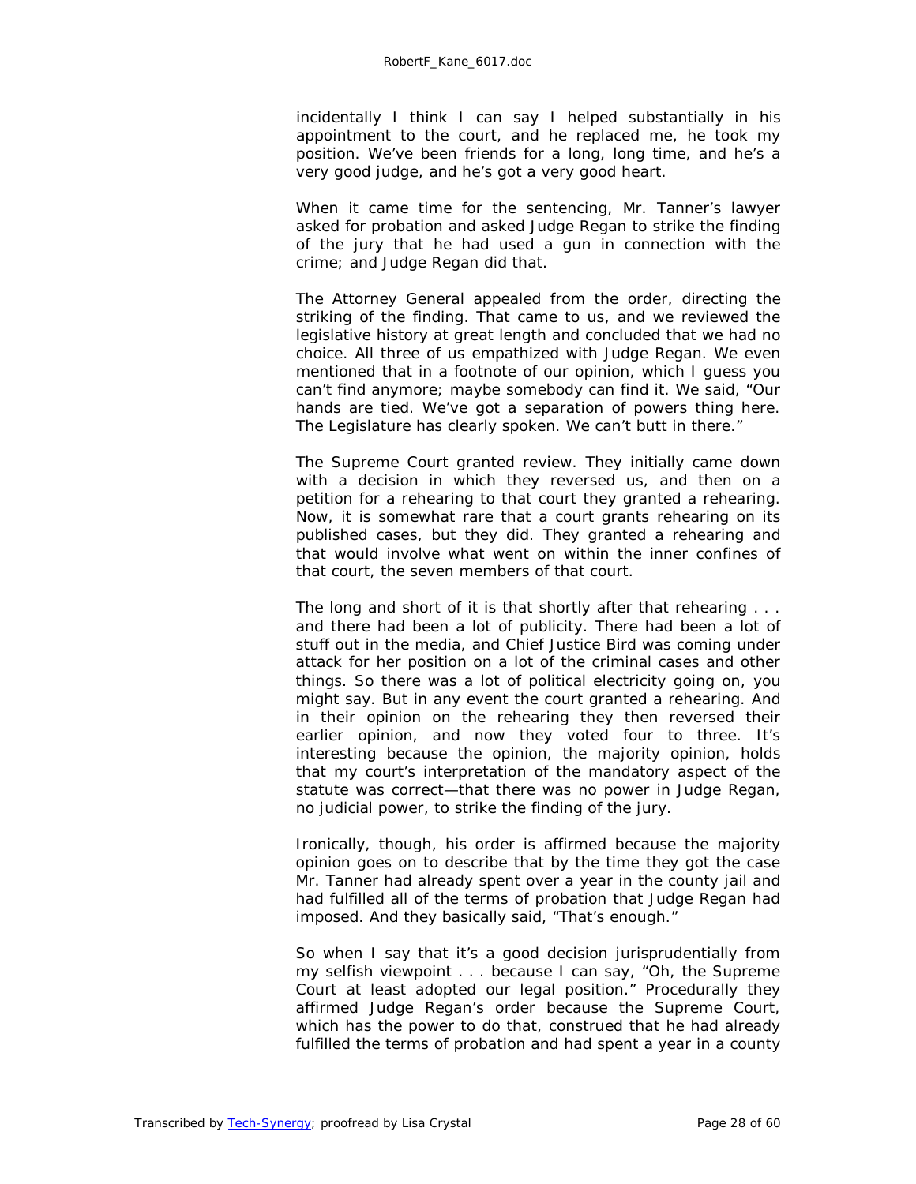incidentally I think I can say I helped substantially in his appointment to the court, and he replaced me, he took my position. We've been friends for a long, long time, and he's a very good judge, and he's got a very good heart.

When it came time for the sentencing, Mr. Tanner's lawyer asked for probation and asked Judge Regan to strike the finding of the jury that he had used a gun in connection with the crime; and Judge Regan did that.

The Attorney General appealed from the order, directing the striking of the finding. That came to us, and we reviewed the legislative history at great length and concluded that we had no choice. All three of us empathized with Judge Regan. We even mentioned that in a footnote of our opinion, which I guess you can't find anymore; maybe somebody can find it. We said, "Our hands are tied. We've got a separation of powers thing here. The Legislature has clearly spoken. We can't butt in there."

The Supreme Court granted review. They initially came down with a decision in which they reversed us, and then on a petition for a rehearing to that court they granted a rehearing. Now, it is somewhat rare that a court grants rehearing on its published cases, but they did. They granted a rehearing and that would involve what went on within the inner confines of that court, the seven members of that court.

The long and short of it is that shortly after that rehearing . . . and there had been a lot of publicity. There had been a lot of stuff out in the media, and Chief Justice Bird was coming under attack for her position on a lot of the criminal cases and other things. So there was a lot of political electricity going on, you might say. But in any event the court granted a rehearing. And in their opinion on the rehearing they then reversed their earlier opinion, and now they voted four to three. It's interesting because the opinion, the majority opinion, holds that my court's interpretation of the mandatory aspect of the statute was correct—that there was no power in Judge Regan, no judicial power, to strike the finding of the jury.

Ironically, though, his order is affirmed because the majority opinion goes on to describe that by the time they got the case Mr. Tanner had already spent over a year in the county jail and had fulfilled all of the terms of probation that Judge Regan had imposed. And they basically said, "That's enough."

So when I say that it's a good decision jurisprudentially from my selfish viewpoint . . . because I can say, "Oh, the Supreme Court at least adopted our legal position." Procedurally they affirmed Judge Regan's order because the Supreme Court, which has the power to do that, construed that he had already fulfilled the terms of probation and had spent a year in a county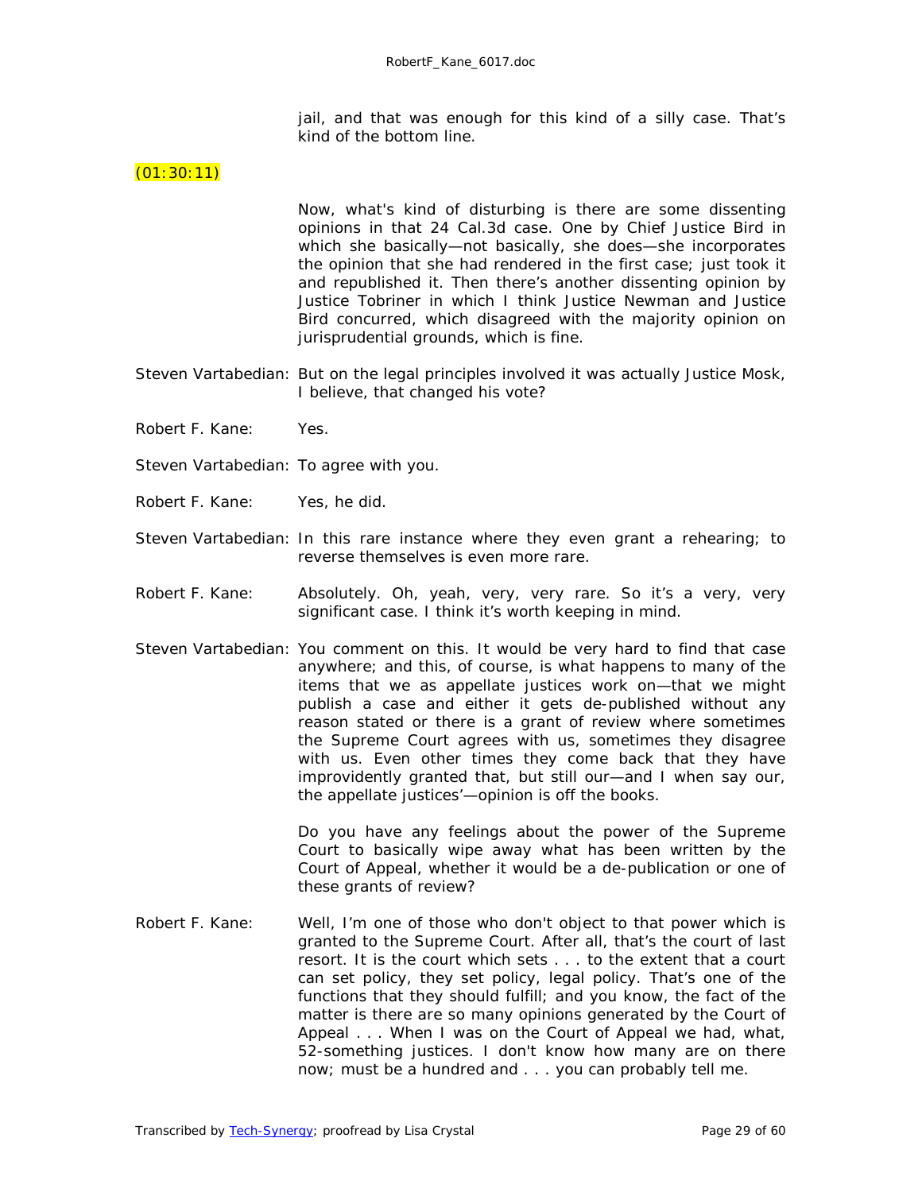jail, and that was enough for this kind of a silly case. That's kind of the bottom line.

(01:30:11)

Now, what's kind of disturbing is there are some dissenting opinions in that 24 Cal.3d case. One by Chief Justice Bird in which she basically—not basically, she does—she incorporates the opinion that she had rendered in the first case; just took it and republished it. Then there's another dissenting opinion by Justice Tobriner in which I think Justice Newman and Justice Bird concurred, which disagreed with the majority opinion on jurisprudential grounds, which is fine.

Steven Vartabedian: But on the legal principles involved it was actually Justice Mosk, I believe, that changed his vote?

Robert F. Kane: Yes.

Steven Vartabedian: To agree with you.

Robert F. Kane: Yes, he did.

Steven Vartabedian: In this rare instance where they even grant a rehearing; to reverse themselves is even more rare.

Robert F. Kane: Absolutely. Oh, yeah, very, very rare. So it's a very, very significant case. I think it's worth keeping in mind.

Steven Vartabedian: You comment on this. It would be very hard to find that case anywhere; and this, of course, is what happens to many of the items that we as appellate justices work on—that we might publish a case and either it gets de-published without any reason stated or there is a grant of review where sometimes the Supreme Court agrees with us, sometimes they disagree with us. Even other times they come back that they have improvidently granted that, but still our—and I when say our, the appellate justices'—opinion is off the books.

Do you have any feelings about the power of the Supreme Court to basically wipe away what has been written by the Court of Appeal, whether it would be a de-publication or one of these grants of review?

Robert F. Kane: Well, I'm one of those who don't object to that power which is granted to the Supreme Court. After all, that's the court of last resort. It is the court which sets . . . to the extent that a court can set policy, they set policy, legal policy. That's one of the functions that they should fulfill; and you know, the fact of the matter is there are so many opinions generated by the Court of Appeal . . . When I was on the Court of Appeal we had, what, 52-something justices. I don't know how many are on there now; must be a hundred and . . . you can probably tell me.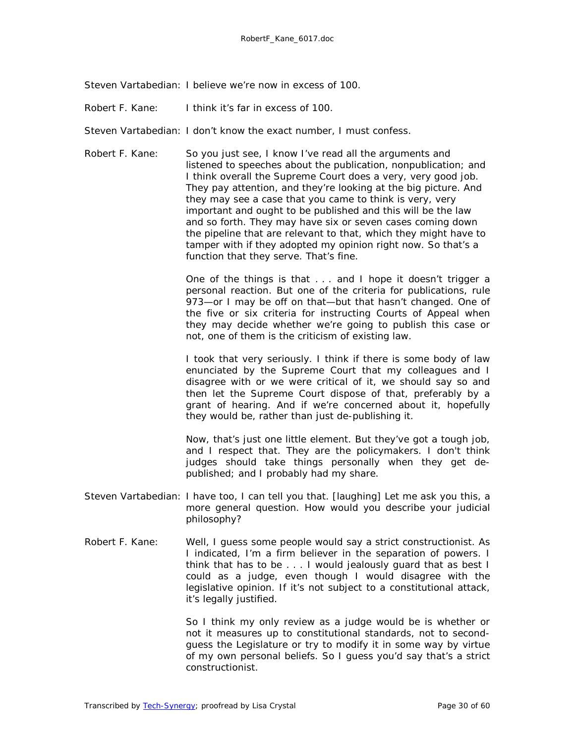Steven Vartabedian: I believe we're now in excess of 100.

Robert F. Kane: I think it's far in excess of 100.

Steven Vartabedian: I don't know the exact number, I must confess.

Robert F. Kane: So you just see, I know I've read all the arguments and listened to speeches about the publication, nonpublication; and I think overall the Supreme Court does a very, very good job. They pay attention, and they're looking at the big picture. And they may see a case that you came to think is very, very important and ought to be published and this will be the law and so forth. They may have six or seven cases coming down the pipeline that are relevant to that, which they might have to tamper with if they adopted my opinion right now. So that's a function that they serve. That's fine.

One of the things is that . . . and I hope it doesn't trigger a personal reaction. But one of the criteria for publications, rule 973—or I may be off on that—but that hasn't changed. One of the five or six criteria for instructing Courts of Appeal when they may decide whether we're going to publish this case or not, one of them is the criticism of existing law.

I took that very seriously. I think if there is some body of law enunciated by the Supreme Court that my colleagues and I disagree with or we were critical of it, we should say so and then let the Supreme Court dispose of that, preferably by a grant of hearing. And if we're concerned about it, hopefully they would be, rather than just de-publishing it.

Now, that's just one little element. But they've got a tough job, and I respect that. They are the policymakers. I don't think judges should take things personally when they get de-published; and I probably had my share.

Steven Vartabedian: I have too, I can tell you that. [laughing] Let me ask you this, a more general question. How would you describe your judicial philosophy?

Robert F. Kane: Well, I guess some people would say a strict constructionist. As I indicated, I'm a firm believer in the separation of powers. I think that has to be . . . I would jealously guard that as best I could as a judge, even though I would disagree with the legislative opinion. If it's not subject to a constitutional attack, it's legally justified.

So I think my only review as a judge would be is whether or not it measures up to constitutional standards, not to second-guess the Legislature or try to modify it in some way by virtue of my own personal beliefs. So I guess you'd say that's a strict constructionist.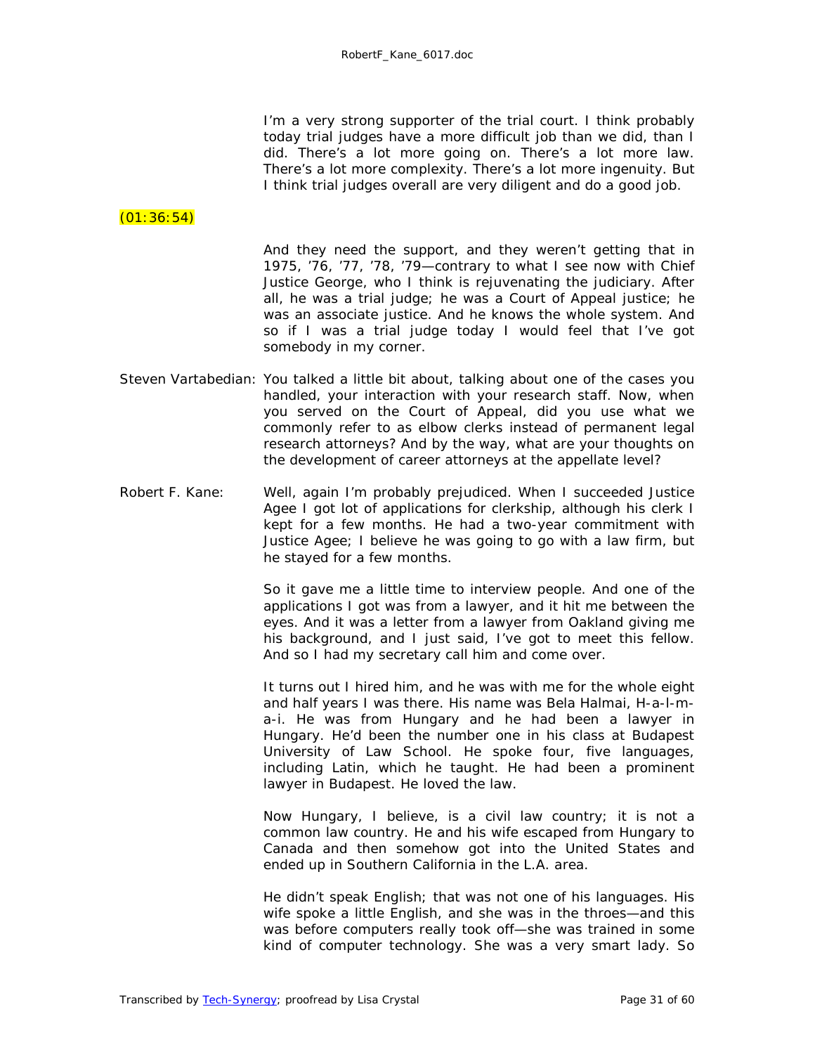I'm a very strong supporter of the trial court. I think probably today trial judges have a more difficult job than we did, than I did. There's a lot more going on. There's a lot more law. There's a lot more complexity. There's a lot more ingenuity. But I think trial judges overall are very diligent and do a good job.

(01:36:54)

And they need the support, and they weren't getting that in 1975, '76, '77, '78, '79—contrary to what I see now with Chief Justice George, who I think is rejuvenating the judiciary. After all, he was a trial judge; he was a Court of Appeal justice; he was an associate justice. And he knows the whole system. And so if I was a trial judge today I would feel that I've got somebody in my corner.

Steven Vartabedian: You talked a little bit about, talking about one of the cases you handled, your interaction with your research staff. Now, when you served on the Court of Appeal, did you use what we commonly refer to as elbow clerks instead of permanent legal research attorneys? And by the way, what are your thoughts on the development of career attorneys at the appellate level?

Robert F. Kane: Well, again I'm probably prejudiced. When I succeeded Justice Agee I got lot of applications for clerkship, although his clerk I kept for a few months. He had a two-year commitment with Justice Agee; I believe he was going to go with a law firm, but he stayed for a few months.

So it gave me a little time to interview people. And one of the applications I got was from a lawyer, and it hit me between the eyes. And it was a letter from a lawyer from Oakland giving me his background, and I just said, I've got to meet this fellow. And so I had my secretary call him and come over.

It turns out I hired him, and he was with me for the whole eight and half years I was there. His name was Bela Halmai, H-a-l-m-a-i. He was from Hungary and he had been a lawyer in Hungary. He'd been the number one in his class at Budapest University of Law School. He spoke four, five languages, including Latin, which he taught. He had been a prominent lawyer in Budapest. He loved the law.

Now Hungary, I believe, is a civil law country; it is not a common law country. He and his wife escaped from Hungary to Canada and then somehow got into the United States and ended up in Southern California in the L.A. area.

He didn't speak English; that was not one of his languages. His wife spoke a little English, and she was in the throes—and this was before computers really took off—she was trained in some kind of computer technology. She was a very smart lady. So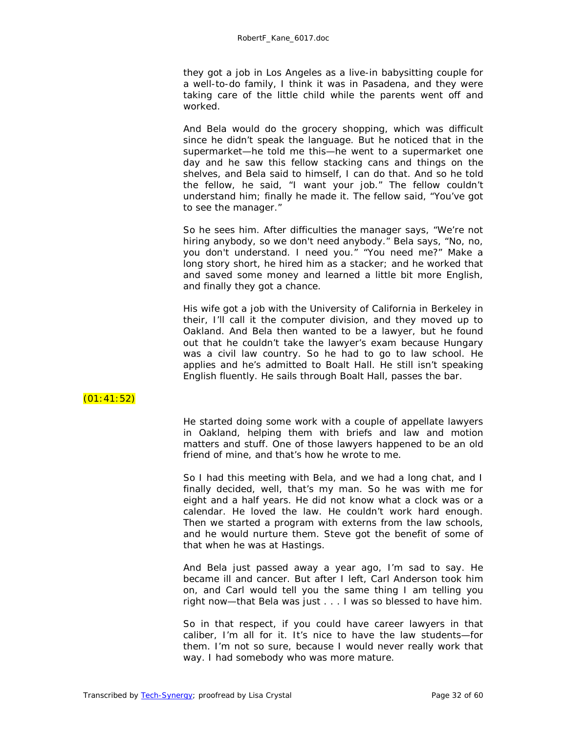they got a job in Los Angeles as a live-in babysitting couple for a well-to-do family, I think it was in Pasadena, and they were taking care of the little child while the parents went off and worked.

And Bela would do the grocery shopping, which was difficult since he didn't speak the language. But he noticed that in the supermarket—he told me this—he went to a supermarket one day and he saw this fellow stacking cans and things on the shelves, and Bela said to himself, I can do that. And so he told the fellow, he said, "I want your job." The fellow couldn't understand him; finally he made it. The fellow said, "You've got to see the manager."

So he sees him. After difficulties the manager says, "We're not hiring anybody, so we don't need anybody." Bela says, "No, no, you don't understand. I need you." "You need me?" Make a long story short, he hired him as a stacker; and he worked that and saved some money and learned a little bit more English, and finally they got a chance.

His wife got a job with the University of California in Berkeley in their, I'll call it the computer division, and they moved up to Oakland. And Bela then wanted to be a lawyer, but he found out that he couldn't take the lawyer's exam because Hungary was a civil law country. So he had to go to law school. He applies and he's admitted to Boalt Hall. He still isn't speaking English fluently. He sails through Boalt Hall, passes the bar.

(01:41:52)

He started doing some work with a couple of appellate lawyers in Oakland, helping them with briefs and law and motion matters and stuff. One of those lawyers happened to be an old friend of mine, and that's how he wrote to me.

So I had this meeting with Bela, and we had a long chat, and I finally decided, well, that's my man. So he was with me for eight and a half years. He did not know what a clock was or a calendar. He loved the law. He couldn't work hard enough. Then we started a program with externs from the law schools, and he would nurture them. Steve got the benefit of some of that when he was at Hastings.

And Bela just passed away a year ago, I'm sad to say. He became ill and cancer. But after I left, Carl Anderson took him on, and Carl would tell you the same thing I am telling you right now—that Bela was just . . . I was so blessed to have him.

So in that respect, if you could have career lawyers in that caliber, I'm all for it. It's nice to have the law students—for them. I'm not so sure, because I would never really work that way. I had somebody who was more mature.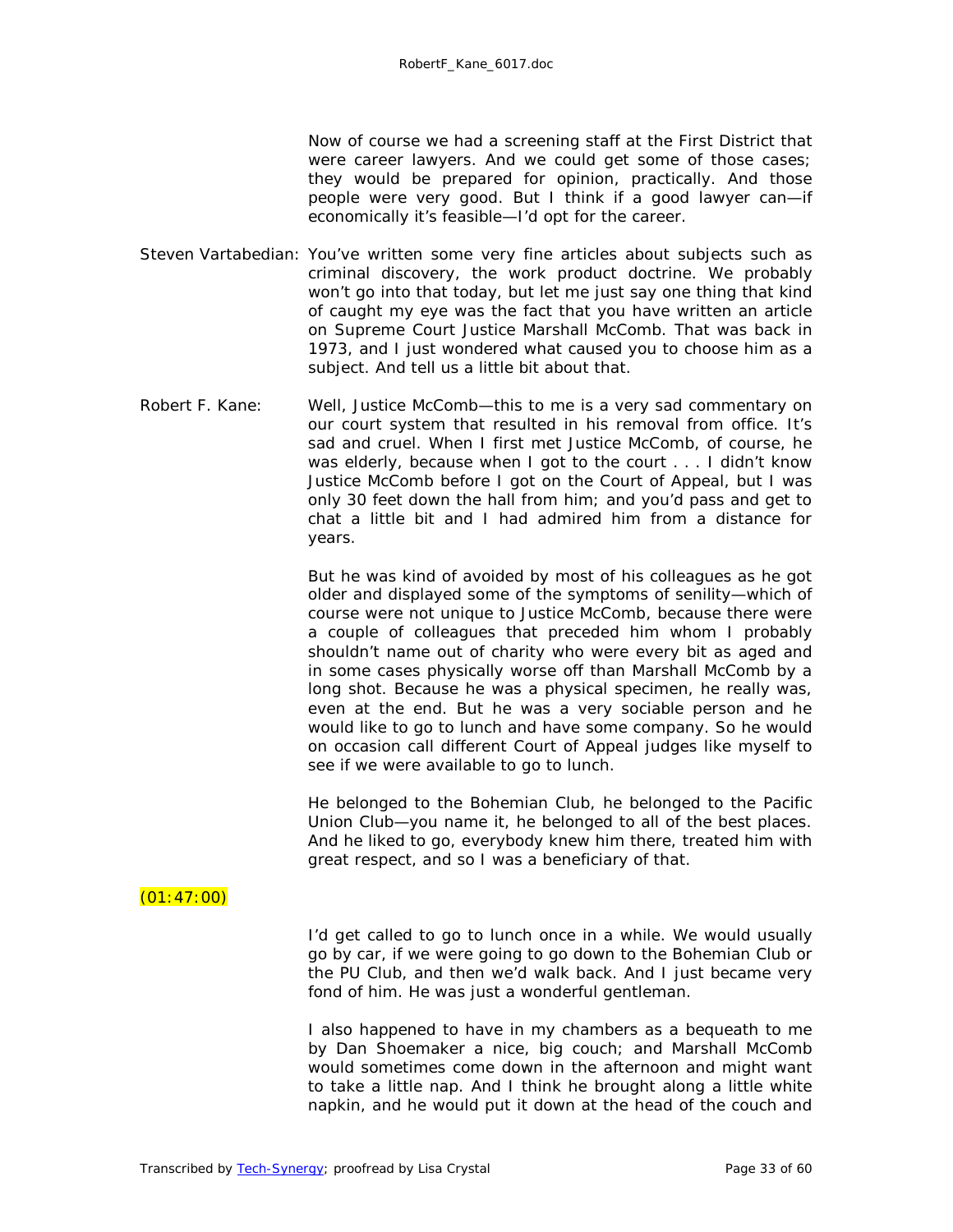Now of course we had a screening staff at the First District that were career lawyers. And we could get some of those cases; they would be prepared for opinion, practically. And those people were very good. But I think if a good lawyer can—if economically it's feasible—I'd opt for the career.

Steven Vartabedian: You've written some very fine articles about subjects such as criminal discovery, the work product doctrine. We probably won't go into that today, but let me just say one thing that kind of caught my eye was the fact that you have written an article on Supreme Court Justice Marshall McComb. That was back in 1973, and I just wondered what caused you to choose him as a subject. And tell us a little bit about that.

Robert F. Kane: Well, Justice McComb—this to me is a very sad commentary on our court system that resulted in his removal from office. It's sad and cruel. When I first met Justice McComb, of course, he was elderly, because when I got to the court . . . I didn't know Justice McComb before I got on the Court of Appeal, but I was only 30 feet down the hall from him; and you'd pass and get to chat a little bit and I had admired him from a distance for years.

But he was kind of avoided by most of his colleagues as he got older and displayed some of the symptoms of senility—which of course were not unique to Justice McComb, because there were a couple of colleagues that preceded him whom I probably shouldn't name out of charity who were every bit as aged and in some cases physically worse off than Marshall McComb by a long shot. Because he was a physical specimen, he really was, even at the end. But he was a very sociable person and he would like to go to lunch and have some company. So he would on occasion call different Court of Appeal judges like myself to see if we were available to go to lunch.

He belonged to the Bohemian Club, he belonged to the Pacific Union Club—you name it, he belonged to all of the best places. And he liked to go, everybody knew him there, treated him with great respect, and so I was a beneficiary of that.

(01:47:00)

I'd get called to go to lunch once in a while. We would usually go by car, if we were going to go down to the Bohemian Club or the PU Club, and then we'd walk back. And I just became very fond of him. He was just a wonderful gentleman.

I also happened to have in my chambers as a bequeath to me by Dan Shoemaker a nice, big couch; and Marshall McComb would sometimes come down in the afternoon and might want to take a little nap. And I think he brought along a little white napkin, and he would put it down at the head of the couch and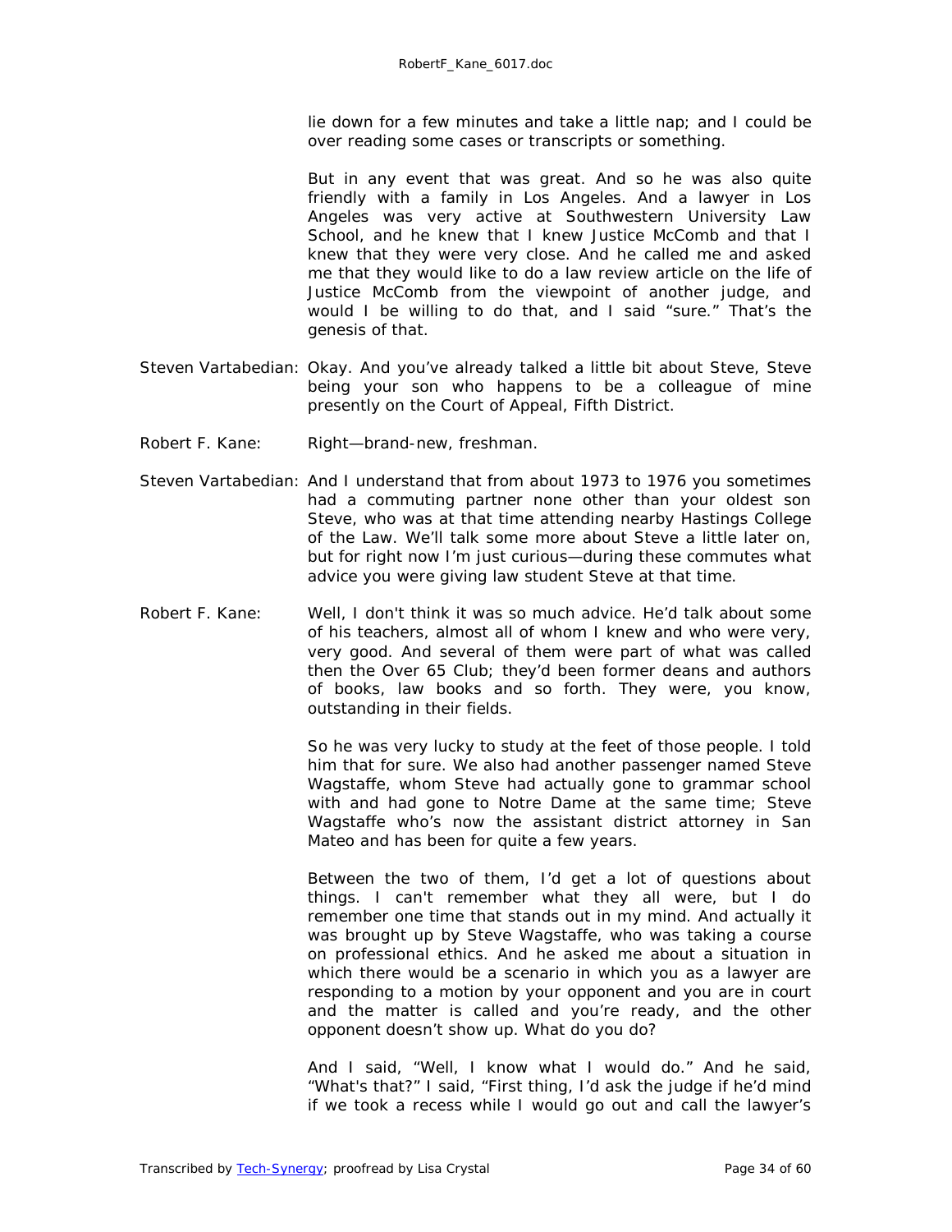lie down for a few minutes and take a little nap; and I could be over reading some cases or transcripts or something.

But in any event that was great. And so he was also quite friendly with a family in Los Angeles. And a lawyer in Los Angeles was very active at Southwestern University Law School, and he knew that I knew Justice McComb and that I knew that they were very close. And he called me and asked me that they would like to do a law review article on the life of Justice McComb from the viewpoint of another judge, and would I be willing to do that, and I said "sure." That's the genesis of that.

Steven Vartabedian: Okay. And you've already talked a little bit about Steve, Steve being your son who happens to be a colleague of mine presently on the Court of Appeal, Fifth District.

Robert F. Kane: Right—brand-new, freshman.

Steven Vartabedian: And I understand that from about 1973 to 1976 you sometimes had a commuting partner none other than your oldest son Steve, who was at that time attending nearby Hastings College of the Law. We'll talk some more about Steve a little later on, but for right now I'm just curious—during these commutes what advice you were giving law student Steve at that time.

Robert F. Kane: Well, I don't think it was so much advice. He'd talk about some of his teachers, almost all of whom I knew and who were very, very good. And several of them were part of what was called then the Over 65 Club; they'd been former deans and authors of books, law books and so forth. They were, you know, outstanding in their fields.

So he was very lucky to study at the feet of those people. I told him that for sure. We also had another passenger named Steve Wagstaffe, whom Steve had actually gone to grammar school with and had gone to Notre Dame at the same time; Steve Wagstaffe who's now the assistant district attorney in San Mateo and has been for quite a few years.

Between the two of them, I'd get a lot of questions about things. I can't remember what they all were, but I do remember one time that stands out in my mind. And actually it was brought up by Steve Wagstaffe, who was taking a course on professional ethics. And he asked me about a situation in which there would be a scenario in which you as a lawyer are responding to a motion by your opponent and you are in court and the matter is called and you're ready, and the other opponent doesn't show up. What do you do?

And I said, "Well, I know what I would do." And he said, "What's that?" I said, "First thing, I'd ask the judge if he'd mind if we took a recess while I would go out and call the lawyer's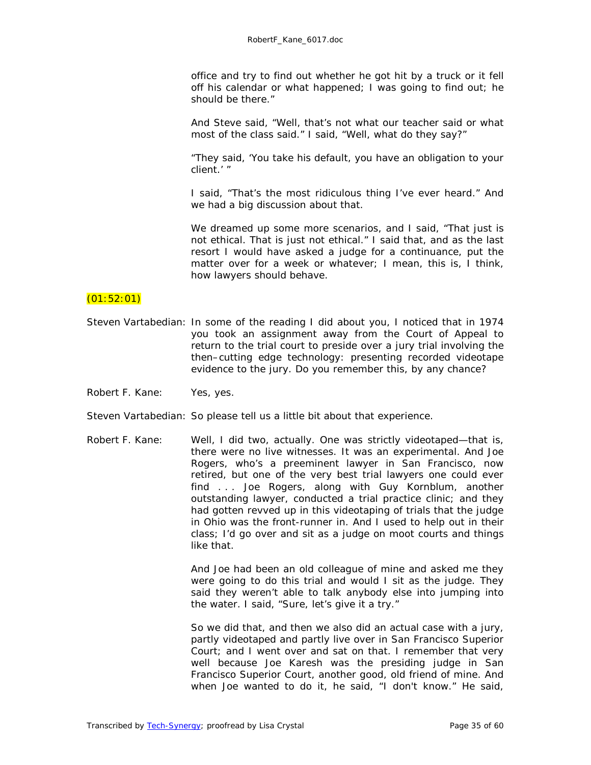office and try to find out whether he got hit by a truck or it fell off his calendar or what happened; I was going to find out; he should be there."

And Steve said, "Well, that's not what our teacher said or what most of the class said." I said, "Well, what do they say?"

"They said, 'You take his default, you have an obligation to your client.' "

I said, "That's the most ridiculous thing I've ever heard." And we had a big discussion about that.

We dreamed up some more scenarios, and I said, "That just is not ethical. That is just not ethical." I said that, and as the last resort I would have asked a judge for a continuance, put the matter over for a week or whatever; I mean, this is, I think, how lawyers should behave.

(01:52:01)

Steven Vartabedian: In some of the reading I did about you, I noticed that in 1974 you took an assignment away from the Court of Appeal to return to the trial court to preside over a jury trial involving the then–cutting edge technology: presenting recorded videotape evidence to the jury. Do you remember this, by any chance?

Robert F. Kane: Yes, yes.

Steven Vartabedian: So please tell us a little bit about that experience.

Robert F. Kane: Well, I did two, actually. One was strictly videotaped—that is, there were no live witnesses. It was an experimental. And Joe Rogers, who's a preeminent lawyer in San Francisco, now retired, but one of the very best trial lawyers one could ever find . . . Joe Rogers, along with Guy Kornblum, another outstanding lawyer, conducted a trial practice clinic; and they had gotten revved up in this videotaping of trials that the judge in Ohio was the front-runner in. And I used to help out in their class; I'd go over and sit as a judge on moot courts and things like that.

And Joe had been an old colleague of mine and asked me they were going to do this trial and would I sit as the judge. They said they weren't able to talk anybody else into jumping into the water. I said, "Sure, let's give it a try."

So we did that, and then we also did an actual case with a jury, partly videotaped and partly live over in San Francisco Superior Court; and I went over and sat on that. I remember that very well because Joe Karesh was the presiding judge in San Francisco Superior Court, another good, old friend of mine. And when Joe wanted to do it, he said, "I don't know." He said,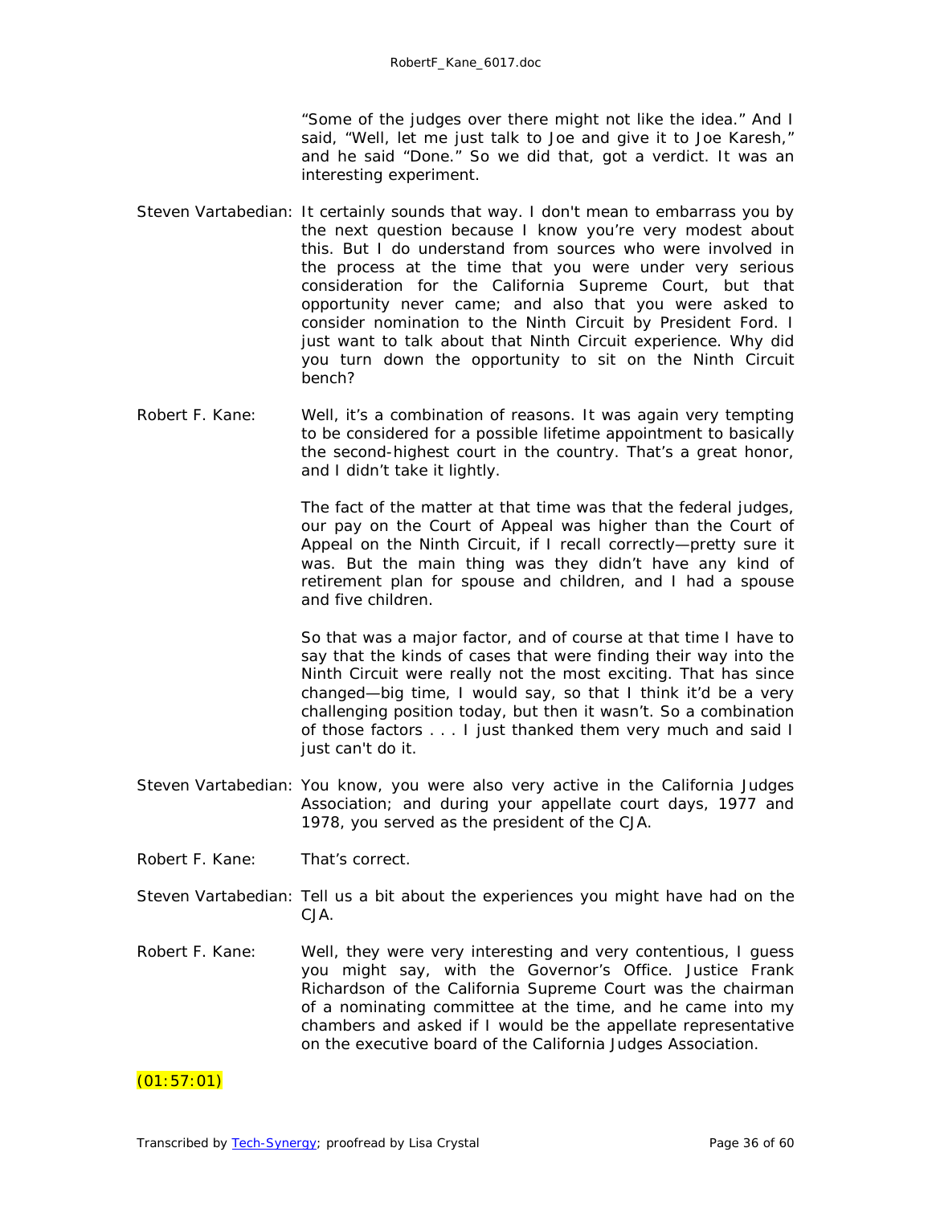"Some of the judges over there might not like the idea." And I said, "Well, let me just talk to Joe and give it to Joe Karesh," and he said "Done." So we did that, got a verdict. It was an interesting experiment.

Steven Vartabedian: It certainly sounds that way. I don't mean to embarrass you by the next question because I know you're very modest about this. But I do understand from sources who were involved in the process at the time that you were under very serious consideration for the California Supreme Court, but that opportunity never came; and also that you were asked to consider nomination to the Ninth Circuit by President Ford. I just want to talk about that Ninth Circuit experience. Why did you turn down the opportunity to sit on the Ninth Circuit bench?

Robert F. Kane: Well, it's a combination of reasons. It was again very tempting to be considered for a possible lifetime appointment to basically the second-highest court in the country. That's a great honor, and I didn't take it lightly.

The fact of the matter at that time was that the federal judges, our pay on the Court of Appeal was higher than the Court of Appeal on the Ninth Circuit, if I recall correctly—pretty sure it was. But the main thing was they didn't have any kind of retirement plan for spouse and children, and I had a spouse and five children.

So that was a major factor, and of course at that time I have to say that the kinds of cases that were finding their way into the Ninth Circuit were really not the most exciting. That has since changed—big time, I would say, so that I think it'd be a very challenging position today, but then it wasn't. So a combination of those factors . . . I just thanked them very much and said I just can't do it.

Steven Vartabedian: You know, you were also very active in the California Judges Association; and during your appellate court days, 1977 and 1978, you served as the president of the CJA.

Robert F. Kane: That's correct.

Steven Vartabedian: Tell us a bit about the experiences you might have had on the CJA.

Robert F. Kane: Well, they were very interesting and very contentious, I guess you might say, with the Governor's Office. Justice Frank Richardson of the California Supreme Court was the chairman of a nominating committee at the time, and he came into my chambers and asked if I would be the appellate representative on the executive board of the California Judges Association.

(01:57:01)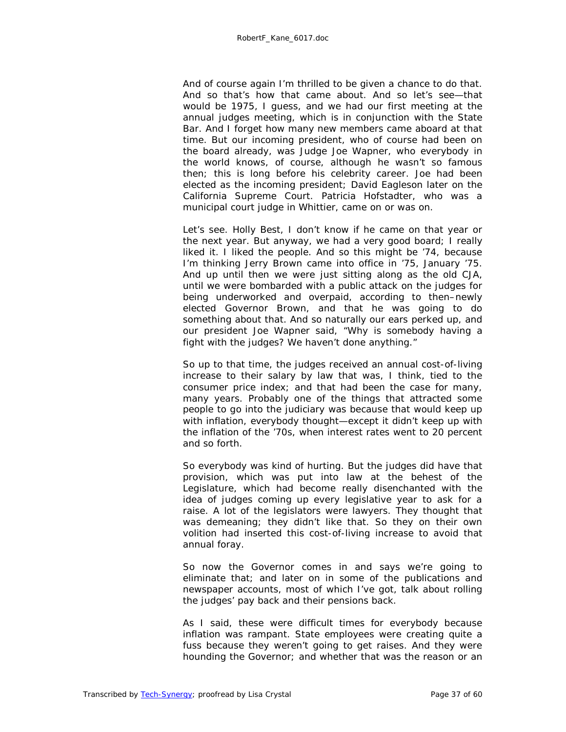And of course again I'm thrilled to be given a chance to do that. And so that's how that came about. And so let's see—that would be 1975, I guess, and we had our first meeting at the annual judges meeting, which is in conjunction with the State Bar. And I forget how many new members came aboard at that time. But our incoming president, who of course had been on the board already, was Judge Joe Wapner, who everybody in the world knows, of course, although he wasn't so famous then; this is long before his celebrity career. Joe had been elected as the incoming president; David Eagleson later on the California Supreme Court. Patricia Hofstadter, who was a municipal court judge in Whittier, came on or was on.

Let's see. Holly Best, I don't know if he came on that year or the next year. But anyway, we had a very good board; I really liked it. I liked the people. And so this might be '74, because I'm thinking Jerry Brown came into office in '75, January '75. And up until then we were just sitting along as the old CJA, until we were bombarded with a public attack on the judges for being underworked and overpaid, according to then–newly elected Governor Brown, and that he was going to do something about that. And so naturally our ears perked up, and our president Joe Wapner said, "Why is somebody having a fight with the judges? We haven't done anything."

So up to that time, the judges received an annual cost-of-living increase to their salary by law that was, I think, tied to the consumer price index; and that had been the case for many, many years. Probably one of the things that attracted some people to go into the judiciary was because that would keep up with inflation, everybody thought—except it didn't keep up with the inflation of the '70s, when interest rates went to 20 percent and so forth.

So everybody was kind of hurting. But the judges did have that provision, which was put into law at the behest of the Legislature, which had become really disenchanted with the idea of judges coming up every legislative year to ask for a raise. A lot of the legislators were lawyers. They thought that was demeaning; they didn't like that. So they on their own volition had inserted this cost-of-living increase to avoid that annual foray.

So now the Governor comes in and says we're going to eliminate that; and later on in some of the publications and newspaper accounts, most of which I've got, talk about rolling the judges' pay back and their pensions back.

As I said, these were difficult times for everybody because inflation was rampant. State employees were creating quite a fuss because they weren't going to get raises. And they were hounding the Governor; and whether that was the reason or an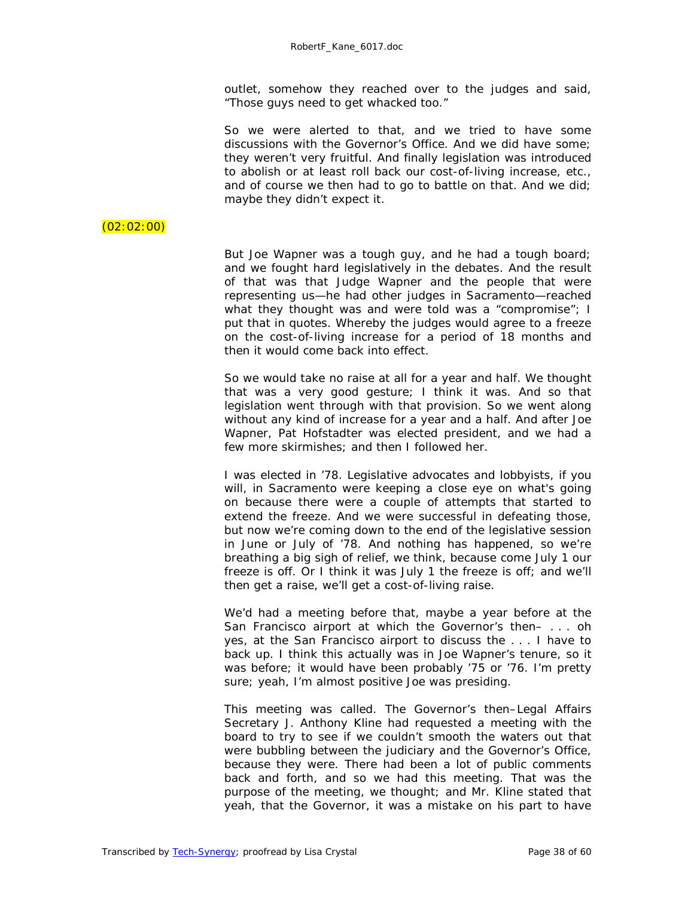outlet, somehow they reached over to the judges and said, "Those guys need to get whacked too."

So we were alerted to that, and we tried to have some discussions with the Governor's Office. And we did have some; they weren't very fruitful. And finally legislation was introduced to abolish or at least roll back our cost-of-living increase, etc., and of course we then had to go to battle on that. And we did; maybe they didn't expect it.

(02:02:00)

But Joe Wapner was a tough guy, and he had a tough board; and we fought hard legislatively in the debates. And the result of that was that Judge Wapner and the people that were representing us—he had other judges in Sacramento—reached what they thought was and were told was a "compromise"; I put that in quotes. Whereby the judges would agree to a freeze on the cost-of-living increase for a period of 18 months and then it would come back into effect.

So we would take no raise at all for a year and half. We thought that was a very good gesture; I think it was. And so that legislation went through with that provision. So we went along without any kind of increase for a year and a half. And after Joe Wapner, Pat Hofstadter was elected president, and we had a few more skirmishes; and then I followed her.

I was elected in '78. Legislative advocates and lobbyists, if you will, in Sacramento were keeping a close eye on what's going on because there were a couple of attempts that started to extend the freeze. And we were successful in defeating those, but now we're coming down to the end of the legislative session in June or July of '78. And nothing has happened, so we're breathing a big sigh of relief, we think, because come July 1 our freeze is off. Or I think it was July 1 the freeze is off; and we'll then get a raise, we'll get a cost-of-living raise.

We'd had a meeting before that, maybe a year before at the San Francisco airport at which the Governor's then– . . . oh yes, at the San Francisco airport to discuss the . . . I have to back up. I think this actually was in Joe Wapner's tenure, so it was before; it would have been probably '75 or '76. I'm pretty sure; yeah, I'm almost positive Joe was presiding.

This meeting was called. The Governor's then–Legal Affairs Secretary J. Anthony Kline had requested a meeting with the board to try to see if we couldn't smooth the waters out that were bubbling between the judiciary and the Governor's Office, because they were. There had been a lot of public comments back and forth, and so we had this meeting. That was the purpose of the meeting, we thought; and Mr. Kline stated that yeah, that the Governor, it was a mistake on his part to have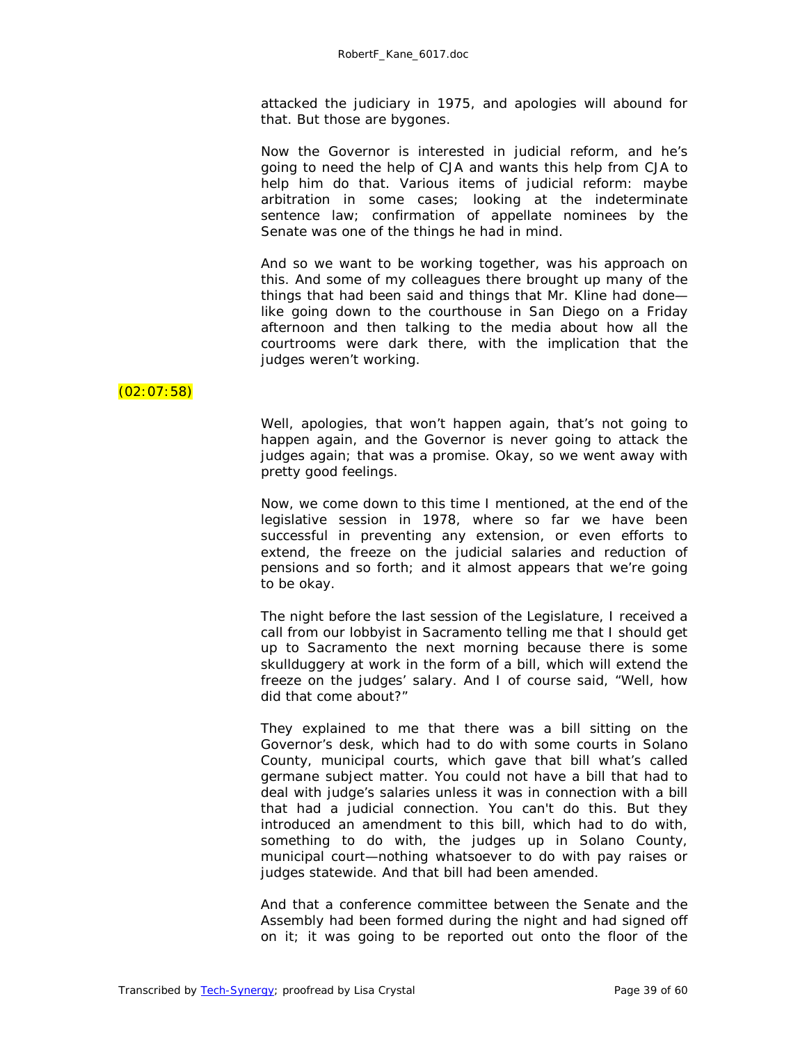attacked the judiciary in 1975, and apologies will abound for that. But those are bygones.

Now the Governor is interested in judicial reform, and he's going to need the help of CJA and wants this help from CJA to help him do that. Various items of judicial reform: maybe arbitration in some cases; looking at the indeterminate sentence law; confirmation of appellate nominees by the Senate was one of the things he had in mind.

And so we want to be working together, was his approach on this. And some of my colleagues there brought up many of the things that had been said and things that Mr. Kline had done—like going down to the courthouse in San Diego on a Friday afternoon and then talking to the media about how all the courtrooms were dark there, with the implication that the judges weren't working.

(02:07:58)

Well, apologies, that won't happen again, that's not going to happen again, and the Governor is never going to attack the judges again; that was a promise. Okay, so we went away with pretty good feelings.

Now, we come down to this time I mentioned, at the end of the legislative session in 1978, where so far we have been successful in preventing any extension, or even efforts to extend, the freeze on the judicial salaries and reduction of pensions and so forth; and it almost appears that we're going to be okay.

The night before the last session of the Legislature, I received a call from our lobbyist in Sacramento telling me that I should get up to Sacramento the next morning because there is some skullduggery at work in the form of a bill, which will extend the freeze on the judges' salary. And I of course said, "Well, how did that come about?"

They explained to me that there was a bill sitting on the Governor's desk, which had to do with some courts in Solano County, municipal courts, which gave that bill what's called germane subject matter. You could not have a bill that had to deal with judge's salaries unless it was in connection with a bill that had a judicial connection. You can't do this. But they introduced an amendment to this bill, which had to do with, something to do with, the judges up in Solano County, municipal court—nothing whatsoever to do with pay raises or judges statewide. And that bill had been amended.

And that a conference committee between the Senate and the Assembly had been formed during the night and had signed off on it; it was going to be reported out onto the floor of the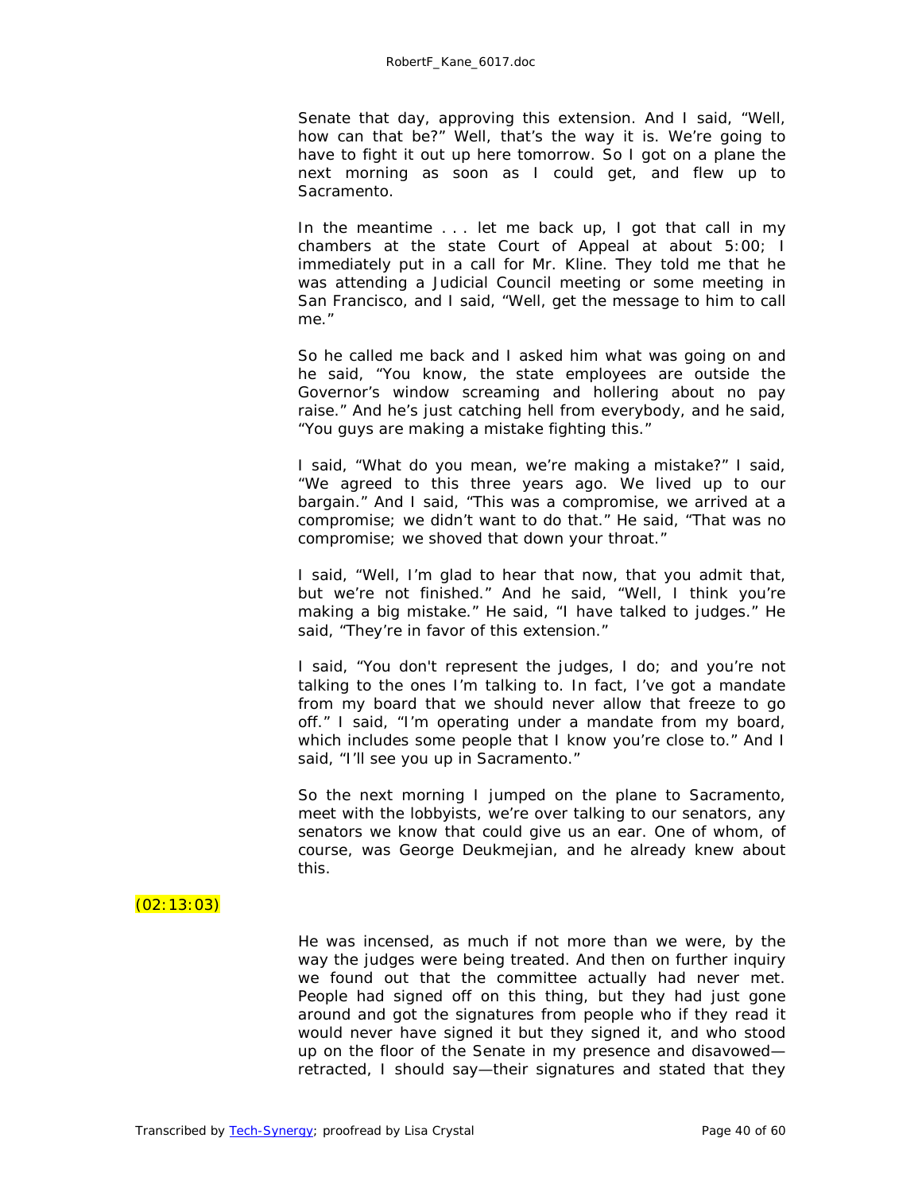Senate that day, approving this extension. And I said, "Well, how can that be?" Well, that's the way it is. We're going to have to fight it out up here tomorrow. So I got on a plane the next morning as soon as I could get, and flew up to Sacramento.

In the meantime . . . let me back up, I got that call in my chambers at the state Court of Appeal at about 5:00; I immediately put in a call for Mr. Kline. They told me that he was attending a Judicial Council meeting or some meeting in San Francisco, and I said, "Well, get the message to him to call me."

So he called me back and I asked him what was going on and he said, "You know, the state employees are outside the Governor's window screaming and hollering about no pay raise." And he's just catching hell from everybody, and he said, "You guys are making a mistake fighting this."

I said, "What do you mean, we're making a mistake?" I said, "We agreed to this three years ago. We lived up to our bargain." And I said, "This was a compromise, we arrived at a compromise; we didn't want to do that." He said, "That was no compromise; we shoved that down your throat."

I said, "Well, I'm glad to hear that now, that you admit that, but we're not finished." And he said, "Well, I think you're making a big mistake." He said, "I have talked to judges." He said, "They're in favor of this extension."

I said, "You don't represent the judges, I do; and you're not talking to the ones I'm talking to. In fact, I've got a mandate from my board that we should never allow that freeze to go off." I said, "I'm operating under a mandate from my board, which includes some people that I know you're close to." And I said, "I'll see you up in Sacramento."

So the next morning I jumped on the plane to Sacramento, meet with the lobbyists, we're over talking to our senators, any senators we know that could give us an ear. One of whom, of course, was George Deukmejian, and he already knew about this.

(02:13:03)

He was incensed, as much if not more than we were, by the way the judges were being treated. And then on further inquiry we found out that the committee actually had never met. People had signed off on this thing, but they had just gone around and got the signatures from people who if they read it would never have signed it but they signed it, and who stood up on the floor of the Senate in my presence and disavowed—retracted, I should say—their signatures and stated that they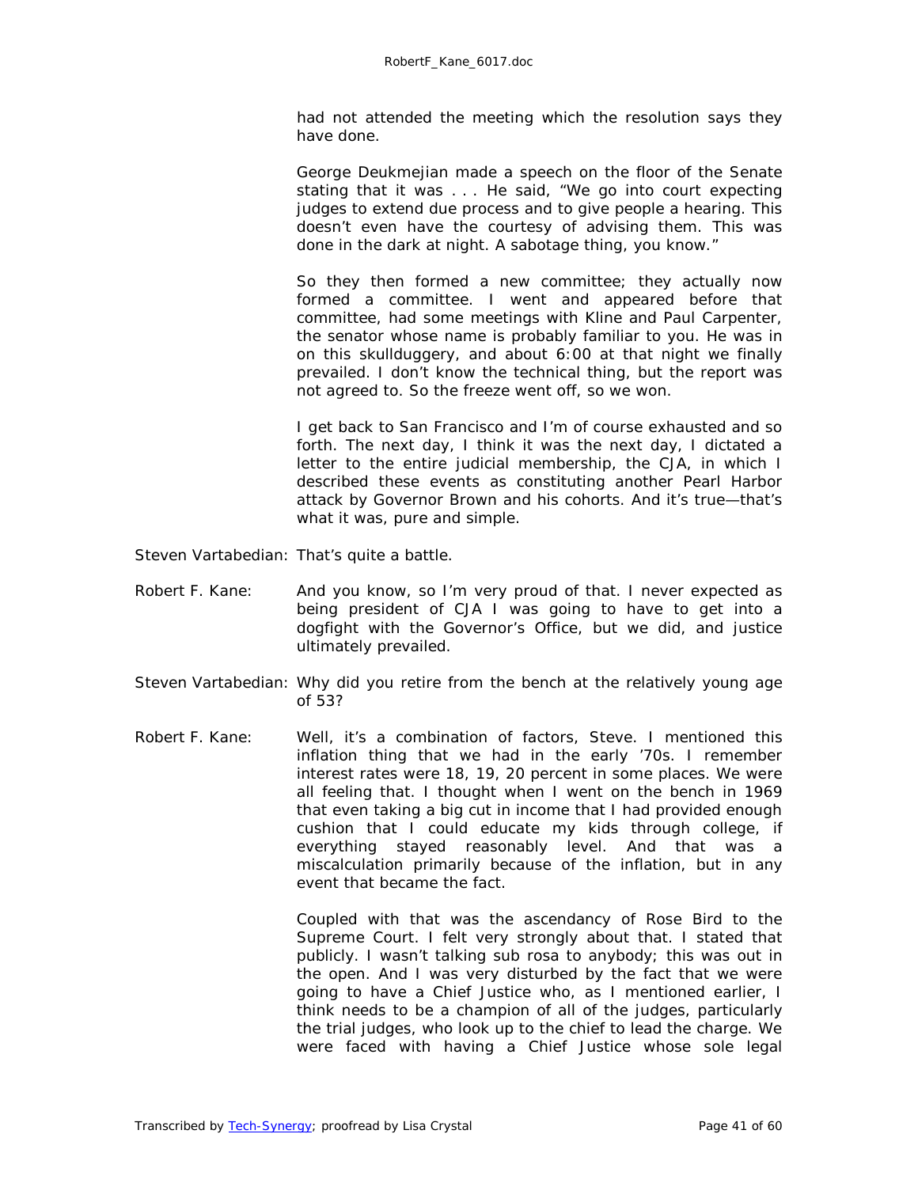had not attended the meeting which the resolution says they have done.

George Deukmejian made a speech on the floor of the Senate stating that it was . . . He said, "We go into court expecting judges to extend due process and to give people a hearing. This doesn't even have the courtesy of advising them. This was done in the dark at night. A sabotage thing, you know."

So they then formed a new committee; they actually now formed a committee. I went and appeared before that committee, had some meetings with Kline and Paul Carpenter, the senator whose name is probably familiar to you. He was in on this skullduggery, and about 6:00 at that night we finally prevailed. I don't know the technical thing, but the report was not agreed to. So the freeze went off, so we won.

I get back to San Francisco and I'm of course exhausted and so forth. The next day, I think it was the next day, I dictated a letter to the entire judicial membership, the CJA, in which I described these events as constituting another Pearl Harbor attack by Governor Brown and his cohorts. And it's true—that's what it was, pure and simple.

Steven Vartabedian: That's quite a battle.

Robert F. Kane: And you know, so I'm very proud of that. I never expected as being president of CJA I was going to have to get into a dogfight with the Governor's Office, but we did, and justice ultimately prevailed.

Steven Vartabedian: Why did you retire from the bench at the relatively young age of 53?

Robert F. Kane: Well, it's a combination of factors, Steve. I mentioned this inflation thing that we had in the early '70s. I remember interest rates were 18, 19, 20 percent in some places. We were all feeling that. I thought when I went on the bench in 1969 that even taking a big cut in income that I had provided enough cushion that I could educate my kids through college, if everything stayed reasonably level. And that was a miscalculation primarily because of the inflation, but in any event that became the fact.

Coupled with that was the ascendancy of Rose Bird to the Supreme Court. I felt very strongly about that. I stated that publicly. I wasn't talking sub rosa to anybody; this was out in the open. And I was very disturbed by the fact that we were going to have a Chief Justice who, as I mentioned earlier, I think needs to be a champion of all of the judges, particularly the trial judges, who look up to the chief to lead the charge. We were faced with having a Chief Justice whose sole legal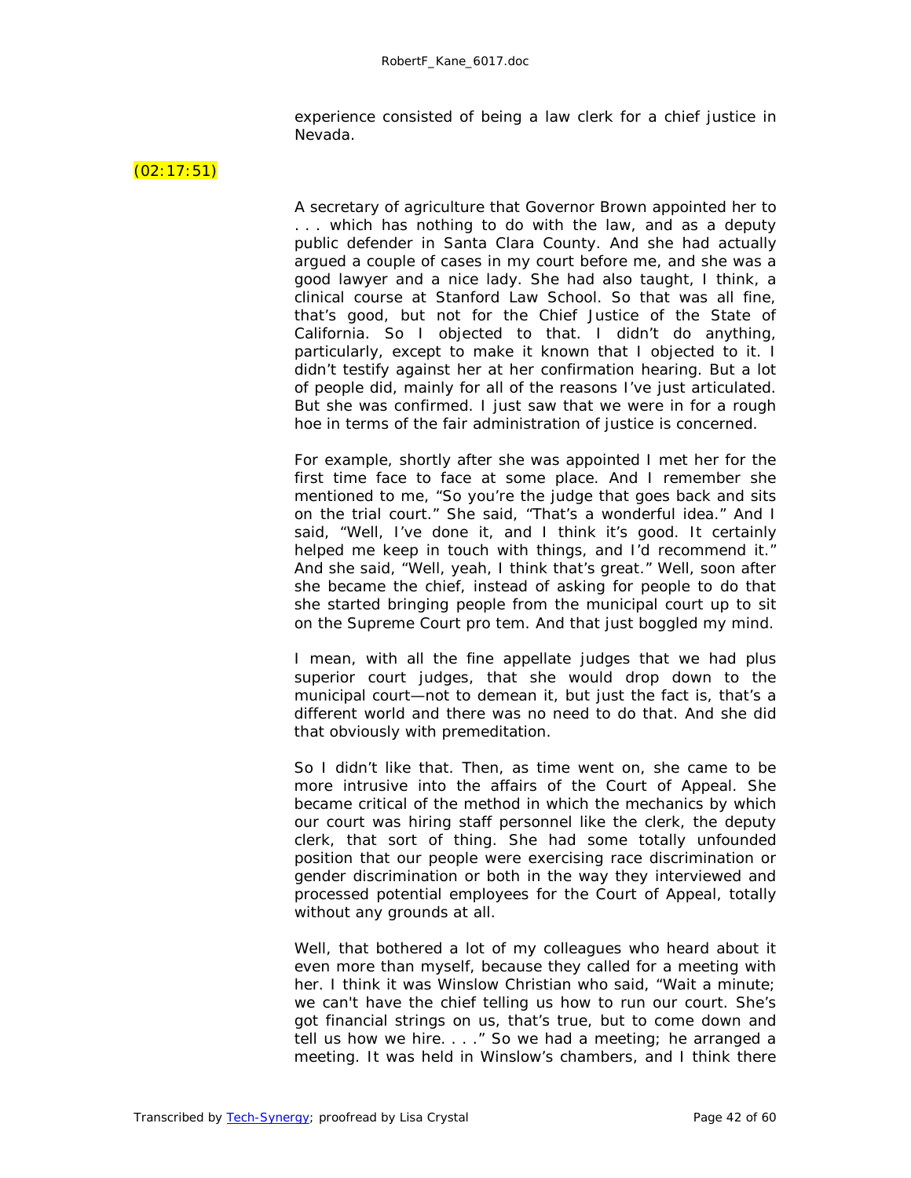experience consisted of being a law clerk for a chief justice in Nevada.

(02:17:51)

A secretary of agriculture that Governor Brown appointed her to . . . which has nothing to do with the law, and as a deputy public defender in Santa Clara County. And she had actually argued a couple of cases in my court before me, and she was a good lawyer and a nice lady. She had also taught, I think, a clinical course at Stanford Law School. So that was all fine, that's good, but not for the Chief Justice of the State of California. So I objected to that. I didn't do anything, particularly, except to make it known that I objected to it. I didn't testify against her at her confirmation hearing. But a lot of people did, mainly for all of the reasons I've just articulated. But she was confirmed. I just saw that we were in for a rough hoe in terms of the fair administration of justice is concerned.

For example, shortly after she was appointed I met her for the first time face to face at some place. And I remember she mentioned to me, "So you're the judge that goes back and sits on the trial court." She said, "That's a wonderful idea." And I said, "Well, I've done it, and I think it's good. It certainly helped me keep in touch with things, and I'd recommend it." And she said, "Well, yeah, I think that's great." Well, soon after she became the chief, instead of asking for people to do that she started bringing people from the municipal court up to sit on the Supreme Court pro tem. And that just boggled my mind.

I mean, with all the fine appellate judges that we had plus superior court judges, that she would drop down to the municipal court—not to demean it, but just the fact is, that's a different world and there was no need to do that. And she did that obviously with premeditation.

So I didn't like that. Then, as time went on, she came to be more intrusive into the affairs of the Court of Appeal. She became critical of the method in which the mechanics by which our court was hiring staff personnel like the clerk, the deputy clerk, that sort of thing. She had some totally unfounded position that our people were exercising race discrimination or gender discrimination or both in the way they interviewed and processed potential employees for the Court of Appeal, totally without any grounds at all.

Well, that bothered a lot of my colleagues who heard about it even more than myself, because they called for a meeting with her. I think it was Winslow Christian who said, "Wait a minute; we can't have the chief telling us how to run our court. She's got financial strings on us, that's true, but to come down and tell us how we hire. . . ." So we had a meeting; he arranged a meeting. It was held in Winslow's chambers, and I think there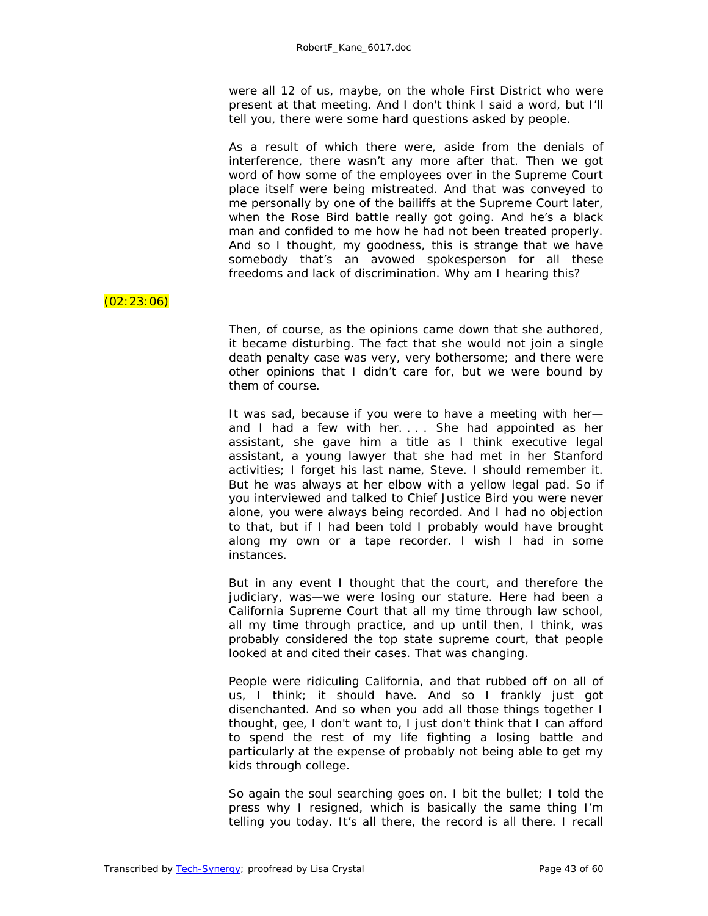were all 12 of us, maybe, on the whole First District who were present at that meeting. And I don't think I said a word, but I'll tell you, there were some hard questions asked by people.

As a result of which there were, aside from the denials of interference, there wasn't any more after that. Then we got word of how some of the employees over in the Supreme Court place itself were being mistreated. And that was conveyed to me personally by one of the bailiffs at the Supreme Court later, when the Rose Bird battle really got going. And he's a black man and confided to me how he had not been treated properly. And so I thought, my goodness, this is strange that we have somebody that's an avowed spokesperson for all these freedoms and lack of discrimination. Why am I hearing this?

(02:23:06)

Then, of course, as the opinions came down that she authored, it became disturbing. The fact that she would not join a single death penalty case was very, very bothersome; and there were other opinions that I didn't care for, but we were bound by them of course.

It was sad, because if you were to have a meeting with her—and I had a few with her. . . . She had appointed as her assistant, she gave him a title as I think executive legal assistant, a young lawyer that she had met in her Stanford activities; I forget his last name, Steve. I should remember it. But he was always at her elbow with a yellow legal pad. So if you interviewed and talked to Chief Justice Bird you were never alone, you were always being recorded. And I had no objection to that, but if I had been told I probably would have brought along my own or a tape recorder. I wish I had in some instances.

But in any event I thought that the court, and therefore the judiciary, was—we were losing our stature. Here had been a California Supreme Court that all my time through law school, all my time through practice, and up until then, I think, was probably considered the top state supreme court, that people looked at and cited their cases. That was changing.

People were ridiculing California, and that rubbed off on all of us, I think; it should have. And so I frankly just got disenchanted. And so when you add all those things together I thought, gee, I don't want to, I just don't think that I can afford to spend the rest of my life fighting a losing battle and particularly at the expense of probably not being able to get my kids through college.

So again the soul searching goes on. I bit the bullet; I told the press why I resigned, which is basically the same thing I'm telling you today. It's all there, the record is all there. I recall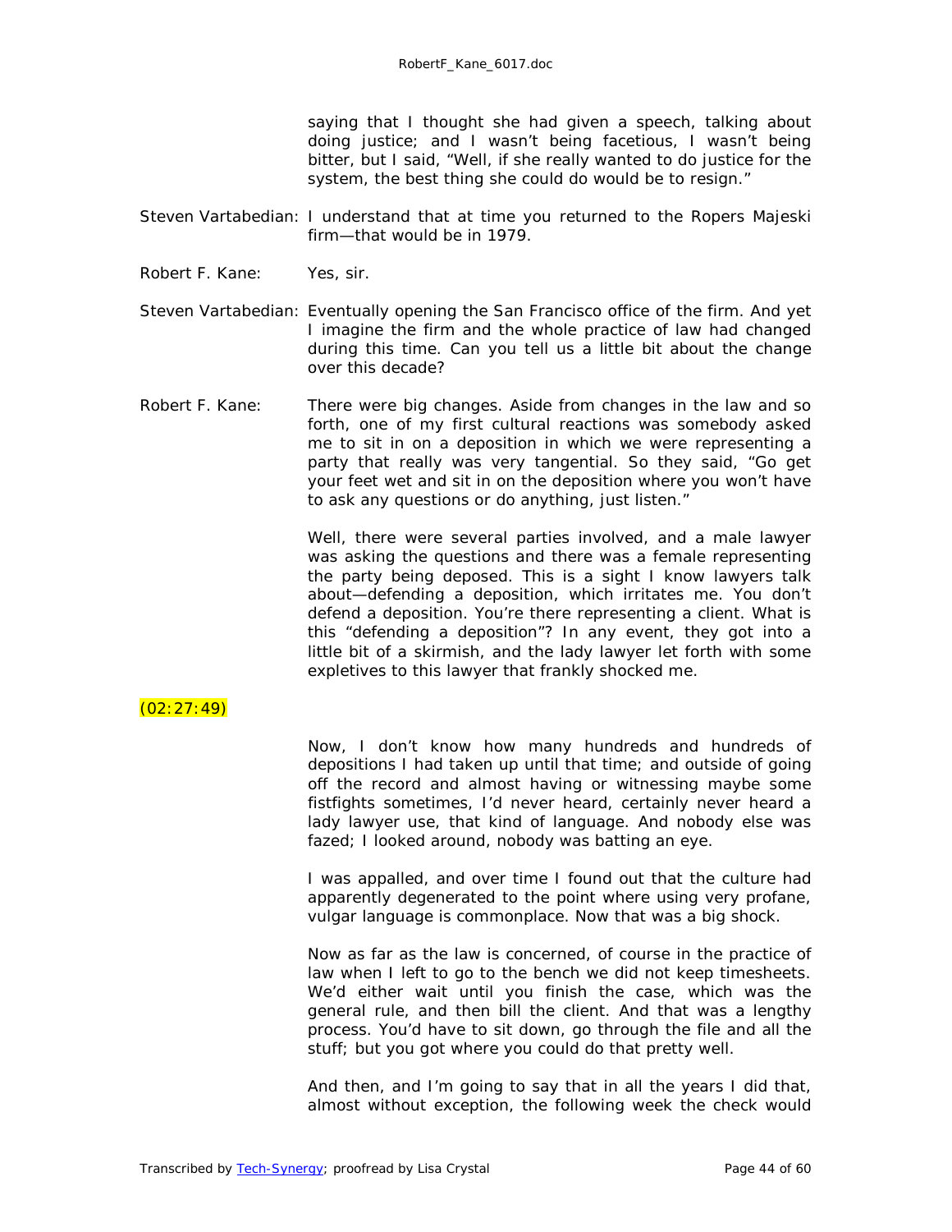saying that I thought she had given a speech, talking about doing justice; and I wasn't being facetious, I wasn't being bitter, but I said, "Well, if she really wanted to do justice for the system, the best thing she could do would be to resign."

Steven Vartabedian: I understand that at time you returned to the Ropers Majeski firm—that would be in 1979.

Robert F. Kane: Yes, sir.

Steven Vartabedian: Eventually opening the San Francisco office of the firm. And yet I imagine the firm and the whole practice of law had changed during this time. Can you tell us a little bit about the change over this decade?

Robert F. Kane: There were big changes. Aside from changes in the law and so forth, one of my first cultural reactions was somebody asked me to sit in on a deposition in which we were representing a party that really was very tangential. So they said, "Go get your feet wet and sit in on the deposition where you won't have to ask any questions or do anything, just listen."

Well, there were several parties involved, and a male lawyer was asking the questions and there was a female representing the party being deposed. This is a sight I know lawyers talk about—defending a deposition, which irritates me. You don't defend a deposition. You're there representing a client. What is this "defending a deposition"? In any event, they got into a little bit of a skirmish, and the lady lawyer let forth with some expletives to this lawyer that frankly shocked me.

(02:27:49)

Now, I don't know how many hundreds and hundreds of depositions I had taken up until that time; and outside of going off the record and almost having or witnessing maybe some fistfights sometimes, I'd never heard, certainly never heard a lady lawyer use, that kind of language. And nobody else was fazed; I looked around, nobody was batting an eye.

I was appalled, and over time I found out that the culture had apparently degenerated to the point where using very profane, vulgar language is commonplace. Now that was a big shock.

Now as far as the law is concerned, of course in the practice of law when I left to go to the bench we did not keep timesheets. We'd either wait until you finish the case, which was the general rule, and then bill the client. And that was a lengthy process. You'd have to sit down, go through the file and all the stuff; but you got where you could do that pretty well.

And then, and I'm going to say that in all the years I did that, almost without exception, the following week the check would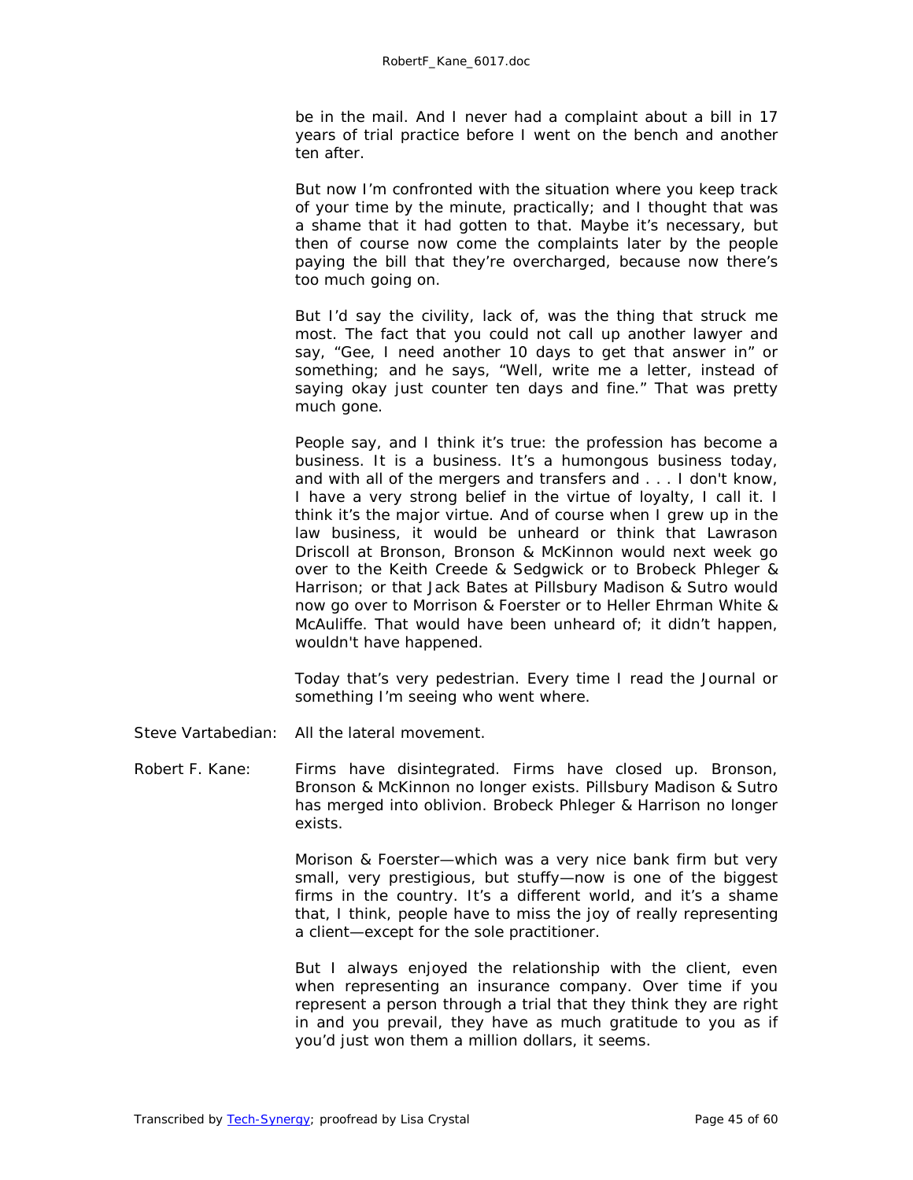be in the mail. And I never had a complaint about a bill in 17 years of trial practice before I went on the bench and another ten after.

But now I'm confronted with the situation where you keep track of your time by the minute, practically; and I thought that was a shame that it had gotten to that. Maybe it's necessary, but then of course now come the complaints later by the people paying the bill that they're overcharged, because now there's too much going on.

But I'd say the civility, lack of, was the thing that struck me most. The fact that you could not call up another lawyer and say, "Gee, I need another 10 days to get that answer in" or something; and he says, "Well, write me a letter, instead of saying okay just counter ten days and fine." That was pretty much gone.

People say, and I think it's true: the profession has become a business. It is a business. It's a humongous business today, and with all of the mergers and transfers and . . . I don't know, I have a very strong belief in the virtue of loyalty, I call it. I think it's the major virtue. And of course when I grew up in the law business, it would be unheard or think that Lawrason Driscoll at Bronson, Bronson & McKinnon would next week go over to the Keith Creede & Sedgwick or to Brobeck Phleger & Harrison; or that Jack Bates at Pillsbury Madison & Sutro would now go over to Morrison & Foerster or to Heller Ehrman White & McAuliffe. That would have been unheard of; it didn't happen, wouldn't have happened.

Today that's very pedestrian. Every time I read the Journal or something I'm seeing who went where.

Steve Vartabedian: All the lateral movement.

Robert F. Kane: Firms have disintegrated. Firms have closed up. Bronson, Bronson & McKinnon no longer exists. Pillsbury Madison & Sutro has merged into oblivion. Brobeck Phleger & Harrison no longer exists.

Morison & Foerster—which was a very nice bank firm but very small, very prestigious, but stuffy—now is one of the biggest firms in the country. It's a different world, and it's a shame that, I think, people have to miss the joy of really representing a client—except for the sole practitioner.

But I always enjoyed the relationship with the client, even when representing an insurance company. Over time if you represent a person through a trial that they think they are right in and you prevail, they have as much gratitude to you as if you'd just won them a million dollars, it seems.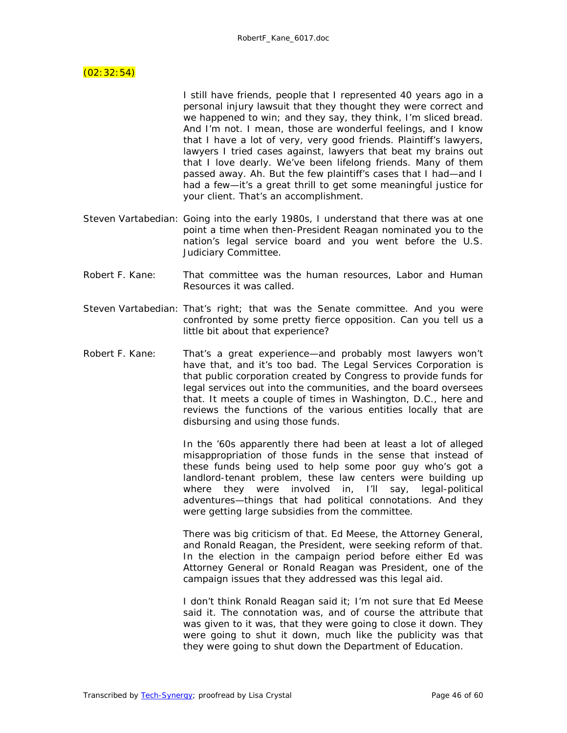(02:32:54)

I still have friends, people that I represented 40 years ago in a personal injury lawsuit that they thought they were correct and we happened to win; and they say, they think, I'm sliced bread. And I'm not. I mean, those are wonderful feelings, and I know that I have a lot of very, very good friends. Plaintiff's lawyers, lawyers I tried cases against, lawyers that beat my brains out that I love dearly. We've been lifelong friends. Many of them passed away. Ah. But the few plaintiff's cases that I had—and I had a few—it's a great thrill to get some meaningful justice for your client. That's an accomplishment.

Steven Vartabedian: Going into the early 1980s, I understand that there was at one point a time when then-President Reagan nominated you to the nation's legal service board and you went before the U.S. Judiciary Committee.

Robert F. Kane: That committee was the human resources, Labor and Human Resources it was called.

Steven Vartabedian: That's right; that was the Senate committee. And you were confronted by some pretty fierce opposition. Can you tell us a little bit about that experience?

Robert F. Kane: That's a great experience—and probably most lawyers won't have that, and it's too bad. The Legal Services Corporation is that public corporation created by Congress to provide funds for legal services out into the communities, and the board oversees that. It meets a couple of times in Washington, D.C., here and reviews the functions of the various entities locally that are disbursing and using those funds.

In the '60s apparently there had been at least a lot of alleged misappropriation of those funds in the sense that instead of these funds being used to help some poor guy who's got a landlord-tenant problem, these law centers were building up where they were involved in, I'll say, legal-political adventures—things that had political connotations. And they were getting large subsidies from the committee.

There was big criticism of that. Ed Meese, the Attorney General, and Ronald Reagan, the President, were seeking reform of that. In the election in the campaign period before either Ed was Attorney General or Ronald Reagan was President, one of the campaign issues that they addressed was this legal aid.

I don't think Ronald Reagan said it; I'm not sure that Ed Meese said it. The connotation was, and of course the attribute that was given to it was, that they were going to close it down. They were going to shut it down, much like the publicity was that they were going to shut down the Department of Education.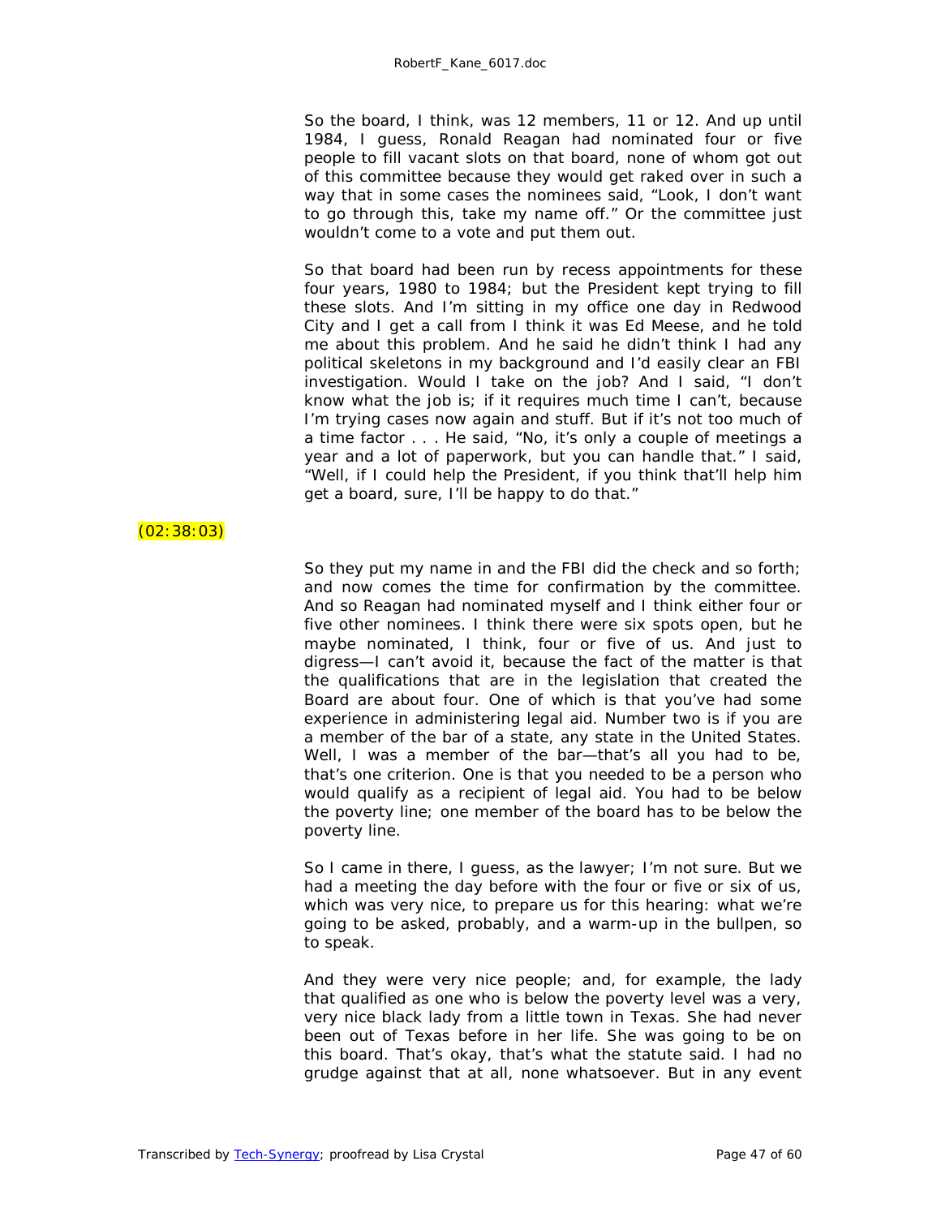So the board, I think, was 12 members, 11 or 12. And up until 1984, I guess, Ronald Reagan had nominated four or five people to fill vacant slots on that board, none of whom got out of this committee because they would get raked over in such a way that in some cases the nominees said, "Look, I don't want to go through this, take my name off." Or the committee just wouldn't come to a vote and put them out.

So that board had been run by recess appointments for these four years, 1980 to 1984; but the President kept trying to fill these slots. And I'm sitting in my office one day in Redwood City and I get a call from I think it was Ed Meese, and he told me about this problem. And he said he didn't think I had any political skeletons in my background and I'd easily clear an FBI investigation. Would I take on the job? And I said, "I don't know what the job is; if it requires much time I can't, because I'm trying cases now again and stuff. But if it's not too much of a time factor . . . He said, "No, it's only a couple of meetings a year and a lot of paperwork, but you can handle that." I said, "Well, if I could help the President, if you think that'll help him get a board, sure, I'll be happy to do that."

(02:38:03)

So they put my name in and the FBI did the check and so forth; and now comes the time for confirmation by the committee. And so Reagan had nominated myself and I think either four or five other nominees. I think there were six spots open, but he maybe nominated, I think, four or five of us. And just to digress—I can't avoid it, because the fact of the matter is that the qualifications that are in the legislation that created the Board are about four. One of which is that you've had some experience in administering legal aid. Number two is if you are a member of the bar of a state, any state in the United States. Well, I was a member of the bar—that's all you had to be, that's one criterion. One is that you needed to be a person who would qualify as a recipient of legal aid. You had to be below the poverty line; one member of the board has to be below the poverty line.

So I came in there, I guess, as the lawyer; I'm not sure. But we had a meeting the day before with the four or five or six of us, which was very nice, to prepare us for this hearing: what we're going to be asked, probably, and a warm-up in the bullpen, so to speak.

And they were very nice people; and, for example, the lady that qualified as one who is below the poverty level was a very, very nice black lady from a little town in Texas. She had never been out of Texas before in her life. She was going to be on this board. That's okay, that's what the statute said. I had no grudge against that at all, none whatsoever. But in any event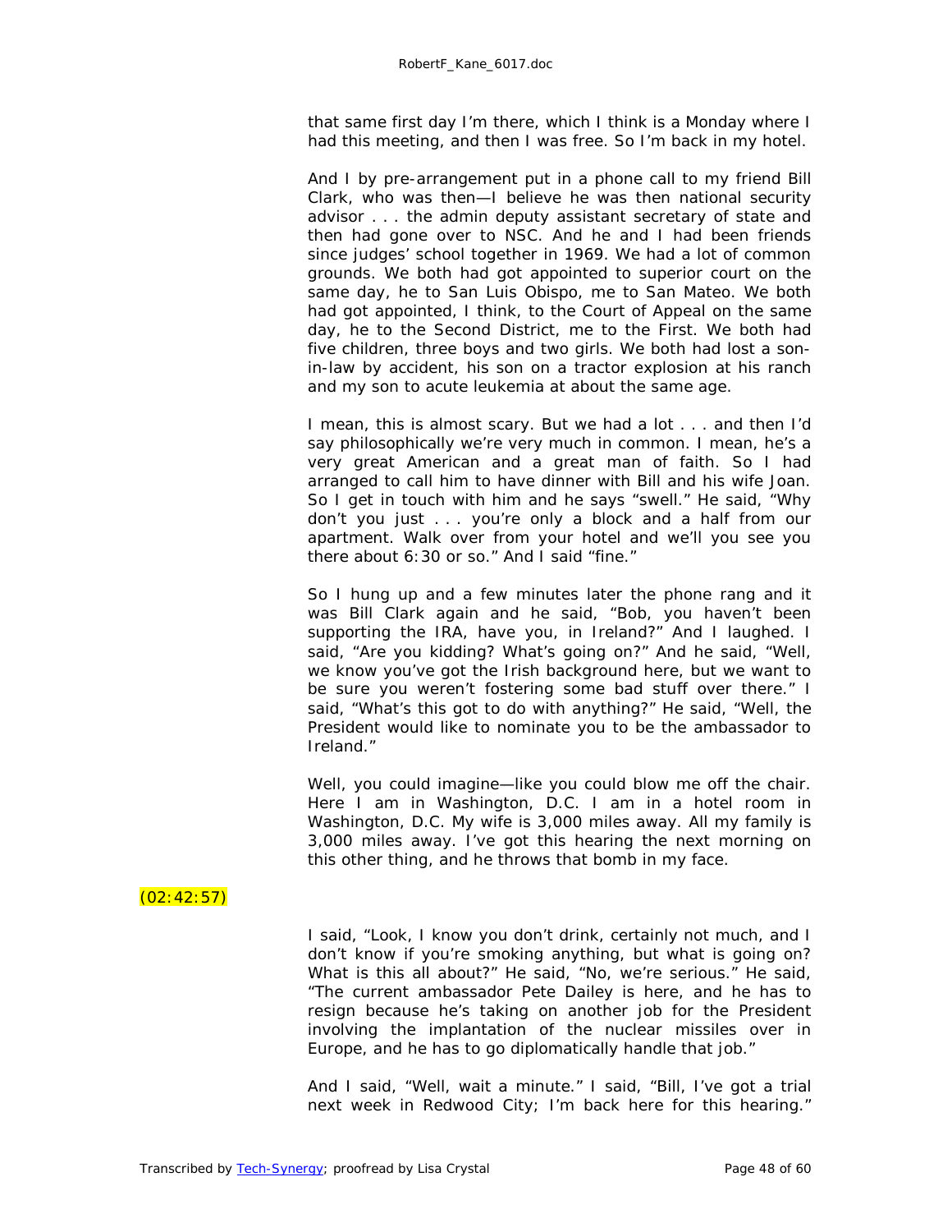that same first day I'm there, which I think is a Monday where I had this meeting, and then I was free. So I'm back in my hotel.

And I by pre-arrangement put in a phone call to my friend Bill Clark, who was then—I believe he was then national security advisor . . . the admin deputy assistant secretary of state and then had gone over to NSC. And he and I had been friends since judges' school together in 1969. We had a lot of common grounds. We both had got appointed to superior court on the same day, he to San Luis Obispo, me to San Mateo. We both had got appointed, I think, to the Court of Appeal on the same day, he to the Second District, me to the First. We both had five children, three boys and two girls. We both had lost a son-in-law by accident, his son on a tractor explosion at his ranch and my son to acute leukemia at about the same age.

I mean, this is almost scary. But we had a lot . . . and then I'd say philosophically we're very much in common. I mean, he's a very great American and a great man of faith. So I had arranged to call him to have dinner with Bill and his wife Joan. So I get in touch with him and he says "swell." He said, "Why don't you just . . . you're only a block and a half from our apartment. Walk over from your hotel and we'll you see you there about 6:30 or so." And I said "fine."

So I hung up and a few minutes later the phone rang and it was Bill Clark again and he said, "Bob, you haven't been supporting the IRA, have you, in Ireland?" And I laughed. I said, "Are you kidding? What's going on?" And he said, "Well, we know you've got the Irish background here, but we want to be sure you weren't fostering some bad stuff over there." I said, "What's this got to do with anything?" He said, "Well, the President would like to nominate you to be the ambassador to Ireland."

Well, you could imagine—like you could blow me off the chair. Here I am in Washington, D.C. I am in a hotel room in Washington, D.C. My wife is 3,000 miles away. All my family is 3,000 miles away. I've got this hearing the next morning on this other thing, and he throws that bomb in my face.

(02:42:57)

I said, "Look, I know you don't drink, certainly not much, and I don't know if you're smoking anything, but what is going on? What is this all about?" He said, "No, we're serious." He said, "The current ambassador Pete Dailey is here, and he has to resign because he's taking on another job for the President involving the implantation of the nuclear missiles over in Europe, and he has to go diplomatically handle that job."

And I said, "Well, wait a minute." I said, "Bill, I've got a trial next week in Redwood City; I'm back here for this hearing."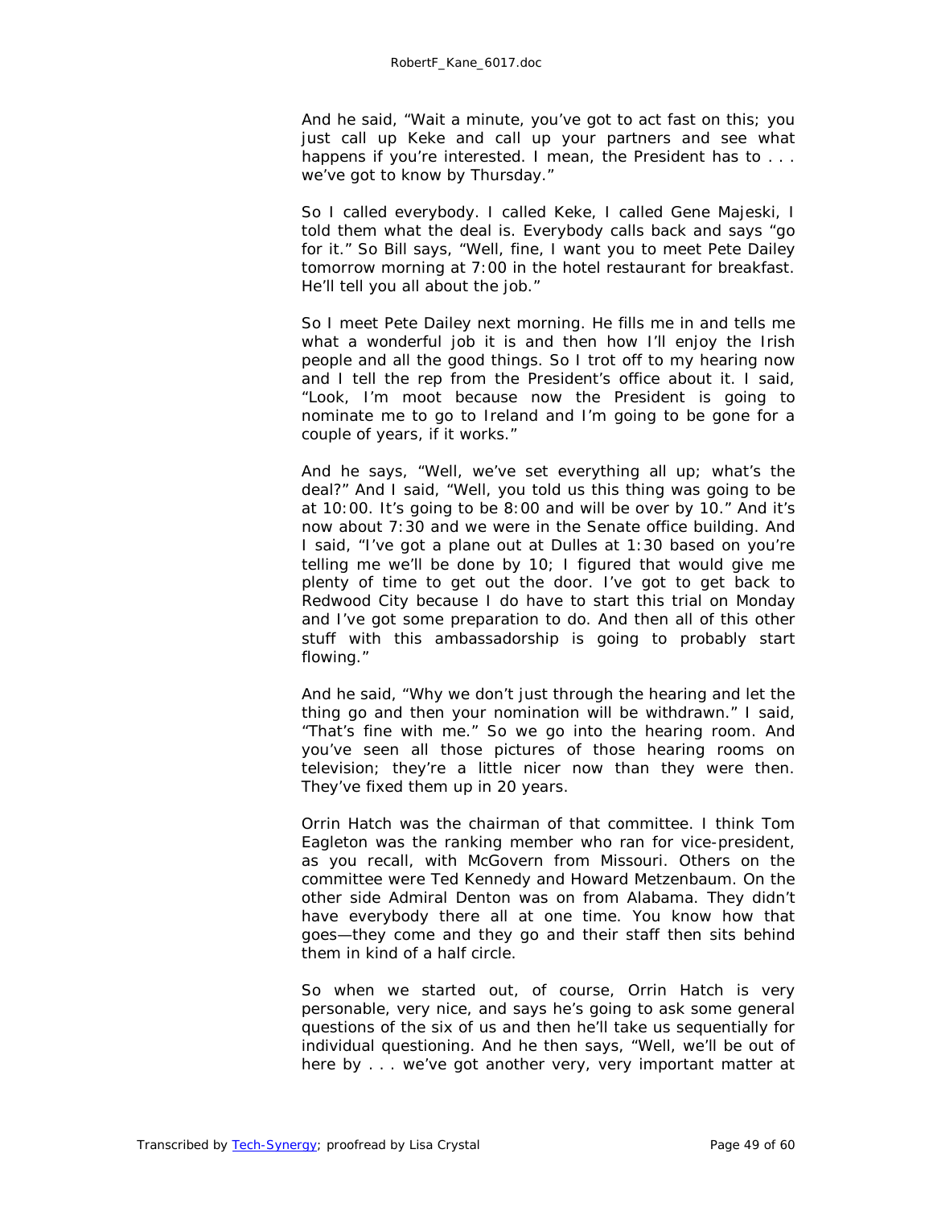And he said, "Wait a minute, you've got to act fast on this; you just call up Keke and call up your partners and see what happens if you're interested. I mean, the President has to . . . we've got to know by Thursday."

So I called everybody. I called Keke, I called Gene Majeski, I told them what the deal is. Everybody calls back and says "go for it." So Bill says, "Well, fine, I want you to meet Pete Dailey tomorrow morning at 7:00 in the hotel restaurant for breakfast. He'll tell you all about the job."

So I meet Pete Dailey next morning. He fills me in and tells me what a wonderful job it is and then how I'll enjoy the Irish people and all the good things. So I trot off to my hearing now and I tell the rep from the President's office about it. I said, "Look, I'm moot because now the President is going to nominate me to go to Ireland and I'm going to be gone for a couple of years, if it works."

And he says, "Well, we've set everything all up; what's the deal?" And I said, "Well, you told us this thing was going to be at 10:00. It's going to be 8:00 and will be over by 10." And it's now about 7:30 and we were in the Senate office building. And I said, "I've got a plane out at Dulles at 1:30 based on you're telling me we'll be done by 10; I figured that would give me plenty of time to get out the door. I've got to get back to Redwood City because I do have to start this trial on Monday and I've got some preparation to do. And then all of this other stuff with this ambassadorship is going to probably start flowing."

And he said, "Why we don't just through the hearing and let the thing go and then your nomination will be withdrawn." I said, "That's fine with me." So we go into the hearing room. And you've seen all those pictures of those hearing rooms on television; they're a little nicer now than they were then. They've fixed them up in 20 years.

Orrin Hatch was the chairman of that committee. I think Tom Eagleton was the ranking member who ran for vice-president, as you recall, with McGovern from Missouri. Others on the committee were Ted Kennedy and Howard Metzenbaum. On the other side Admiral Denton was on from Alabama. They didn't have everybody there all at one time. You know how that goes—they come and they go and their staff then sits behind them in kind of a half circle.

So when we started out, of course, Orrin Hatch is very personable, very nice, and says he's going to ask some general questions of the six of us and then he'll take us sequentially for individual questioning. And he then says, "Well, we'll be out of here by . . . we've got another very, very important matter at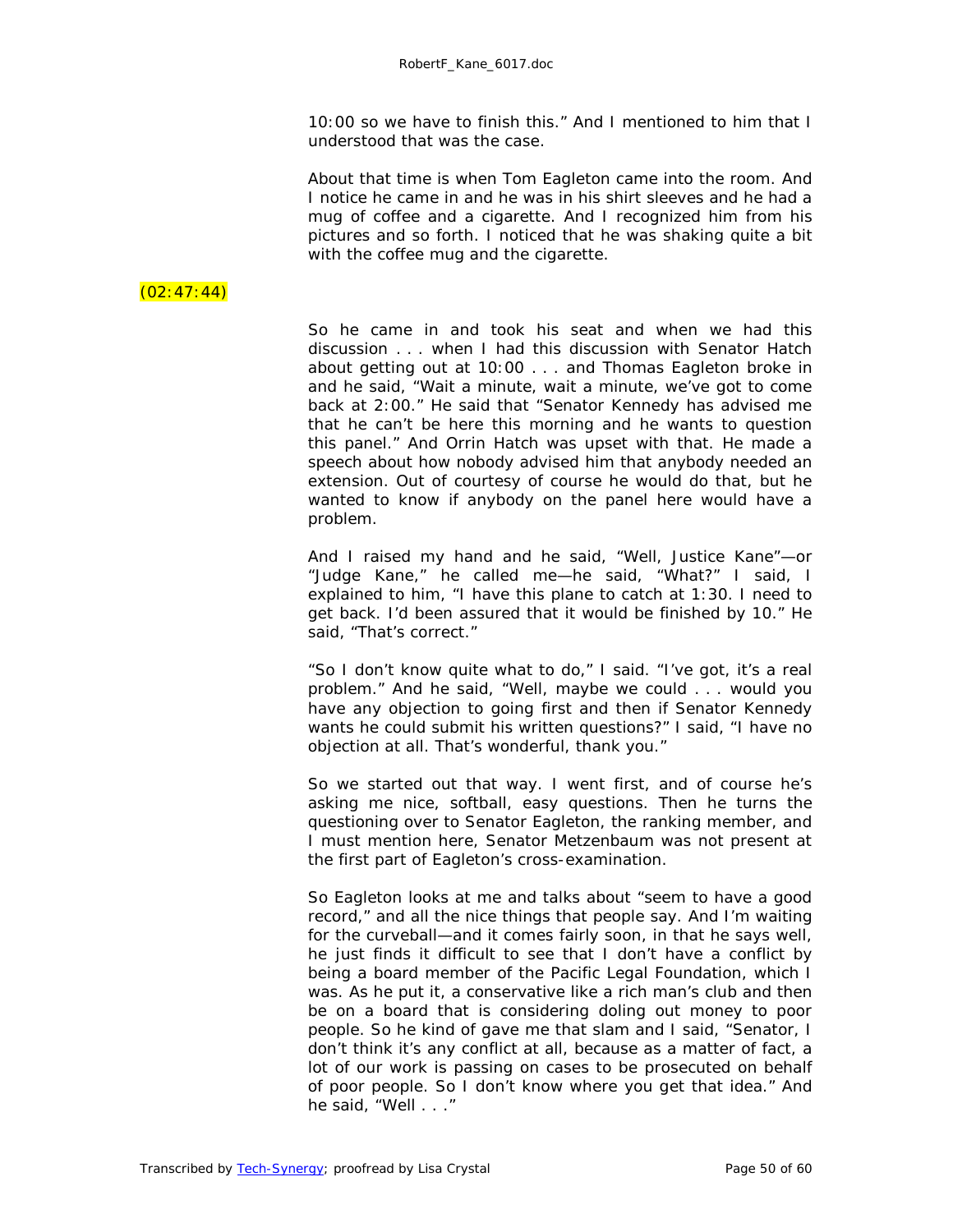10:00 so we have to finish this." And I mentioned to him that I understood that was the case.

About that time is when Tom Eagleton came into the room. And I notice he came in and he was in his shirt sleeves and he had a mug of coffee and a cigarette. And I recognized him from his pictures and so forth. I noticed that he was shaking quite a bit with the coffee mug and the cigarette.

(02:47:44)

So he came in and took his seat and when we had this discussion . . . when I had this discussion with Senator Hatch about getting out at 10:00 . . . and Thomas Eagleton broke in and he said, "Wait a minute, wait a minute, we've got to come back at 2:00." He said that "Senator Kennedy has advised me that he can't be here this morning and he wants to question this panel." And Orrin Hatch was upset with that. He made a speech about how nobody advised him that anybody needed an extension. Out of courtesy of course he would do that, but he wanted to know if anybody on the panel here would have a problem.

And I raised my hand and he said, "Well, Justice Kane"—or "Judge Kane," he called me—he said, "What?" I said, I explained to him, "I have this plane to catch at 1:30. I need to get back. I'd been assured that it would be finished by 10." He said, "That's correct."

"So I don't know quite what to do," I said. "I've got, it's a real problem." And he said, "Well, maybe we could . . . would you have any objection to going first and then if Senator Kennedy wants he could submit his written questions?" I said, "I have no objection at all. That's wonderful, thank you."

So we started out that way. I went first, and of course he's asking me nice, softball, easy questions. Then he turns the questioning over to Senator Eagleton, the ranking member, and I must mention here, Senator Metzenbaum was not present at the first part of Eagleton's cross-examination.

So Eagleton looks at me and talks about "seem to have a good record," and all the nice things that people say. And I'm waiting for the curveball—and it comes fairly soon, in that he says well, he just finds it difficult to see that I don't have a conflict by being a board member of the Pacific Legal Foundation, which I was. As he put it, a conservative like a rich man's club and then be on a board that is considering doling out money to poor people. So he kind of gave me that slam and I said, "Senator, I don't think it's any conflict at all, because as a matter of fact, a lot of our work is passing on cases to be prosecuted on behalf of poor people. So I don't know where you get that idea." And he said, "Well . . ."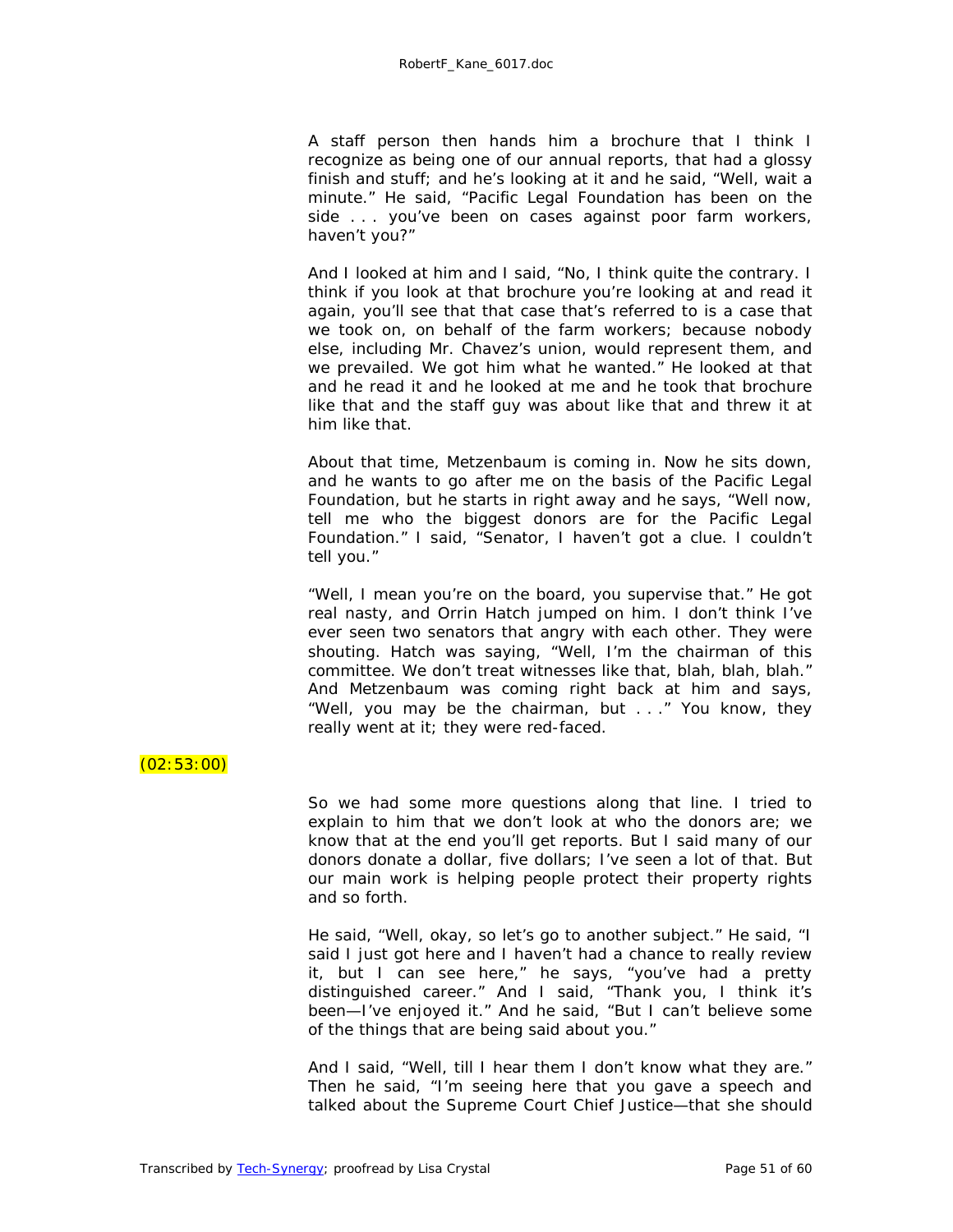A staff person then hands him a brochure that I think I recognize as being one of our annual reports, that had a glossy finish and stuff; and he's looking at it and he said, "Well, wait a minute." He said, "Pacific Legal Foundation has been on the side . . . you've been on cases against poor farm workers, haven't you?"

And I looked at him and I said, "No, I think quite the contrary. I think if you look at that brochure you're looking at and read it again, you'll see that that case that's referred to is a case that we took on, on behalf of the farm workers; because nobody else, including Mr. Chavez's union, would represent them, and we prevailed. We got him what he wanted." He looked at that and he read it and he looked at me and he took that brochure like that and the staff guy was about like that and threw it at him like that.

About that time, Metzenbaum is coming in. Now he sits down, and he wants to go after me on the basis of the Pacific Legal Foundation, but he starts in right away and he says, "Well now, tell me who the biggest donors are for the Pacific Legal Foundation." I said, "Senator, I haven't got a clue. I couldn't tell you."

"Well, I mean you're on the board, you supervise that." He got real nasty, and Orrin Hatch jumped on him. I don't think I've ever seen two senators that angry with each other. They were shouting. Hatch was saying, "Well, I'm the chairman of this committee. We don't treat witnesses like that, blah, blah, blah." And Metzenbaum was coming right back at him and says, "Well, you may be the chairman, but . . ." You know, they really went at it; they were red-faced.

(02:53:00)

So we had some more questions along that line. I tried to explain to him that we don't look at who the donors are; we know that at the end you'll get reports. But I said many of our donors donate a dollar, five dollars; I've seen a lot of that. But our main work is helping people protect their property rights and so forth.

He said, "Well, okay, so let's go to another subject." He said, "I said I just got here and I haven't had a chance to really review it, but I can see here," he says, "you've had a pretty distinguished career." And I said, "Thank you, I think it's been—I've enjoyed it." And he said, "But I can't believe some of the things that are being said about you."

And I said, "Well, till I hear them I don't know what they are." Then he said, "I'm seeing here that you gave a speech and talked about the Supreme Court Chief Justice—that she should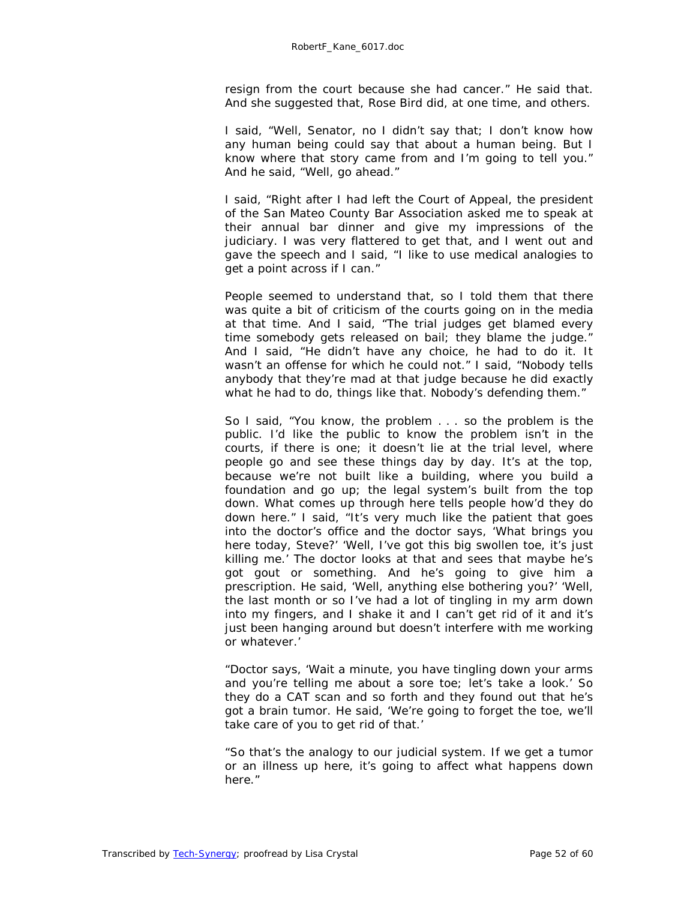resign from the court because she had cancer." He said that. And she suggested that, Rose Bird did, at one time, and others.

I said, "Well, Senator, no I didn't say that; I don't know how any human being could say that about a human being. But I know where that story came from and I'm going to tell you." And he said, "Well, go ahead."

I said, "Right after I had left the Court of Appeal, the president of the San Mateo County Bar Association asked me to speak at their annual bar dinner and give my impressions of the judiciary. I was very flattered to get that, and I went out and gave the speech and I said, "I like to use medical analogies to get a point across if I can."

People seemed to understand that, so I told them that there was quite a bit of criticism of the courts going on in the media at that time. And I said, "The trial judges get blamed every time somebody gets released on bail; they blame the judge." And I said, "He didn't have any choice, he had to do it. It wasn't an offense for which he could not." I said, "Nobody tells anybody that they're mad at that judge because he did exactly what he had to do, things like that. Nobody's defending them."

So I said, "You know, the problem . . . so the problem is the public. I'd like the public to know the problem isn't in the courts, if there is one; it doesn't lie at the trial level, where people go and see these things day by day. It's at the top, because we're not built like a building, where you build a foundation and go up; the legal system's built from the top down. What comes up through here tells people how'd they do down here." I said, "It's very much like the patient that goes into the doctor's office and the doctor says, 'What brings you here today, Steve?' 'Well, I've got this big swollen toe, it's just killing me.' The doctor looks at that and sees that maybe he's got gout or something. And he's going to give him a prescription. He said, 'Well, anything else bothering you?' 'Well, the last month or so I've had a lot of tingling in my arm down into my fingers, and I shake it and I can't get rid of it and it's just been hanging around but doesn't interfere with me working or whatever.'

"Doctor says, 'Wait a minute, you have tingling down your arms and you're telling me about a sore toe; let's take a look.' So they do a CAT scan and so forth and they found out that he's got a brain tumor. He said, 'We're going to forget the toe, we'll take care of you to get rid of that.'

"So that's the analogy to our judicial system. If we get a tumor or an illness up here, it's going to affect what happens down here."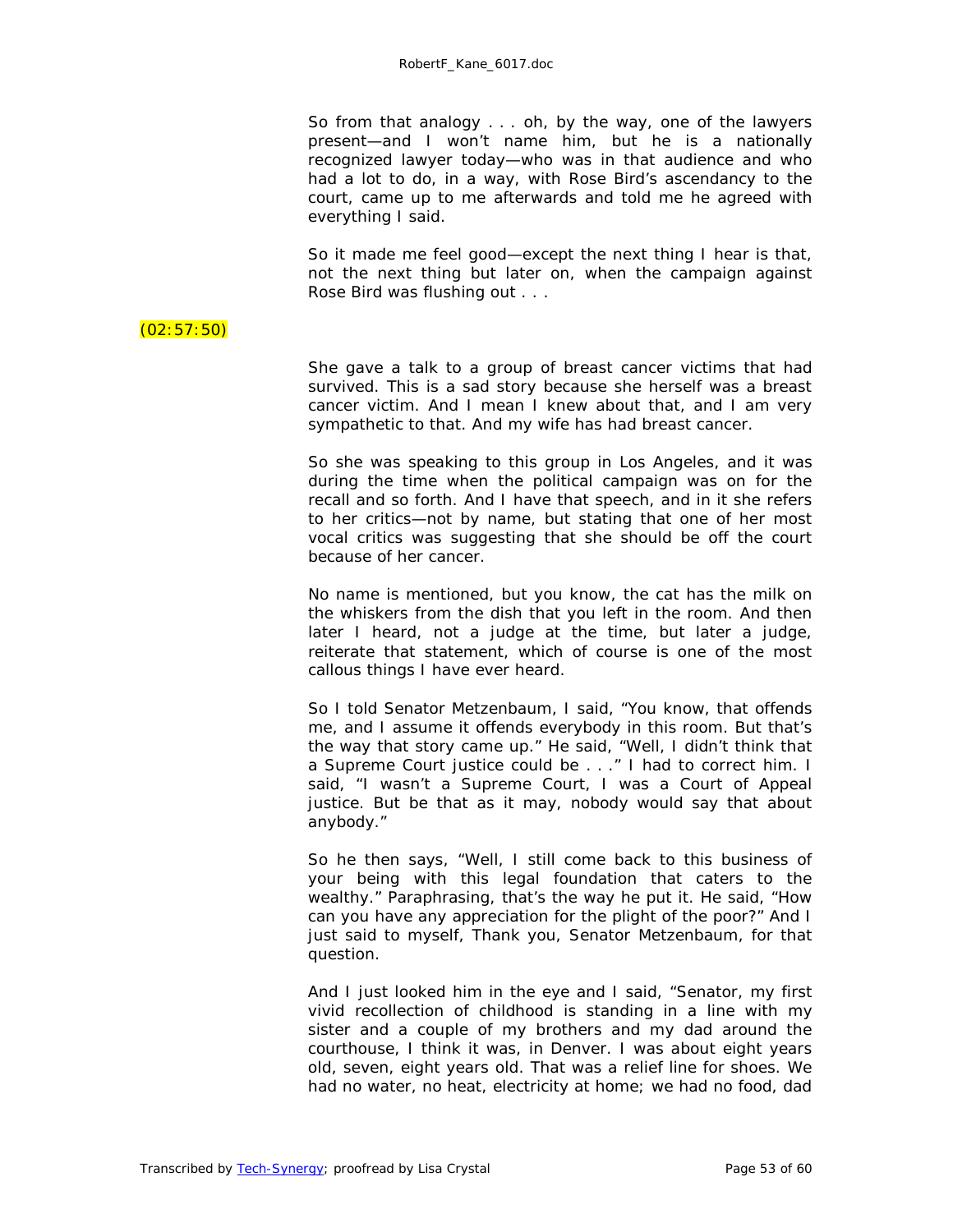So from that analogy . . . oh, by the way, one of the lawyers present—and I won't name him, but he is a nationally recognized lawyer today—who was in that audience and who had a lot to do, in a way, with Rose Bird's ascendancy to the court, came up to me afterwards and told me he agreed with everything I said.

So it made me feel good—except the next thing I hear is that, not the next thing but later on, when the campaign against Rose Bird was flushing out . . .

(02:57:50)

She gave a talk to a group of breast cancer victims that had survived. This is a sad story because she herself was a breast cancer victim. And I mean I knew about that, and I am very sympathetic to that. And my wife has had breast cancer.

So she was speaking to this group in Los Angeles, and it was during the time when the political campaign was on for the recall and so forth. And I have that speech, and in it she refers to her critics—not by name, but stating that one of her most vocal critics was suggesting that she should be off the court because of her cancer.

No name is mentioned, but you know, the cat has the milk on the whiskers from the dish that you left in the room. And then later I heard, not a judge at the time, but later a judge, reiterate that statement, which of course is one of the most callous things I have ever heard.

So I told Senator Metzenbaum, I said, "You know, that offends me, and I assume it offends everybody in this room. But that's the way that story came up." He said, "Well, I didn't think that a Supreme Court justice could be . . ." I had to correct him. I said, "I wasn't a Supreme Court, I was a Court of Appeal justice. But be that as it may, nobody would say that about anybody."

So he then says, "Well, I still come back to this business of your being with this legal foundation that caters to the wealthy." Paraphrasing, that's the way he put it. He said, "How can you have any appreciation for the plight of the poor?" And I just said to myself, Thank you, Senator Metzenbaum, for that question.

And I just looked him in the eye and I said, "Senator, my first vivid recollection of childhood is standing in a line with my sister and a couple of my brothers and my dad around the courthouse, I think it was, in Denver. I was about eight years old, seven, eight years old. That was a relief line for shoes. We had no water, no heat, electricity at home; we had no food, dad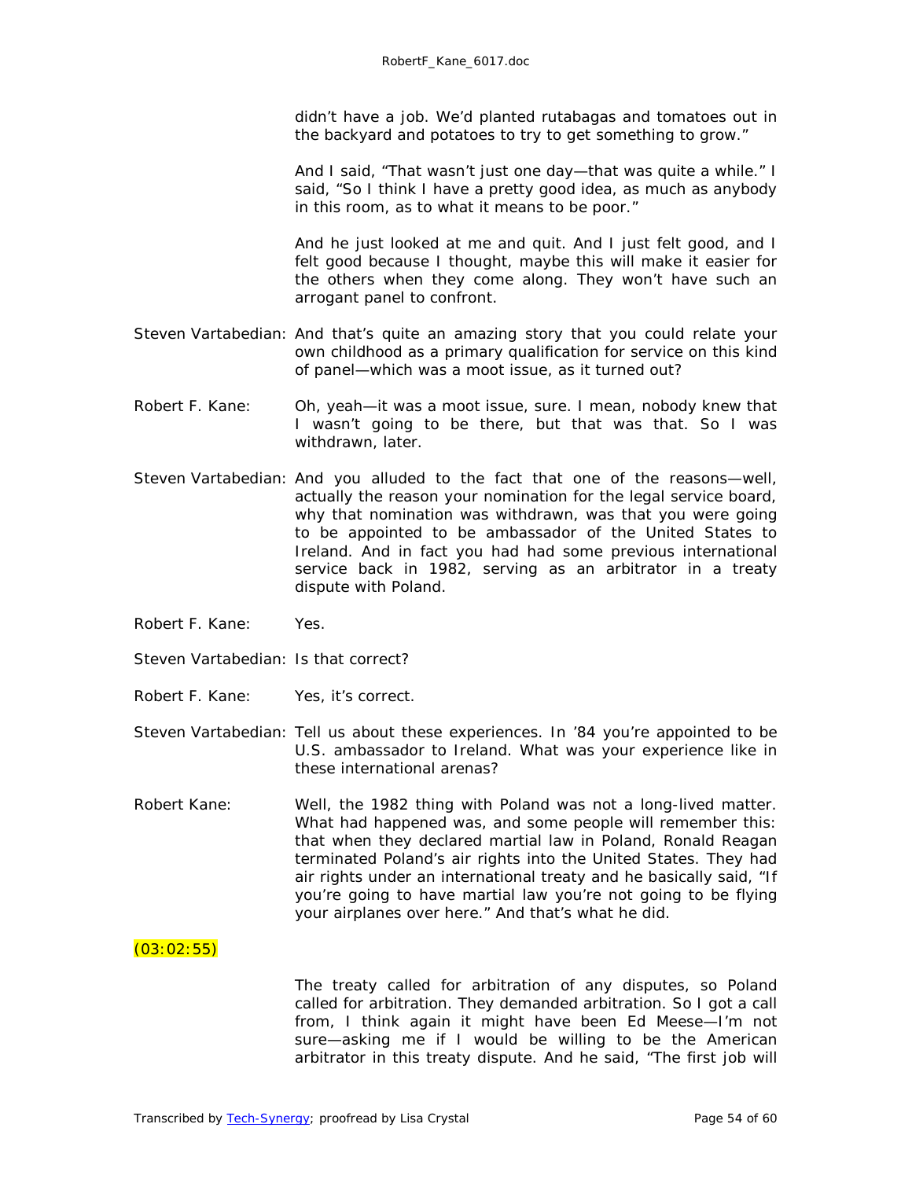didn't have a job. We'd planted rutabagas and tomatoes out in the backyard and potatoes to try to get something to grow."

And I said, "That wasn't just one day—that was quite a while." I said, "So I think I have a pretty good idea, as much as anybody in this room, as to what it means to be poor."

And he just looked at me and quit. And I just felt good, and I felt good because I thought, maybe this will make it easier for the others when they come along. They won't have such an arrogant panel to confront.

Steven Vartabedian: And that's quite an amazing story that you could relate your own childhood as a primary qualification for service on this kind of panel—which was a moot issue, as it turned out?

Robert F. Kane: Oh, yeah—it was a moot issue, sure. I mean, nobody knew that I wasn't going to be there, but that was that. So I was withdrawn, later.

Steven Vartabedian: And you alluded to the fact that one of the reasons—well, actually the reason your nomination for the legal service board, why that nomination was withdrawn, was that you were going to be appointed to be ambassador of the United States to Ireland. And in fact you had had some previous international service back in 1982, serving as an arbitrator in a treaty dispute with Poland.

Robert F. Kane: Yes.

Steven Vartabedian: Is that correct?

Robert F. Kane: Yes, it's correct.

Steven Vartabedian: Tell us about these experiences. In '84 you're appointed to be U.S. ambassador to Ireland. What was your experience like in these international arenas?

Robert Kane: Well, the 1982 thing with Poland was not a long-lived matter. What had happened was, and some people will remember this: that when they declared martial law in Poland, Ronald Reagan terminated Poland's air rights into the United States. They had air rights under an international treaty and he basically said, "If you're going to have martial law you're not going to be flying your airplanes over here." And that's what he did.

(03:02:55)

The treaty called for arbitration of any disputes, so Poland called for arbitration. They demanded arbitration. So I got a call from, I think again it might have been Ed Meese—I'm not sure—asking me if I would be willing to be the American arbitrator in this treaty dispute. And he said, "The first job will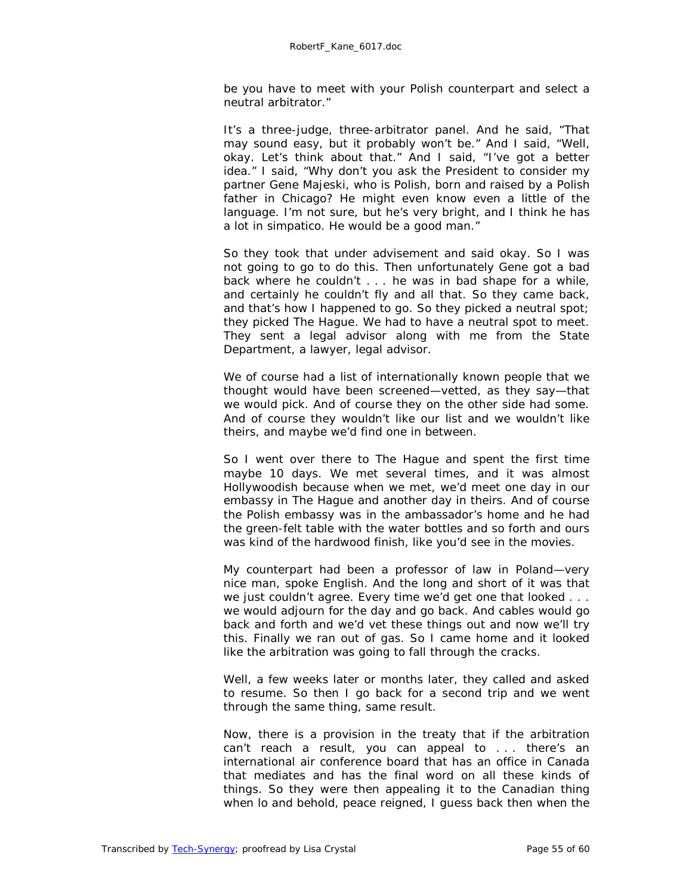be you have to meet with your Polish counterpart and select a neutral arbitrator."

It's a three-judge, three-arbitrator panel. And he said, "That may sound easy, but it probably won't be." And I said, "Well, okay. Let's think about that." And I said, "I've got a better idea." I said, "Why don't you ask the President to consider my partner Gene Majeski, who is Polish, born and raised by a Polish father in Chicago? He might even know even a little of the language. I'm not sure, but he's very bright, and I think he has a lot in simpatico. He would be a good man."

So they took that under advisement and said okay. So I was not going to go to do this. Then unfortunately Gene got a bad back where he couldn't . . . he was in bad shape for a while, and certainly he couldn't fly and all that. So they came back, and that's how I happened to go. So they picked a neutral spot; they picked The Hague. We had to have a neutral spot to meet. They sent a legal advisor along with me from the State Department, a lawyer, legal advisor.

We of course had a list of internationally known people that we thought would have been screened—vetted, as they say—that we would pick. And of course they on the other side had some. And of course they wouldn't like our list and we wouldn't like theirs, and maybe we'd find one in between.

So I went over there to The Hague and spent the first time maybe 10 days. We met several times, and it was almost Hollywoodish because when we met, we'd meet one day in our embassy in The Hague and another day in theirs. And of course the Polish embassy was in the ambassador's home and he had the green-felt table with the water bottles and so forth and ours was kind of the hardwood finish, like you'd see in the movies.

My counterpart had been a professor of law in Poland—very nice man, spoke English. And the long and short of it was that we just couldn't agree. Every time we'd get one that looked . . . we would adjourn for the day and go back. And cables would go back and forth and we'd vet these things out and now we'll try this. Finally we ran out of gas. So I came home and it looked like the arbitration was going to fall through the cracks.

Well, a few weeks later or months later, they called and asked to resume. So then I go back for a second trip and we went through the same thing, same result.

Now, there is a provision in the treaty that if the arbitration can't reach a result, you can appeal to . . . there's an international air conference board that has an office in Canada that mediates and has the final word on all these kinds of things. So they were then appealing it to the Canadian thing when lo and behold, peace reigned, I guess back then when the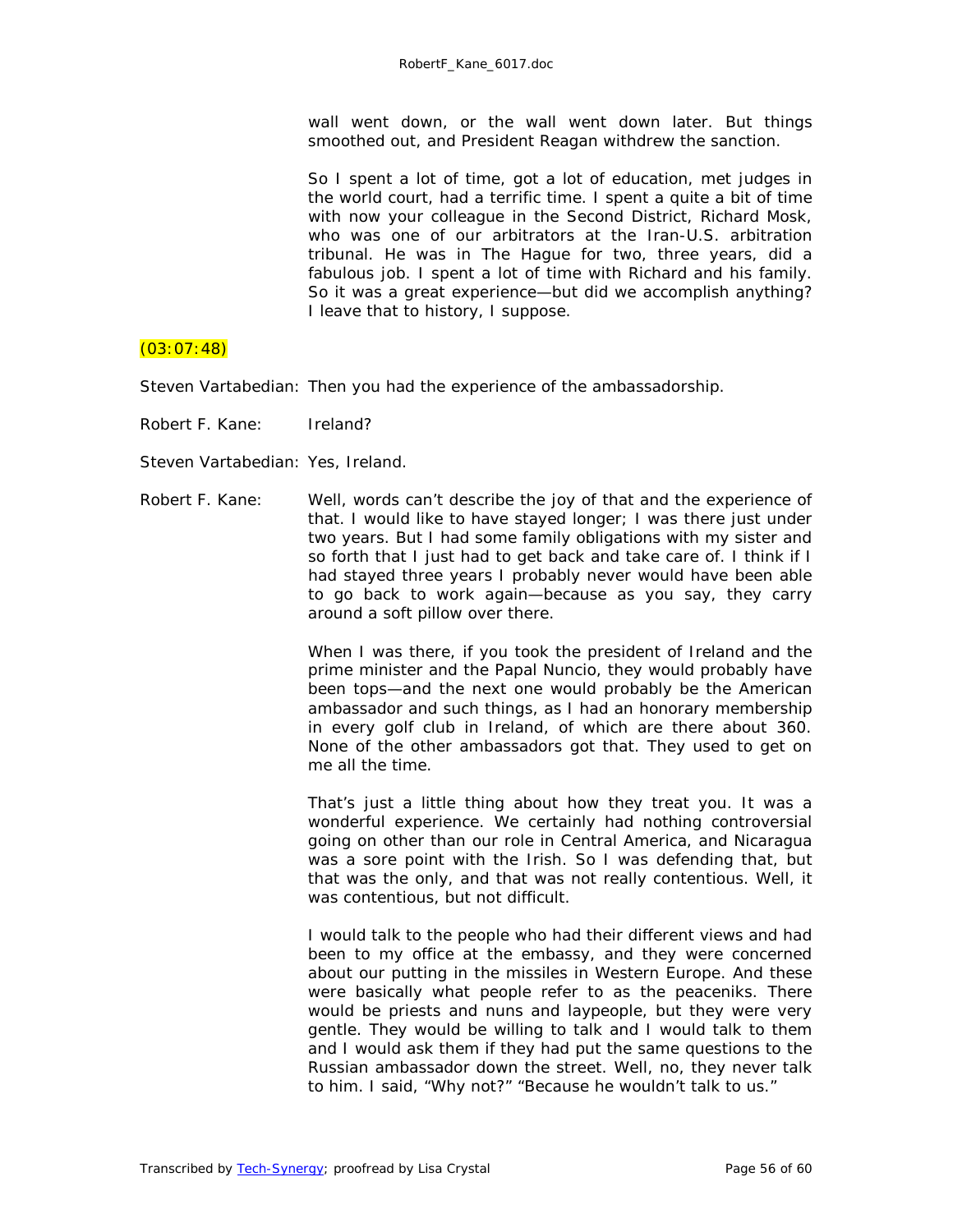wall went down, or the wall went down later. But things smoothed out, and President Reagan withdrew the sanction.

So I spent a lot of time, got a lot of education, met judges in the world court, had a terrific time. I spent a quite a bit of time with now your colleague in the Second District, Richard Mosk, who was one of our arbitrators at the Iran-U.S. arbitration tribunal. He was in The Hague for two, three years, did a fabulous job. I spent a lot of time with Richard and his family. So it was a great experience—but did we accomplish anything? I leave that to history, I suppose.

(03:07:48)

Steven Vartabedian: Then you had the experience of the ambassadorship.

Robert F. Kane: Ireland?

Steven Vartabedian: Yes, Ireland.

Robert F. Kane: Well, words can't describe the joy of that and the experience of that. I would like to have stayed longer; I was there just under two years. But I had some family obligations with my sister and so forth that I just had to get back and take care of. I think if I had stayed three years I probably never would have been able to go back to work again—because as you say, they carry around a soft pillow over there.

When I was there, if you took the president of Ireland and the prime minister and the Papal Nuncio, they would probably have been tops—and the next one would probably be the American ambassador and such things, as I had an honorary membership in every golf club in Ireland, of which are there about 360. None of the other ambassadors got that. They used to get on me all the time.

That's just a little thing about how they treat you. It was a wonderful experience. We certainly had nothing controversial going on other than our role in Central America, and Nicaragua was a sore point with the Irish. So I was defending that, but that was the only, and that was not really contentious. Well, it was contentious, but not difficult.

I would talk to the people who had their different views and had been to my office at the embassy, and they were concerned about our putting in the missiles in Western Europe. And these were basically what people refer to as the peaceniks. There would be priests and nuns and laypeople, but they were very gentle. They would be willing to talk and I would talk to them and I would ask them if they had put the same questions to the Russian ambassador down the street. Well, no, they never talk to him. I said, "Why not?" "Because he wouldn't talk to us."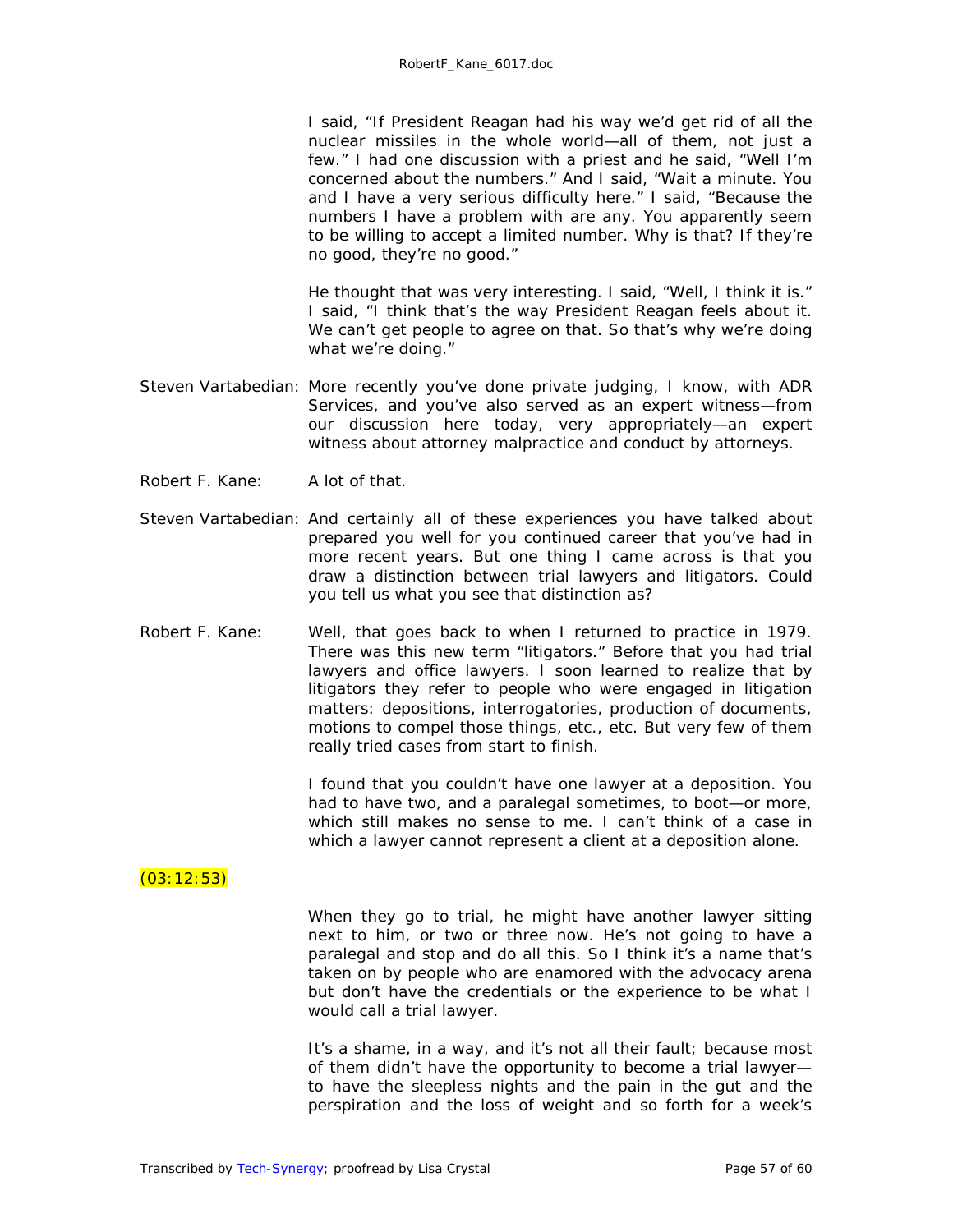I said, "If President Reagan had his way we'd get rid of all the nuclear missiles in the whole world—all of them, not just a few." I had one discussion with a priest and he said, "Well I'm concerned about the numbers." And I said, "Wait a minute. You and I have a very serious difficulty here." I said, "Because the numbers I have a problem with are any. You apparently seem to be willing to accept a limited number. Why is that? If they're no good, they're no good."

He thought that was very interesting. I said, "Well, I think it is." I said, "I think that's the way President Reagan feels about it. We can't get people to agree on that. So that's why we're doing what we're doing."

Steven Vartabedian: More recently you've done private judging, I know, with ADR Services, and you've also served as an expert witness—from our discussion here today, very appropriately—an expert witness about attorney malpractice and conduct by attorneys.

Robert F. Kane: A lot of that.

Steven Vartabedian: And certainly all of these experiences you have talked about prepared you well for you continued career that you've had in more recent years. But one thing I came across is that you draw a distinction between trial lawyers and litigators. Could you tell us what you see that distinction as?

Robert F. Kane: Well, that goes back to when I returned to practice in 1979. There was this new term "litigators." Before that you had trial lawyers and office lawyers. I soon learned to realize that by litigators they refer to people who were engaged in litigation matters: depositions, interrogatories, production of documents, motions to compel those things, etc., etc. But very few of them really tried cases from start to finish.

I found that you couldn't have one lawyer at a deposition. You had to have two, and a paralegal sometimes, to boot—or more, which still makes no sense to me. I can't think of a case in which a lawyer cannot represent a client at a deposition alone.

(03:12:53)

When they go to trial, he might have another lawyer sitting next to him, or two or three now. He's not going to have a paralegal and stop and do all this. So I think it's a name that's taken on by people who are enamored with the advocacy arena but don't have the credentials or the experience to be what I would call a trial lawyer.

It's a shame, in a way, and it's not all their fault; because most of them didn't have the opportunity to become a trial lawyer—to have the sleepless nights and the pain in the gut and the perspiration and the loss of weight and so forth for a week's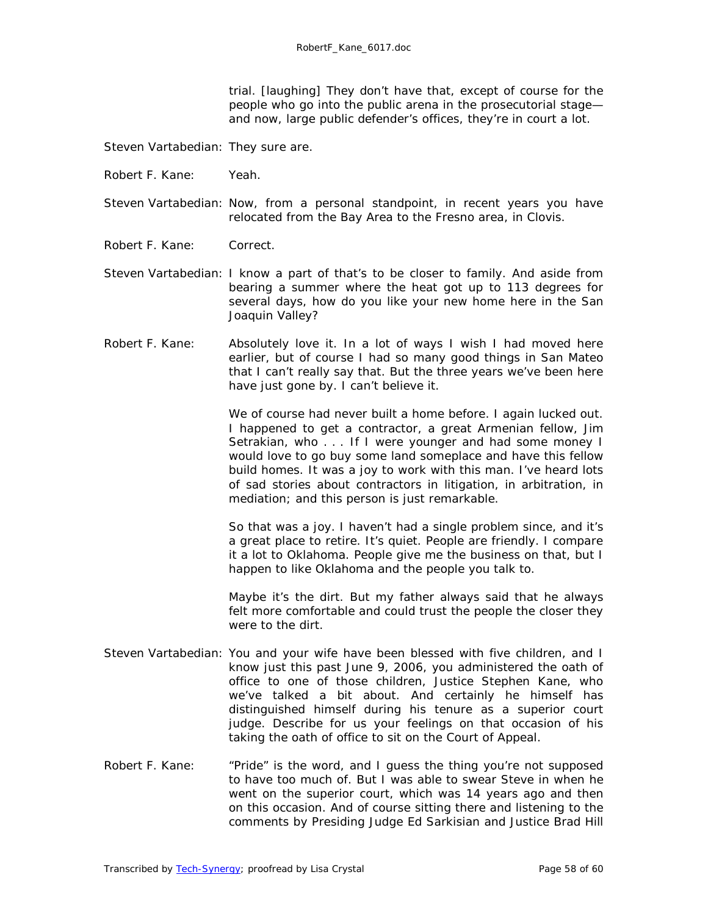trial. [laughing] They don't have that, except of course for the people who go into the public arena in the prosecutorial stage—and now, large public defender's offices, they're in court a lot.

Steven Vartabedian: They sure are.

Robert F. Kane: Yeah.

Steven Vartabedian: Now, from a personal standpoint, in recent years you have relocated from the Bay Area to the Fresno area, in Clovis.

Robert F. Kane: Correct.

Steven Vartabedian: I know a part of that's to be closer to family. And aside from bearing a summer where the heat got up to 113 degrees for several days, how do you like your new home here in the San Joaquin Valley?

Robert F. Kane: Absolutely love it. In a lot of ways I wish I had moved here earlier, but of course I had so many good things in San Mateo that I can't really say that. But the three years we've been here have just gone by. I can't believe it.

We of course had never built a home before. I again lucked out. I happened to get a contractor, a great Armenian fellow, Jim Setrakian, who . . . If I were younger and had some money I would love to go buy some land someplace and have this fellow build homes. It was a joy to work with this man. I've heard lots of sad stories about contractors in litigation, in arbitration, in mediation; and this person is just remarkable.

So that was a joy. I haven't had a single problem since, and it's a great place to retire. It's quiet. People are friendly. I compare it a lot to Oklahoma. People give me the business on that, but I happen to like Oklahoma and the people you talk to.

Maybe it's the dirt. But my father always said that he always felt more comfortable and could trust the people the closer they were to the dirt.

Steven Vartabedian: You and your wife have been blessed with five children, and I know just this past June 9, 2006, you administered the oath of office to one of those children, Justice Stephen Kane, who we've talked a bit about. And certainly he himself has distinguished himself during his tenure as a superior court judge. Describe for us your feelings on that occasion of his taking the oath of office to sit on the Court of Appeal.

Robert F. Kane: "Pride" is the word, and I guess the thing you're not supposed to have too much of. But I was able to swear Steve in when he went on the superior court, which was 14 years ago and then on this occasion. And of course sitting there and listening to the comments by Presiding Judge Ed Sarkisian and Justice Brad Hill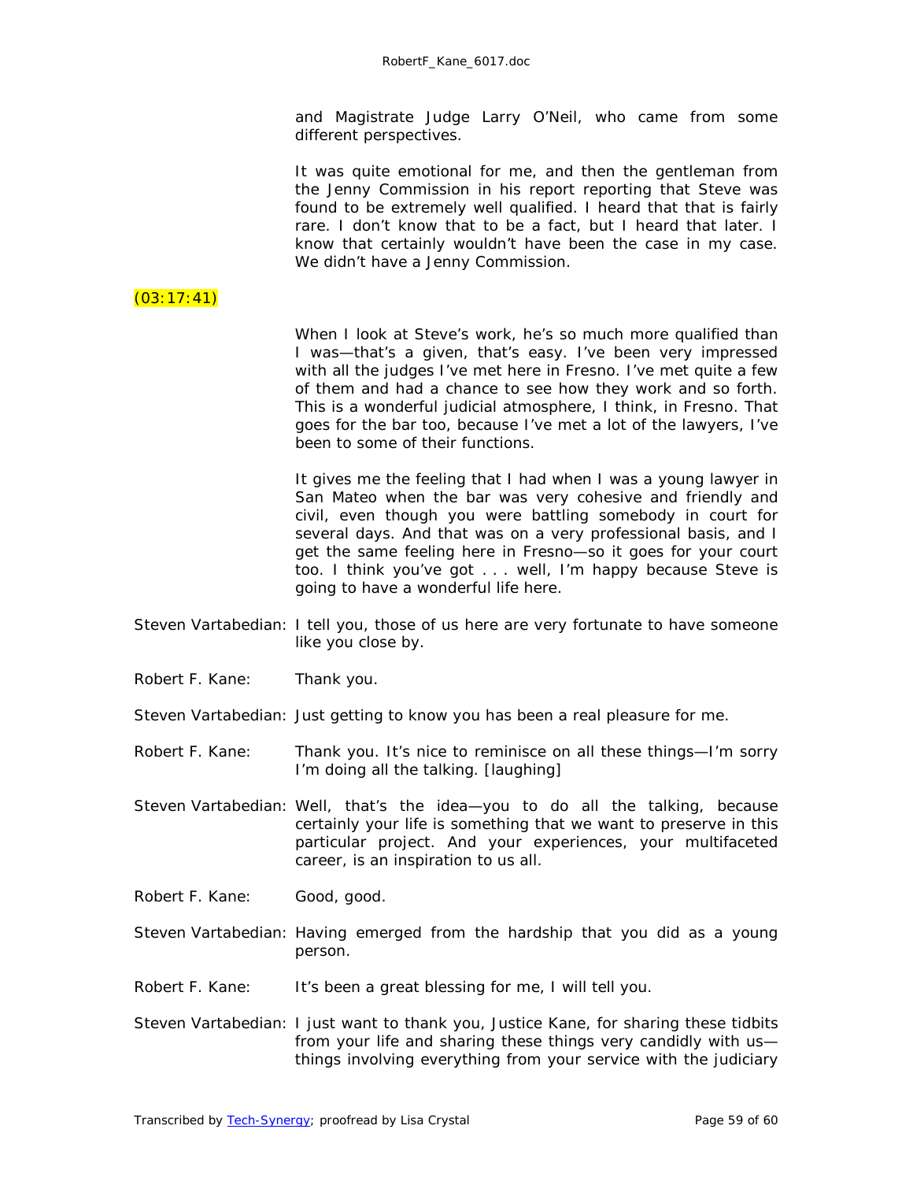and Magistrate Judge Larry O'Neil, who came from some different perspectives.

It was quite emotional for me, and then the gentleman from the Jenny Commission in his report reporting that Steve was found to be extremely well qualified. I heard that that is fairly rare. I don't know that to be a fact, but I heard that later. I know that certainly wouldn't have been the case in my case. We didn't have a Jenny Commission.

(03:17:41)

When I look at Steve's work, he's so much more qualified than I was—that's a given, that's easy. I've been very impressed with all the judges I've met here in Fresno. I've met quite a few of them and had a chance to see how they work and so forth. This is a wonderful judicial atmosphere, I think, in Fresno. That goes for the bar too, because I've met a lot of the lawyers, I've been to some of their functions.

It gives me the feeling that I had when I was a young lawyer in San Mateo when the bar was very cohesive and friendly and civil, even though you were battling somebody in court for several days. And that was on a very professional basis, and I get the same feeling here in Fresno—so it goes for your court too. I think you've got . . . well, I'm happy because Steve is going to have a wonderful life here.

Steven Vartabedian: I tell you, those of us here are very fortunate to have someone like you close by.

Robert F. Kane: Thank you.

Steven Vartabedian: Just getting to know you has been a real pleasure for me.

Robert F. Kane: Thank you. It's nice to reminisce on all these things—I'm sorry I'm doing all the talking. [laughing]

Steven Vartabedian: Well, that's the idea—you to do all the talking, because certainly your life is something that we want to preserve in this particular project. And your experiences, your multifaceted career, is an inspiration to us all.

Robert F. Kane: Good, good.

Steven Vartabedian: Having emerged from the hardship that you did as a young person.

Robert F. Kane: It's been a great blessing for me, I will tell you.

Steven Vartabedian: I just want to thank you, Justice Kane, for sharing these tidbits from your life and sharing these things very candidly with us—things involving everything from your service with the judiciary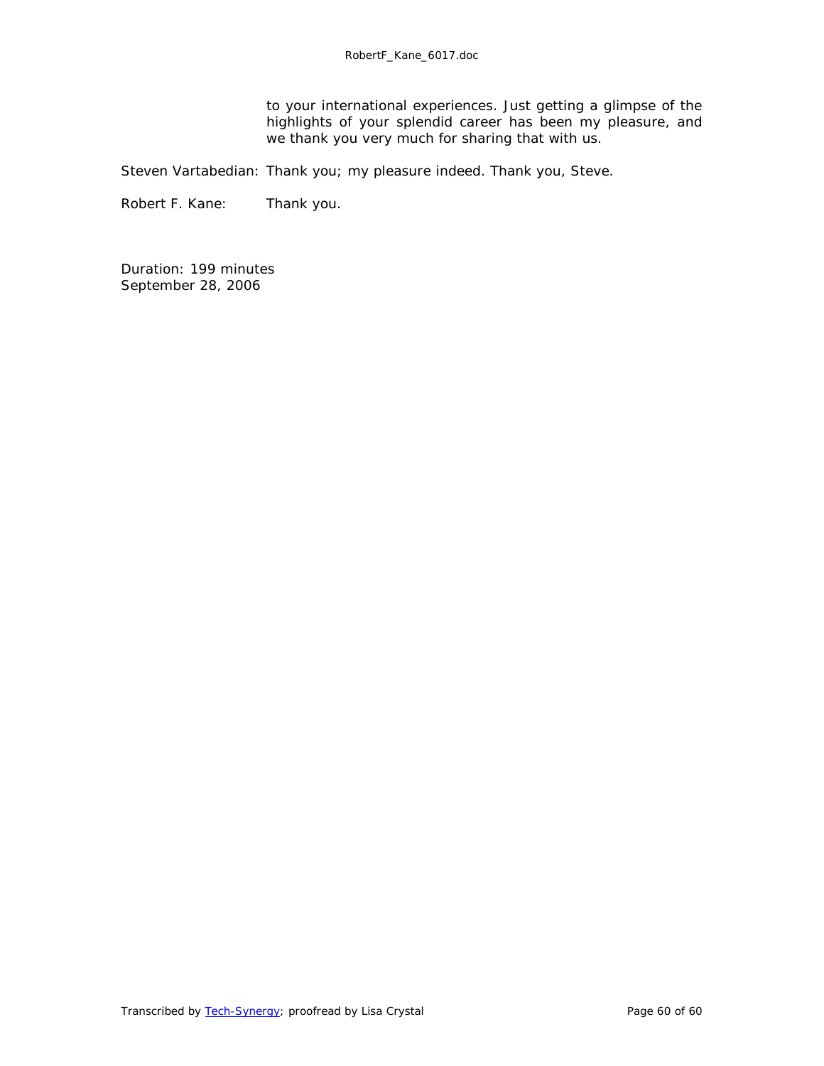to your international experiences. Just getting a glimpse of the highlights of your splendid career has been my pleasure, and we thank you very much for sharing that with us.

Steven Vartabedian: Thank you; my pleasure indeed. Thank you, Steve.

Robert F. Kane: Thank you.

Duration: 199 minutes
September 28, 2006

Transcribed by Tech-Synergy; proofread by Lisa Crystal